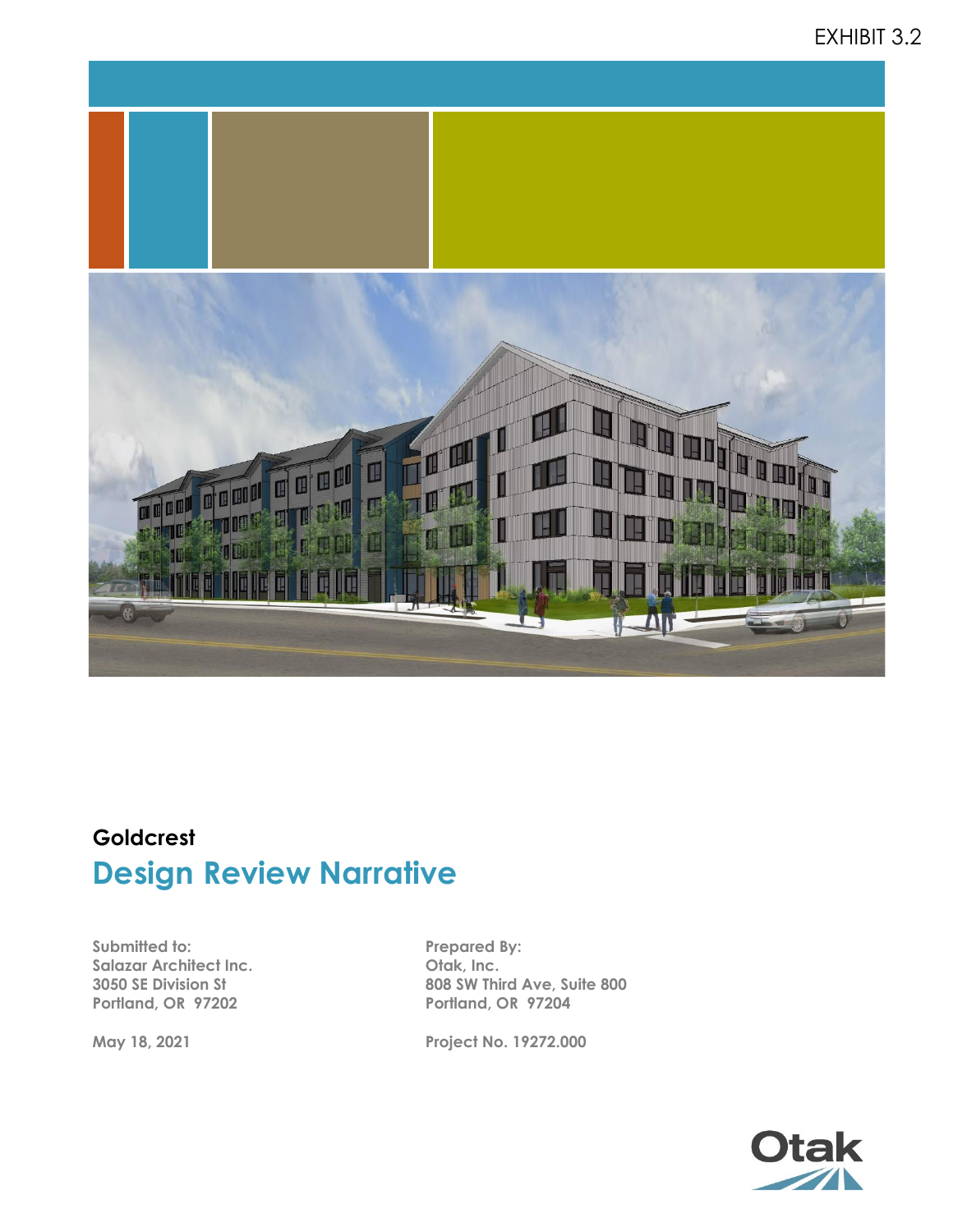EXHIBIT 3.2

**Goldcrest**

# Design Review Narrative

**Submitted to:**
**Salazar Architect Inc.**
**3050 SE Division St**
**Portland, OR 97202**

**May 18, 2021**

**Prepared By:**
**Otak, Inc.**
**808 SW Third Ave, Suite 800**
**Portland, OR 97204**

**Project No. 19272.000**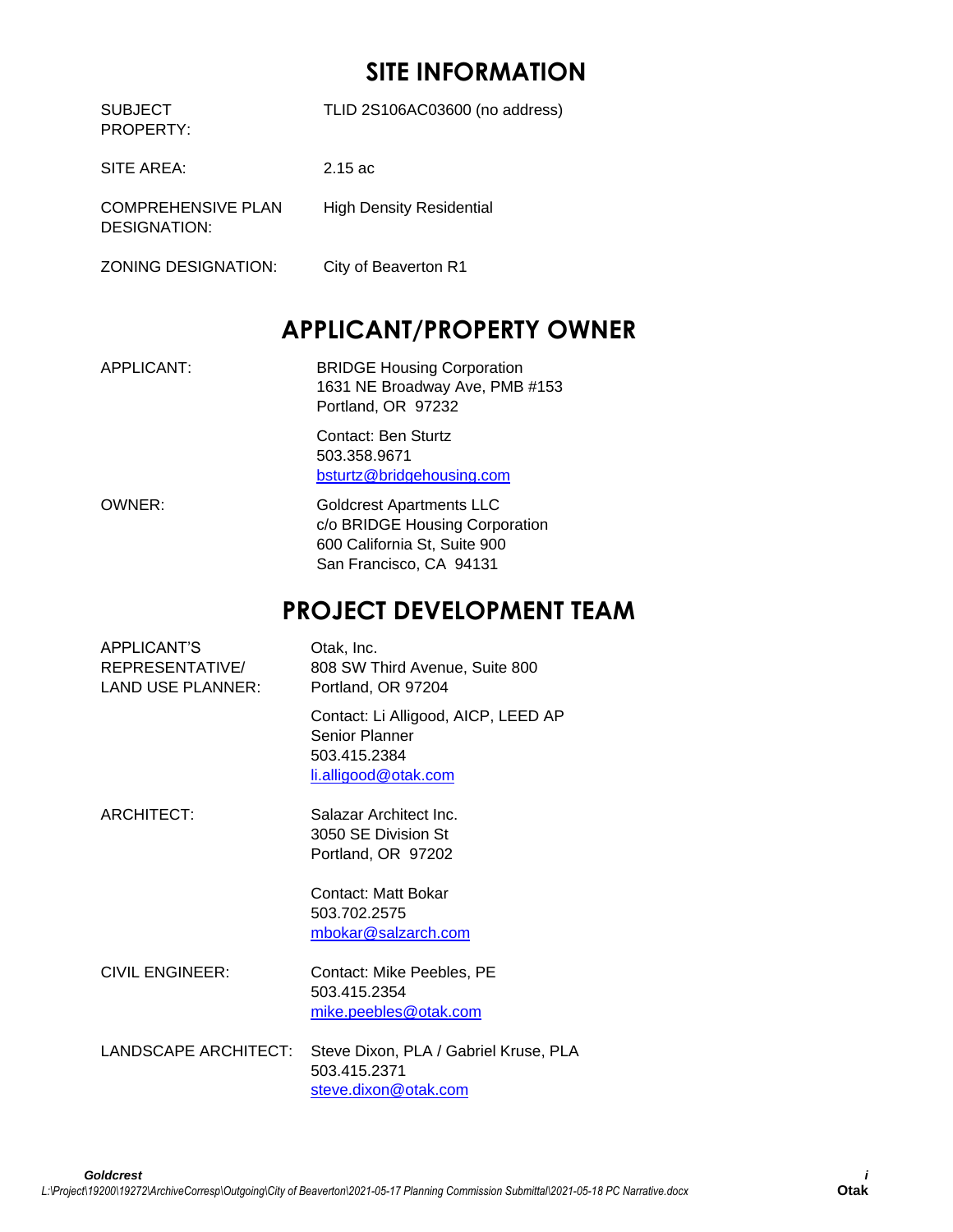# SITE INFORMATION

| | |
|---|---|
| SUBJECT PROPERTY: | TLID 2S106AC03600 (no address) |
| SITE AREA: | 2.15 ac |
| COMPREHENSIVE PLAN DESIGNATION: | High Density Residential |
| ZONING DESIGNATION: | City of Beaverton R1 |

# APPLICANT/PROPERTY OWNER

| | |
|---|---|
| APPLICANT: | BRIDGE Housing Corporation<br>1631 NE Broadway Ave, PMB #153<br>Portland, OR 97232<br><br>Contact: Ben Sturtz<br>503.358.9671<br>bsturtz@bridgehousing.com |
| OWNER: | Goldcrest Apartments LLC<br>c/o BRIDGE Housing Corporation<br>600 California St, Suite 900<br>San Francisco, CA 94131 |

# PROJECT DEVELOPMENT TEAM

| | |
|---|---|
| APPLICANT'S REPRESENTATIVE/ LAND USE PLANNER: | Otak, Inc.<br>808 SW Third Avenue, Suite 800<br>Portland, OR 97204<br><br>Contact: Li Alligood, AICP, LEED AP<br>Senior Planner<br>503.415.2384<br>li.alligood@otak.com |
| ARCHITECT: | Salazar Architect Inc.<br>3050 SE Division St<br>Portland, OR 97202<br><br>Contact: Matt Bokar<br>503.702.2575<br>mbokar@salzarch.com |
| CIVIL ENGINEER: | Contact: Mike Peebles, PE<br>503.415.2354<br>mike.peebles@otak.com |
| LANDSCAPE ARCHITECT: | Steve Dixon, PLA / Gabriel Kruse, PLA<br>503.415.2371<br>steve.dixon@otak.com |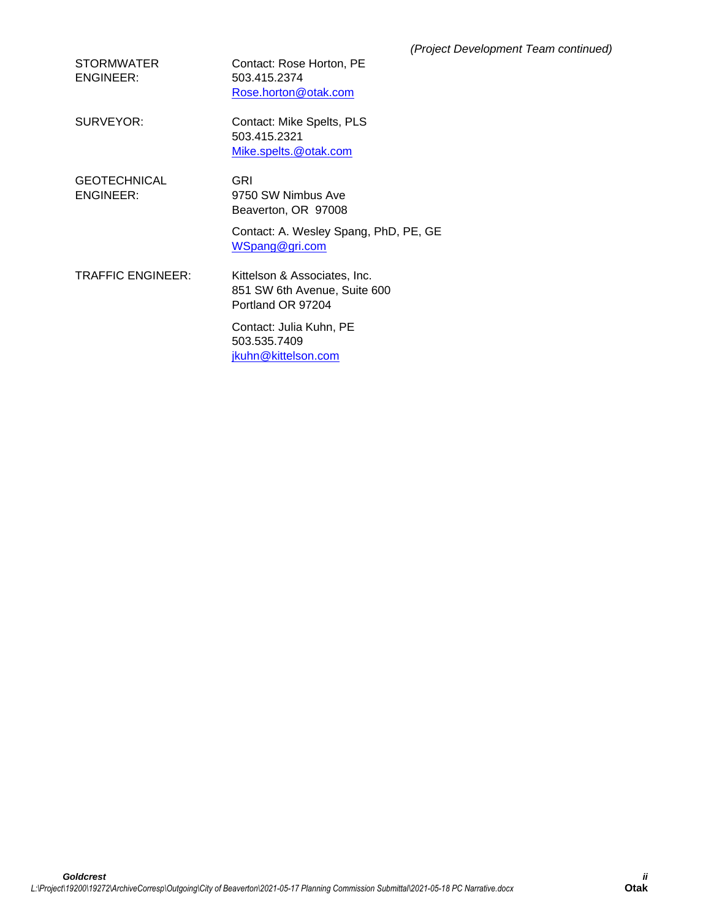*(Project Development Team continued)*

| | |
|---|---|
| STORMWATER ENGINEER: | Contact: Rose Horton, PE<br>503.415.2374<br>Rose.horton@otak.com |
| SURVEYOR: | Contact: Mike Spelts, PLS<br>503.415.2321<br>Mike.spelts.@otak.com |
| GEOTECHNICAL ENGINEER: | GRI<br>9750 SW Nimbus Ave<br>Beaverton, OR 97008<br><br>Contact: A. Wesley Spang, PhD, PE, GE<br>WSpang@gri.com |
| TRAFFIC ENGINEER: | Kittelson & Associates, Inc.<br>851 SW 6th Avenue, Suite 600<br>Portland OR 97204<br><br>Contact: Julia Kuhn, PE<br>503.535.7409<br>jkuhn@kittelson.com |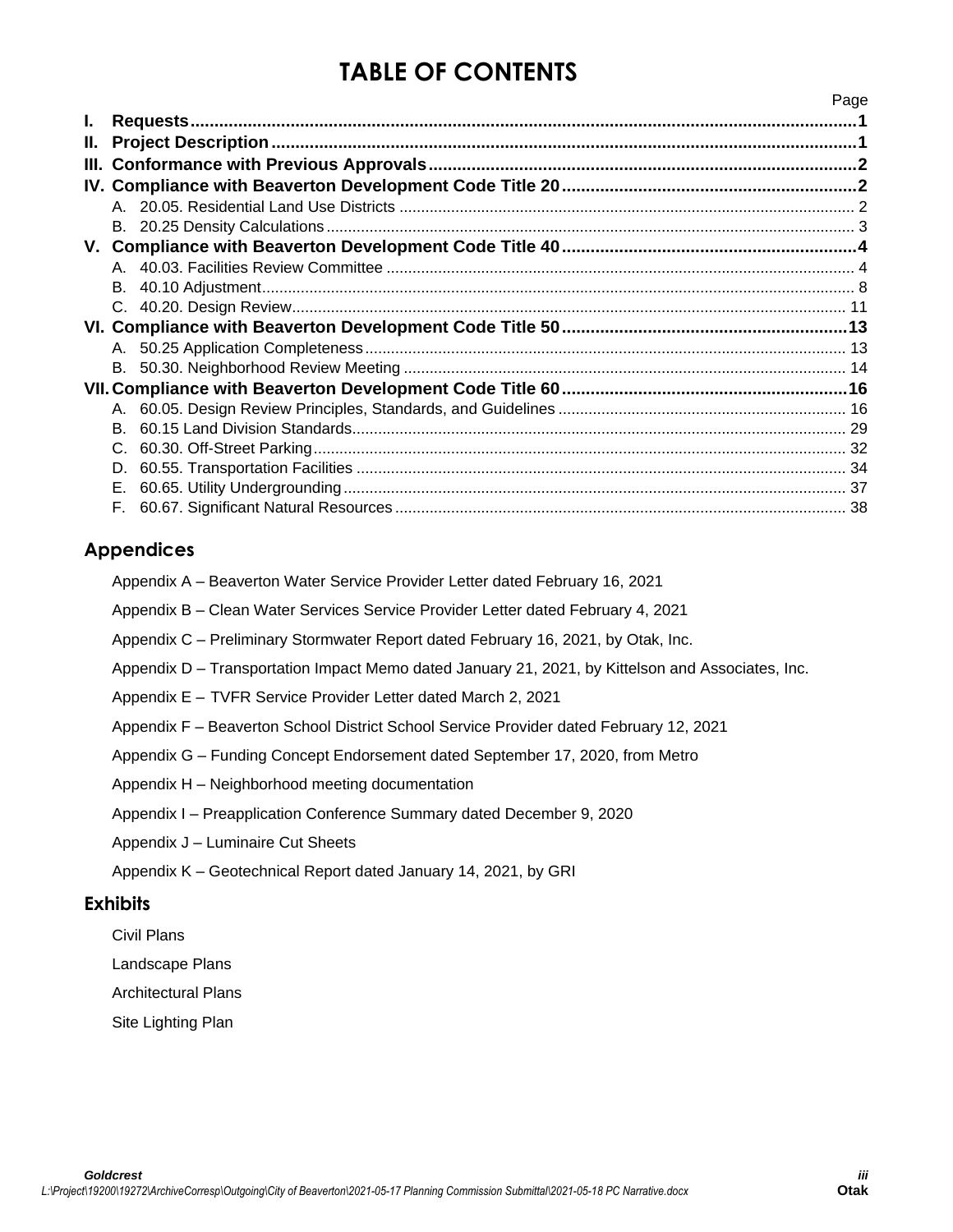# TABLE OF CONTENTS

| | Page |
|---|---|
| **I. Requests** | **1** |
| **II. Project Description** | **1** |
| **III. Conformance with Previous Approvals** | **2** |
| **IV. Compliance with Beaverton Development Code Title 20** | **2** |
| A. 20.05. Residential Land Use Districts | 2 |
| B. 20.25 Density Calculations | 3 |
| **V. Compliance with Beaverton Development Code Title 40** | **4** |
| A. 40.03. Facilities Review Committee | 4 |
| B. 40.10 Adjustment | 8 |
| C. 40.20. Design Review | 11 |
| **VI. Compliance with Beaverton Development Code Title 50** | **13** |
| A. 50.25 Application Completeness | 13 |
| B. 50.30. Neighborhood Review Meeting | 14 |
| **VII. Compliance with Beaverton Development Code Title 60** | **16** |
| A. 60.05. Design Review Principles, Standards, and Guidelines | 16 |
| B. 60.15 Land Division Standards | 29 |
| C. 60.30. Off-Street Parking | 32 |
| D. 60.55. Transportation Facilities | 34 |
| E. 60.65. Utility Undergrounding | 37 |
| F. 60.67. Significant Natural Resources | 38 |

## Appendices

Appendix A – Beaverton Water Service Provider Letter dated February 16, 2021

Appendix B – Clean Water Services Service Provider Letter dated February 4, 2021

Appendix C – Preliminary Stormwater Report dated February 16, 2021, by Otak, Inc.

Appendix D – Transportation Impact Memo dated January 21, 2021, by Kittelson and Associates, Inc.

Appendix E – TVFR Service Provider Letter dated March 2, 2021

Appendix F – Beaverton School District School Service Provider dated February 12, 2021

Appendix G – Funding Concept Endorsement dated September 17, 2020, from Metro

Appendix H – Neighborhood meeting documentation

Appendix I – Preapplication Conference Summary dated December 9, 2020

Appendix J – Luminaire Cut Sheets

Appendix K – Geotechnical Report dated January 14, 2021, by GRI

## Exhibits

Civil Plans

Landscape Plans

Architectural Plans

Site Lighting Plan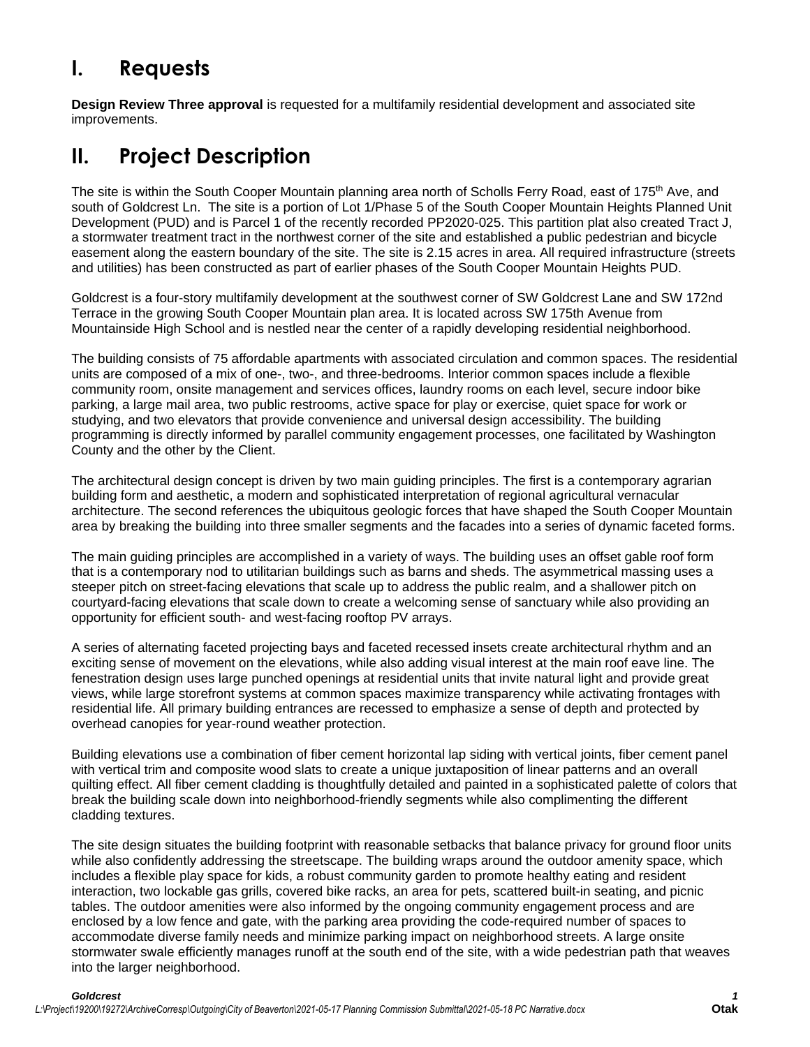# I. Requests

**Design Review Three approval** is requested for a multifamily residential development and associated site improvements.

# II. Project Description

The site is within the South Cooper Mountain planning area north of Scholls Ferry Road, east of 175th Ave, and south of Goldcrest Ln. The site is a portion of Lot 1/Phase 5 of the South Cooper Mountain Heights Planned Unit Development (PUD) and is Parcel 1 of the recently recorded PP2020-025. This partition plat also created Tract J, a stormwater treatment tract in the northwest corner of the site and established a public pedestrian and bicycle easement along the eastern boundary of the site. The site is 2.15 acres in area. All required infrastructure (streets and utilities) has been constructed as part of earlier phases of the South Cooper Mountain Heights PUD.

Goldcrest is a four-story multifamily development at the southwest corner of SW Goldcrest Lane and SW 172nd Terrace in the growing South Cooper Mountain plan area. It is located across SW 175th Avenue from Mountainside High School and is nestled near the center of a rapidly developing residential neighborhood.

The building consists of 75 affordable apartments with associated circulation and common spaces. The residential units are composed of a mix of one-, two-, and three-bedrooms. Interior common spaces include a flexible community room, onsite management and services offices, laundry rooms on each level, secure indoor bike parking, a large mail area, two public restrooms, active space for play or exercise, quiet space for work or studying, and two elevators that provide convenience and universal design accessibility. The building programming is directly informed by parallel community engagement processes, one facilitated by Washington County and the other by the Client.

The architectural design concept is driven by two main guiding principles. The first is a contemporary agrarian building form and aesthetic, a modern and sophisticated interpretation of regional agricultural vernacular architecture. The second references the ubiquitous geologic forces that have shaped the South Cooper Mountain area by breaking the building into three smaller segments and the facades into a series of dynamic faceted forms.

The main guiding principles are accomplished in a variety of ways. The building uses an offset gable roof form that is a contemporary nod to utilitarian buildings such as barns and sheds. The asymmetrical massing uses a steeper pitch on street-facing elevations that scale up to address the public realm, and a shallower pitch on courtyard-facing elevations that scale down to create a welcoming sense of sanctuary while also providing an opportunity for efficient south- and west-facing rooftop PV arrays.

A series of alternating faceted projecting bays and faceted recessed insets create architectural rhythm and an exciting sense of movement on the elevations, while also adding visual interest at the main roof eave line. The fenestration design uses large punched openings at residential units that invite natural light and provide great views, while large storefront systems at common spaces maximize transparency while activating frontages with residential life. All primary building entrances are recessed to emphasize a sense of depth and protected by overhead canopies for year-round weather protection.

Building elevations use a combination of fiber cement horizontal lap siding with vertical joints, fiber cement panel with vertical trim and composite wood slats to create a unique juxtaposition of linear patterns and an overall quilting effect. All fiber cement cladding is thoughtfully detailed and painted in a sophisticated palette of colors that break the building scale down into neighborhood-friendly segments while also complimenting the different cladding textures.

The site design situates the building footprint with reasonable setbacks that balance privacy for ground floor units while also confidently addressing the streetscape. The building wraps around the outdoor amenity space, which includes a flexible play space for kids, a robust community garden to promote healthy eating and resident interaction, two lockable gas grills, covered bike racks, an area for pets, scattered built-in seating, and picnic tables. The outdoor amenities were also informed by the ongoing community engagement process and are enclosed by a low fence and gate, with the parking area providing the code-required number of spaces to accommodate diverse family needs and minimize parking impact on neighborhood streets. A large onsite stormwater swale efficiently manages runoff at the south end of the site, with a wide pedestrian path that weaves into the larger neighborhood.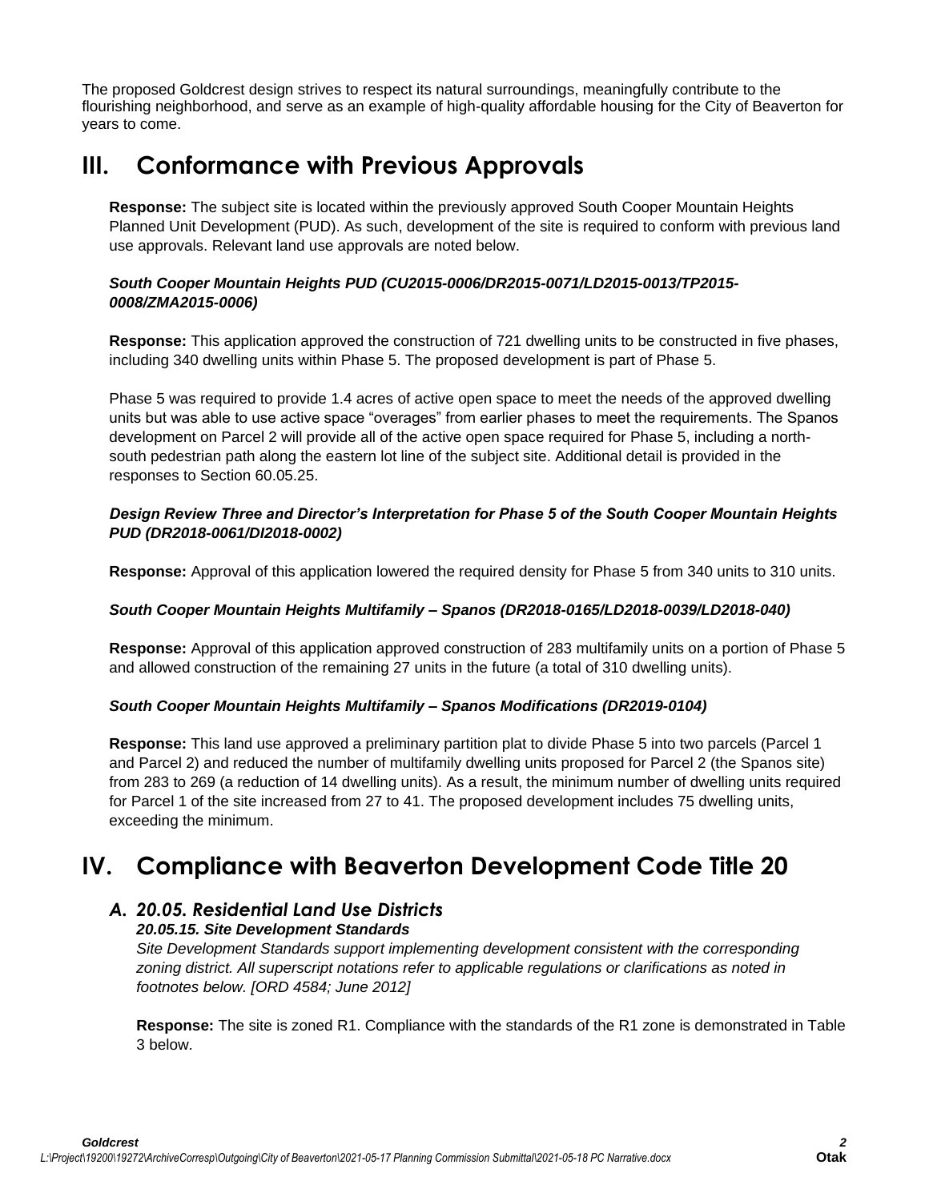The proposed Goldcrest design strives to respect its natural surroundings, meaningfully contribute to the flourishing neighborhood, and serve as an example of high-quality affordable housing for the City of Beaverton for years to come.

# III. Conformance with Previous Approvals

**Response:** The subject site is located within the previously approved South Cooper Mountain Heights Planned Unit Development (PUD). As such, development of the site is required to conform with previous land use approvals. Relevant land use approvals are noted below.

***South Cooper Mountain Heights PUD (CU2015-0006/DR2015-0071/LD2015-0013/TP2015-0008/ZMA2015-0006)***

**Response:** This application approved the construction of 721 dwelling units to be constructed in five phases, including 340 dwelling units within Phase 5. The proposed development is part of Phase 5.

Phase 5 was required to provide 1.4 acres of active open space to meet the needs of the approved dwelling units but was able to use active space "overages" from earlier phases to meet the requirements. The Spanos development on Parcel 2 will provide all of the active open space required for Phase 5, including a north-south pedestrian path along the eastern lot line of the subject site. Additional detail is provided in the responses to Section 60.05.25.

***Design Review Three and Director's Interpretation for Phase 5 of the South Cooper Mountain Heights PUD (DR2018-0061/DI2018-0002)***

**Response:** Approval of this application lowered the required density for Phase 5 from 340 units to 310 units.

***South Cooper Mountain Heights Multifamily – Spanos (DR2018-0165/LD2018-0039/LD2018-040)***

**Response:** Approval of this application approved construction of 283 multifamily units on a portion of Phase 5 and allowed construction of the remaining 27 units in the future (a total of 310 dwelling units).

***South Cooper Mountain Heights Multifamily – Spanos Modifications (DR2019-0104)***

**Response:** This land use approved a preliminary partition plat to divide Phase 5 into two parcels (Parcel 1 and Parcel 2) and reduced the number of multifamily dwelling units proposed for Parcel 2 (the Spanos site) from 283 to 269 (a reduction of 14 dwelling units). As a result, the minimum number of dwelling units required for Parcel 1 of the site increased from 27 to 41. The proposed development includes 75 dwelling units, exceeding the minimum.

# IV. Compliance with Beaverton Development Code Title 20

## *A. 20.05. Residential Land Use Districts*

***20.05.15. Site Development Standards***

*Site Development Standards support implementing development consistent with the corresponding zoning district. All superscript notations refer to applicable regulations or clarifications as noted in footnotes below. [ORD 4584; June 2012]*

**Response:** The site is zoned R1. Compliance with the standards of the R1 zone is demonstrated in Table 3 below.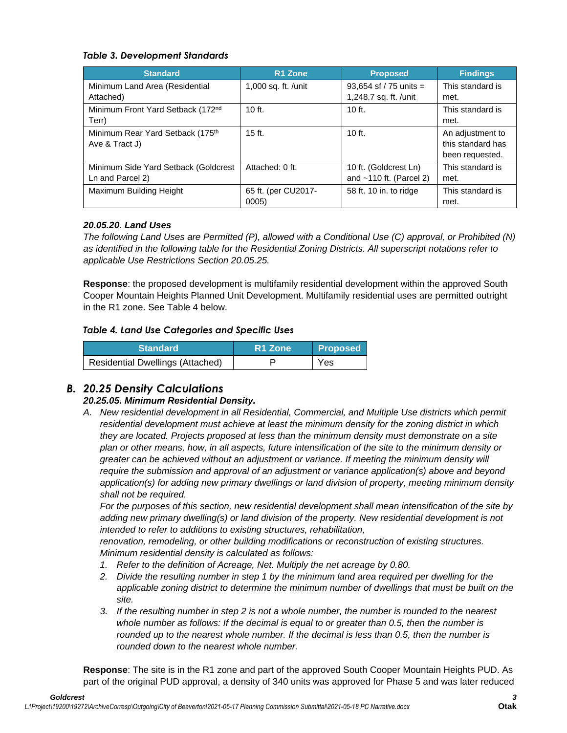*Table 3. Development Standards*

| Standard | R1 Zone | Proposed | Findings |
|---|---|---|---|
| Minimum Land Area (Residential Attached) | 1,000 sq. ft. /unit | 93,654 sf / 75 units = 1,248.7 sq. ft. /unit | This standard is met. |
| Minimum Front Yard Setback (172nd Terr) | 10 ft. | 10 ft. | This standard is met. |
| Minimum Rear Yard Setback (175th Ave & Tract J) | 15 ft. | 10 ft. | An adjustment to this standard has been requested. |
| Minimum Side Yard Setback (Goldcrest Ln and Parcel 2) | Attached: 0 ft. | 10 ft. (Goldcrest Ln) and ~110 ft. (Parcel 2) | This standard is met. |
| Maximum Building Height | 65 ft. (per CU2017-0005) | 58 ft. 10 in. to ridge | This standard is met. |

***20.05.20. Land Uses***

*The following Land Uses are Permitted (P), allowed with a Conditional Use (C) approval, or Prohibited (N) as identified in the following table for the Residential Zoning Districts. All superscript notations refer to applicable Use Restrictions Section 20.05.25.*

**Response**: the proposed development is multifamily residential development within the approved South Cooper Mountain Heights Planned Unit Development. Multifamily residential uses are permitted outright in the R1 zone. See Table 4 below.

*Table 4. Land Use Categories and Specific Uses*

| Standard | R1 Zone | Proposed |
|---|---|---|
| Residential Dwellings (Attached) | P | Yes |

## B. 20.25 Density Calculations

***20.25.05. Minimum Residential Density.***

*A. New residential development in all Residential, Commercial, and Multiple Use districts which permit residential development must achieve at least the minimum density for the zoning district in which they are located. Projects proposed at less than the minimum density must demonstrate on a site plan or other means, how, in all aspects, future intensification of the site to the minimum density or greater can be achieved without an adjustment or variance. If meeting the minimum density will require the submission and approval of an adjustment or variance application(s) above and beyond application(s) for adding new primary dwellings or land division of property, meeting minimum density shall not be required.*

*For the purposes of this section, new residential development shall mean intensification of the site by adding new primary dwelling(s) or land division of the property. New residential development is not intended to refer to additions to existing structures, rehabilitation, renovation, remodeling, or other building modifications or reconstruction of existing structures. Minimum residential density is calculated as follows:*

1. *Refer to the definition of Acreage, Net. Multiply the net acreage by 0.80.*
2. *Divide the resulting number in step 1 by the minimum land area required per dwelling for the applicable zoning district to determine the minimum number of dwellings that must be built on the site.*
3. *If the resulting number in step 2 is not a whole number, the number is rounded to the nearest whole number as follows: If the decimal is equal to or greater than 0.5, then the number is rounded up to the nearest whole number. If the decimal is less than 0.5, then the number is rounded down to the nearest whole number.*

**Response**: The site is in the R1 zone and part of the approved South Cooper Mountain Heights PUD. As part of the original PUD approval, a density of 340 units was approved for Phase 5 and was later reduced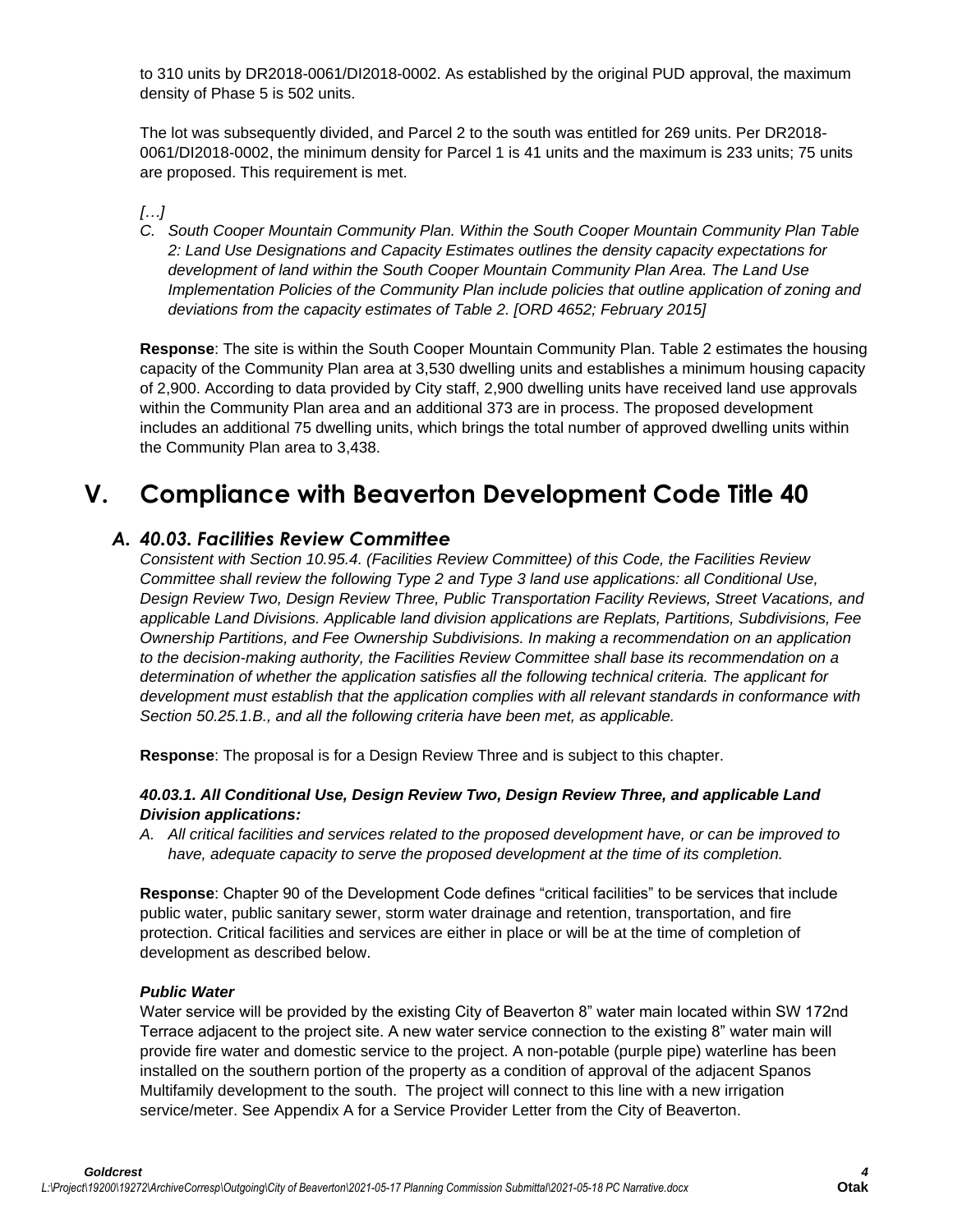to 310 units by DR2018-0061/DI2018-0002. As established by the original PUD approval, the maximum density of Phase 5 is 502 units.

The lot was subsequently divided, and Parcel 2 to the south was entitled for 269 units. Per DR2018-0061/DI2018-0002, the minimum density for Parcel 1 is 41 units and the maximum is 233 units; 75 units are proposed. This requirement is met.

*[…]*

*C. South Cooper Mountain Community Plan. Within the South Cooper Mountain Community Plan Table 2: Land Use Designations and Capacity Estimates outlines the density capacity expectations for development of land within the South Cooper Mountain Community Plan Area. The Land Use Implementation Policies of the Community Plan include policies that outline application of zoning and deviations from the capacity estimates of Table 2. [ORD 4652; February 2015]*

**Response**: The site is within the South Cooper Mountain Community Plan. Table 2 estimates the housing capacity of the Community Plan area at 3,530 dwelling units and establishes a minimum housing capacity of 2,900. According to data provided by City staff, 2,900 dwelling units have received land use approvals within the Community Plan area and an additional 373 are in process. The proposed development includes an additional 75 dwelling units, which brings the total number of approved dwelling units within the Community Plan area to 3,438.

# V. Compliance with Beaverton Development Code Title 40

## *A. 40.03. Facilities Review Committee*

*Consistent with Section 10.95.4. (Facilities Review Committee) of this Code, the Facilities Review Committee shall review the following Type 2 and Type 3 land use applications: all Conditional Use, Design Review Two, Design Review Three, Public Transportation Facility Reviews, Street Vacations, and applicable Land Divisions. Applicable land division applications are Replats, Partitions, Subdivisions, Fee Ownership Partitions, and Fee Ownership Subdivisions. In making a recommendation on an application to the decision-making authority, the Facilities Review Committee shall base its recommendation on a determination of whether the application satisfies all the following technical criteria. The applicant for development must establish that the application complies with all relevant standards in conformance with Section 50.25.1.B., and all the following criteria have been met, as applicable.*

**Response**: The proposal is for a Design Review Three and is subject to this chapter.

***40.03.1. All Conditional Use, Design Review Two, Design Review Three, and applicable Land Division applications:***

*A. All critical facilities and services related to the proposed development have, or can be improved to have, adequate capacity to serve the proposed development at the time of its completion.*

**Response**: Chapter 90 of the Development Code defines "critical facilities" to be services that include public water, public sanitary sewer, storm water drainage and retention, transportation, and fire protection. Critical facilities and services are either in place or will be at the time of completion of development as described below.

***Public Water***

Water service will be provided by the existing City of Beaverton 8" water main located within SW 172nd Terrace adjacent to the project site. A new water service connection to the existing 8" water main will provide fire water and domestic service to the project. A non-potable (purple pipe) waterline has been installed on the southern portion of the property as a condition of approval of the adjacent Spanos Multifamily development to the south. The project will connect to this line with a new irrigation service/meter. See Appendix A for a Service Provider Letter from the City of Beaverton.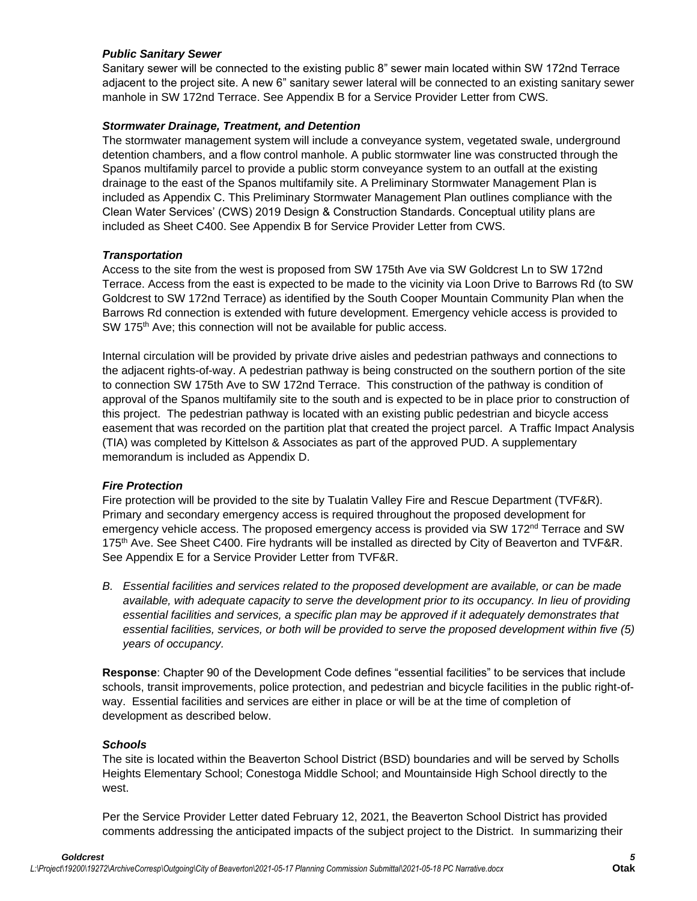### *Public Sanitary Sewer*

Sanitary sewer will be connected to the existing public 8" sewer main located within SW 172nd Terrace adjacent to the project site. A new 6" sanitary sewer lateral will be connected to an existing sanitary sewer manhole in SW 172nd Terrace. See Appendix B for a Service Provider Letter from CWS.

### *Stormwater Drainage, Treatment, and Detention*

The stormwater management system will include a conveyance system, vegetated swale, underground detention chambers, and a flow control manhole. A public stormwater line was constructed through the Spanos multifamily parcel to provide a public storm conveyance system to an outfall at the existing drainage to the east of the Spanos multifamily site. A Preliminary Stormwater Management Plan is included as Appendix C. This Preliminary Stormwater Management Plan outlines compliance with the Clean Water Services' (CWS) 2019 Design & Construction Standards. Conceptual utility plans are included as Sheet C400. See Appendix B for Service Provider Letter from CWS.

### *Transportation*

Access to the site from the west is proposed from SW 175th Ave via SW Goldcrest Ln to SW 172nd Terrace. Access from the east is expected to be made to the vicinity via Loon Drive to Barrows Rd (to SW Goldcrest to SW 172nd Terrace) as identified by the South Cooper Mountain Community Plan when the Barrows Rd connection is extended with future development. Emergency vehicle access is provided to SW 175th Ave; this connection will not be available for public access.

Internal circulation will be provided by private drive aisles and pedestrian pathways and connections to the adjacent rights-of-way. A pedestrian pathway is being constructed on the southern portion of the site to connection SW 175th Ave to SW 172nd Terrace. This construction of the pathway is condition of approval of the Spanos multifamily site to the south and is expected to be in place prior to construction of this project. The pedestrian pathway is located with an existing public pedestrian and bicycle access easement that was recorded on the partition plat that created the project parcel. A Traffic Impact Analysis (TIA) was completed by Kittelson & Associates as part of the approved PUD. A supplementary memorandum is included as Appendix D.

### *Fire Protection*

Fire protection will be provided to the site by Tualatin Valley Fire and Rescue Department (TVF&R). Primary and secondary emergency access is required throughout the proposed development for emergency vehicle access. The proposed emergency access is provided via SW 172nd Terrace and SW 175th Ave. See Sheet C400. Fire hydrants will be installed as directed by City of Beaverton and TVF&R. See Appendix E for a Service Provider Letter from TVF&R.

B. *Essential facilities and services related to the proposed development are available, or can be made available, with adequate capacity to serve the development prior to its occupancy. In lieu of providing essential facilities and services, a specific plan may be approved if it adequately demonstrates that essential facilities, services, or both will be provided to serve the proposed development within five (5) years of occupancy.*

**Response**: Chapter 90 of the Development Code defines "essential facilities" to be services that include schools, transit improvements, police protection, and pedestrian and bicycle facilities in the public right-of-way. Essential facilities and services are either in place or will be at the time of completion of development as described below.

### *Schools*

The site is located within the Beaverton School District (BSD) boundaries and will be served by Scholls Heights Elementary School; Conestoga Middle School; and Mountainside High School directly to the west.

Per the Service Provider Letter dated February 12, 2021, the Beaverton School District has provided comments addressing the anticipated impacts of the subject project to the District. In summarizing their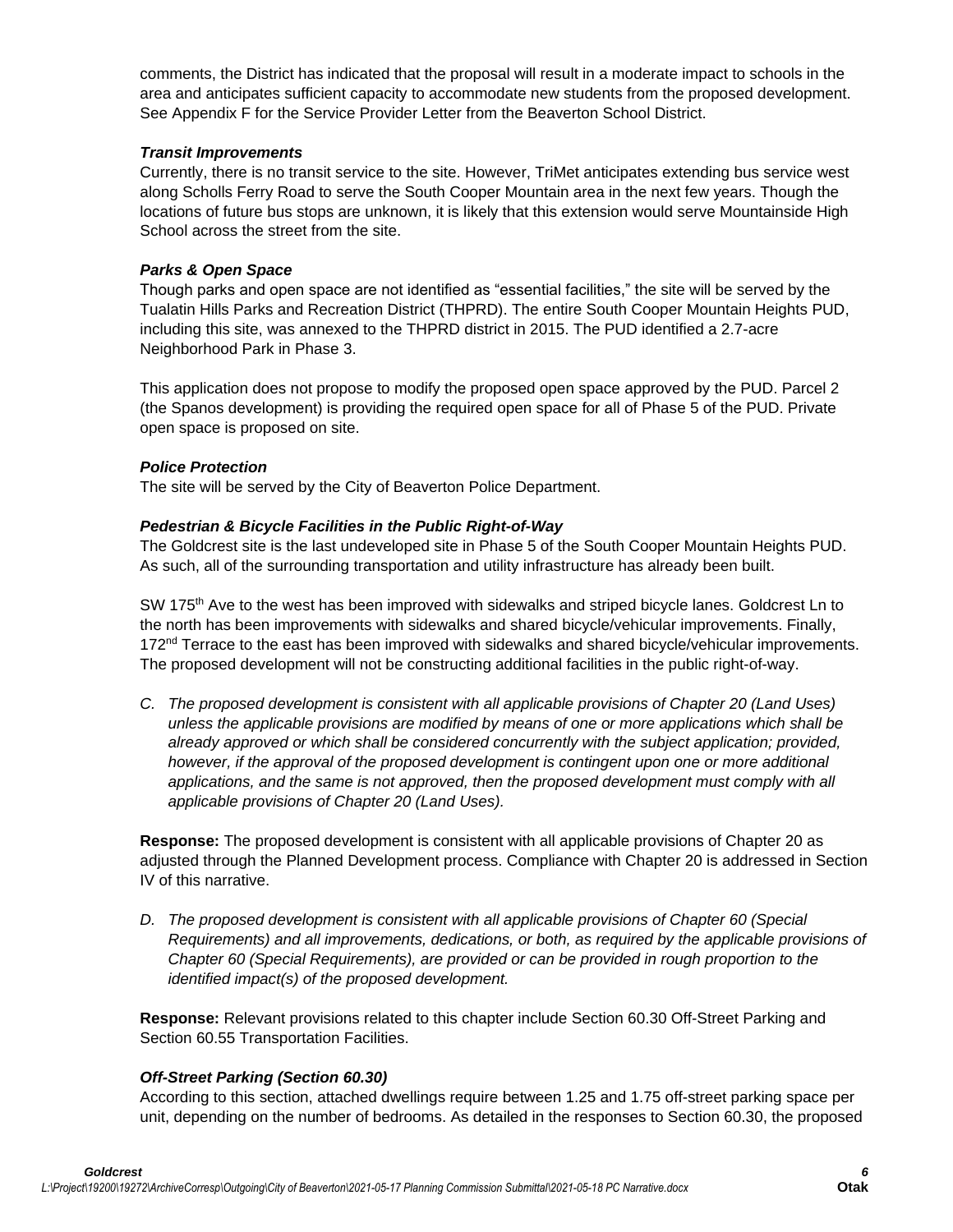comments, the District has indicated that the proposal will result in a moderate impact to schools in the area and anticipates sufficient capacity to accommodate new students from the proposed development. See Appendix F for the Service Provider Letter from the Beaverton School District.

***Transit Improvements***

Currently, there is no transit service to the site. However, TriMet anticipates extending bus service west along Scholls Ferry Road to serve the South Cooper Mountain area in the next few years. Though the locations of future bus stops are unknown, it is likely that this extension would serve Mountainside High School across the street from the site.

***Parks & Open Space***

Though parks and open space are not identified as "essential facilities," the site will be served by the Tualatin Hills Parks and Recreation District (THPRD). The entire South Cooper Mountain Heights PUD, including this site, was annexed to the THPRD district in 2015. The PUD identified a 2.7-acre Neighborhood Park in Phase 3.

This application does not propose to modify the proposed open space approved by the PUD. Parcel 2 (the Spanos development) is providing the required open space for all of Phase 5 of the PUD. Private open space is proposed on site.

***Police Protection***

The site will be served by the City of Beaverton Police Department.

***Pedestrian & Bicycle Facilities in the Public Right-of-Way***

The Goldcrest site is the last undeveloped site in Phase 5 of the South Cooper Mountain Heights PUD. As such, all of the surrounding transportation and utility infrastructure has already been built.

SW 175th Ave to the west has been improved with sidewalks and striped bicycle lanes. Goldcrest Ln to the north has been improvements with sidewalks and shared bicycle/vehicular improvements. Finally, 172nd Terrace to the east has been improved with sidewalks and shared bicycle/vehicular improvements. The proposed development will not be constructing additional facilities in the public right-of-way.

*C. The proposed development is consistent with all applicable provisions of Chapter 20 (Land Uses) unless the applicable provisions are modified by means of one or more applications which shall be already approved or which shall be considered concurrently with the subject application; provided, however, if the approval of the proposed development is contingent upon one or more additional applications, and the same is not approved, then the proposed development must comply with all applicable provisions of Chapter 20 (Land Uses).*

**Response:** The proposed development is consistent with all applicable provisions of Chapter 20 as adjusted through the Planned Development process. Compliance with Chapter 20 is addressed in Section IV of this narrative.

*D. The proposed development is consistent with all applicable provisions of Chapter 60 (Special Requirements) and all improvements, dedications, or both, as required by the applicable provisions of Chapter 60 (Special Requirements), are provided or can be provided in rough proportion to the identified impact(s) of the proposed development.*

**Response:** Relevant provisions related to this chapter include Section 60.30 Off-Street Parking and Section 60.55 Transportation Facilities.

***Off-Street Parking (Section 60.30)***

According to this section, attached dwellings require between 1.25 and 1.75 off-street parking space per unit, depending on the number of bedrooms. As detailed in the responses to Section 60.30, the proposed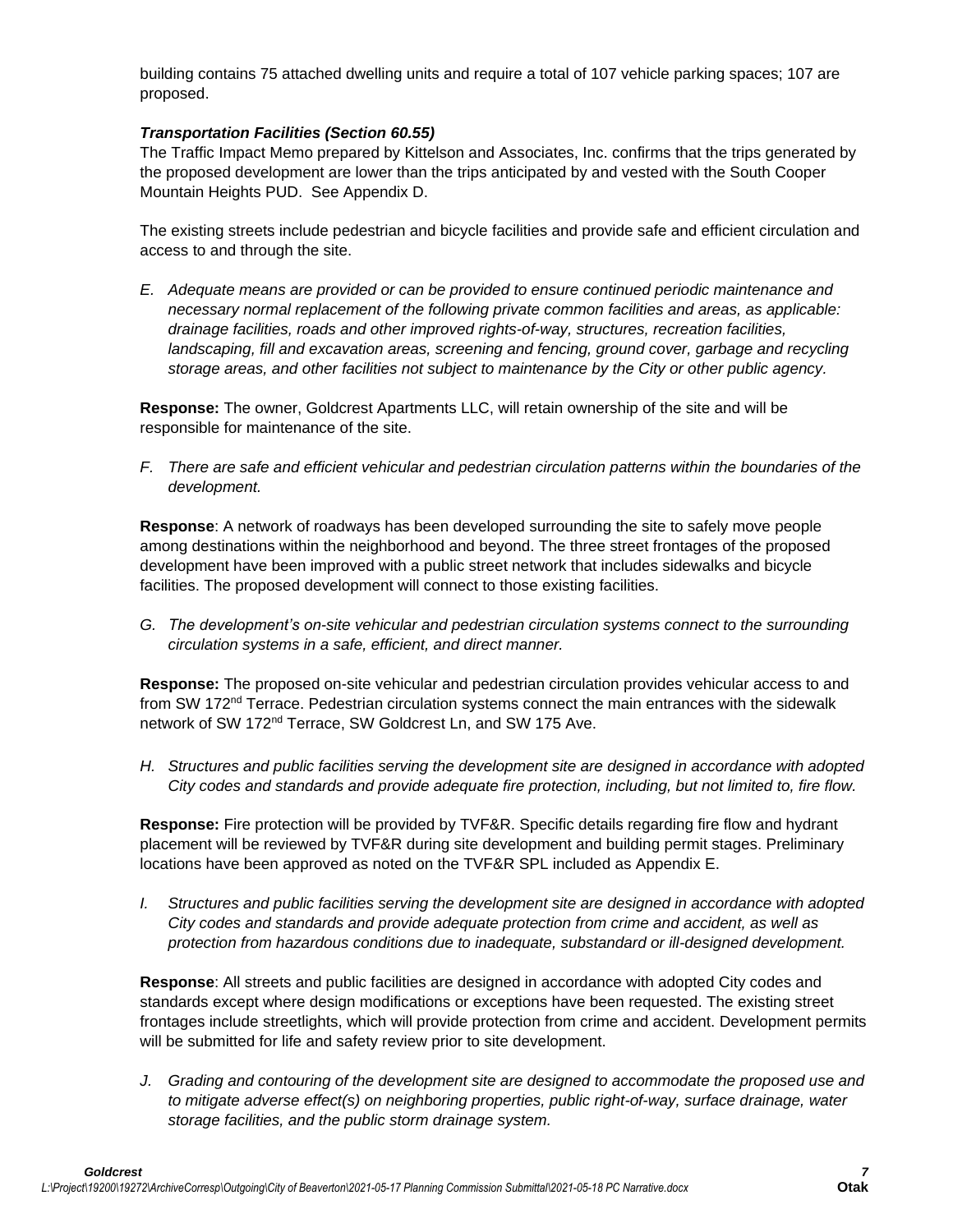building contains 75 attached dwelling units and require a total of 107 vehicle parking spaces; 107 are proposed.

***Transportation Facilities (Section 60.55)***

The Traffic Impact Memo prepared by Kittelson and Associates, Inc. confirms that the trips generated by the proposed development are lower than the trips anticipated by and vested with the South Cooper Mountain Heights PUD. See Appendix D.

The existing streets include pedestrian and bicycle facilities and provide safe and efficient circulation and access to and through the site.

*E. Adequate means are provided or can be provided to ensure continued periodic maintenance and necessary normal replacement of the following private common facilities and areas, as applicable: drainage facilities, roads and other improved rights-of-way, structures, recreation facilities, landscaping, fill and excavation areas, screening and fencing, ground cover, garbage and recycling storage areas, and other facilities not subject to maintenance by the City or other public agency.*

**Response:** The owner, Goldcrest Apartments LLC, will retain ownership of the site and will be responsible for maintenance of the site.

*F. There are safe and efficient vehicular and pedestrian circulation patterns within the boundaries of the development.*

**Response**: A network of roadways has been developed surrounding the site to safely move people among destinations within the neighborhood and beyond. The three street frontages of the proposed development have been improved with a public street network that includes sidewalks and bicycle facilities. The proposed development will connect to those existing facilities.

*G. The development's on-site vehicular and pedestrian circulation systems connect to the surrounding circulation systems in a safe, efficient, and direct manner.*

**Response:** The proposed on-site vehicular and pedestrian circulation provides vehicular access to and from SW 172nd Terrace. Pedestrian circulation systems connect the main entrances with the sidewalk network of SW 172nd Terrace, SW Goldcrest Ln, and SW 175 Ave.

*H. Structures and public facilities serving the development site are designed in accordance with adopted City codes and standards and provide adequate fire protection, including, but not limited to, fire flow.*

**Response:** Fire protection will be provided by TVF&R. Specific details regarding fire flow and hydrant placement will be reviewed by TVF&R during site development and building permit stages. Preliminary locations have been approved as noted on the TVF&R SPL included as Appendix E.

*I. Structures and public facilities serving the development site are designed in accordance with adopted City codes and standards and provide adequate protection from crime and accident, as well as protection from hazardous conditions due to inadequate, substandard or ill-designed development.*

**Response**: All streets and public facilities are designed in accordance with adopted City codes and standards except where design modifications or exceptions have been requested. The existing street frontages include streetlights, which will provide protection from crime and accident. Development permits will be submitted for life and safety review prior to site development.

*J. Grading and contouring of the development site are designed to accommodate the proposed use and to mitigate adverse effect(s) on neighboring properties, public right-of-way, surface drainage, water storage facilities, and the public storm drainage system.*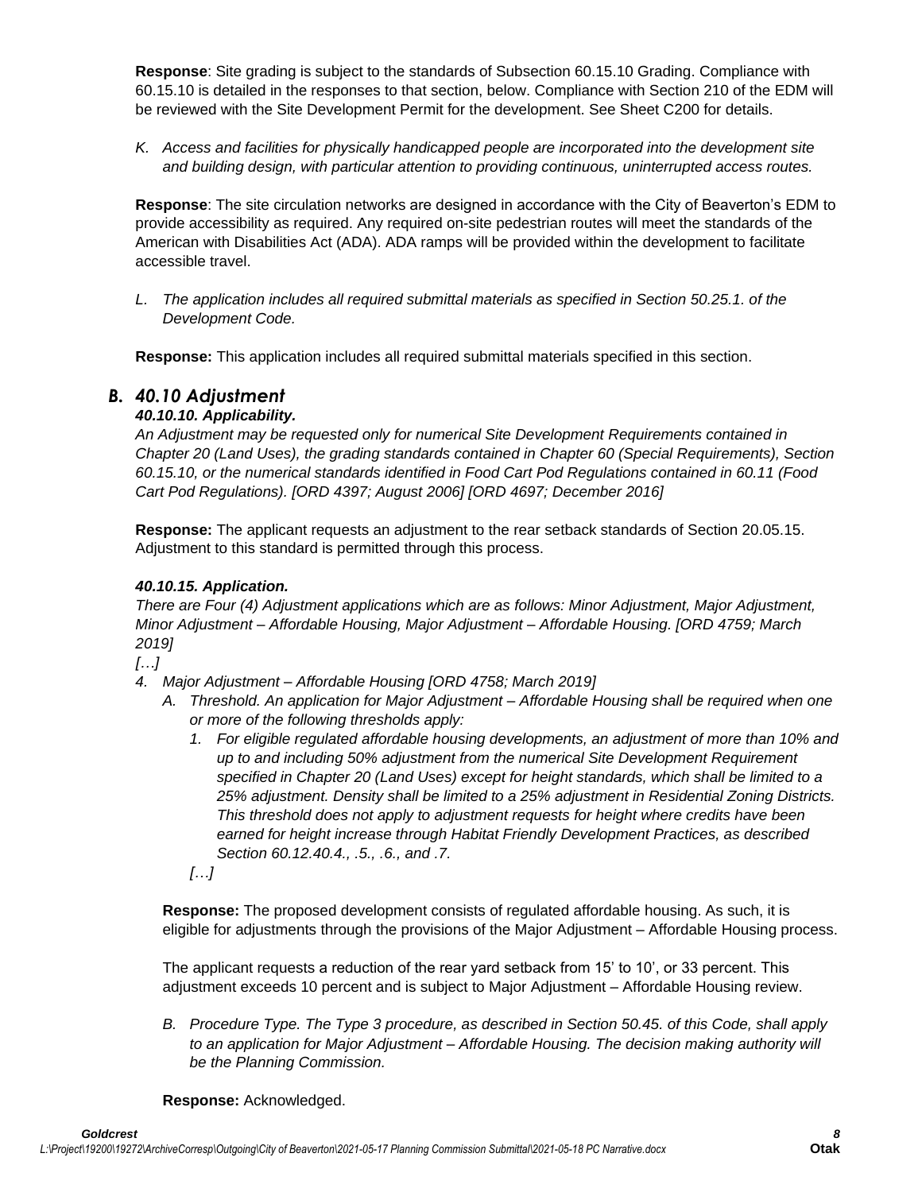**Response**: Site grading is subject to the standards of Subsection 60.15.10 Grading. Compliance with 60.15.10 is detailed in the responses to that section, below. Compliance with Section 210 of the EDM will be reviewed with the Site Development Permit for the development. See Sheet C200 for details.

K. *Access and facilities for physically handicapped people are incorporated into the development site and building design, with particular attention to providing continuous, uninterrupted access routes.*

**Response**: The site circulation networks are designed in accordance with the City of Beaverton's EDM to provide accessibility as required. Any required on-site pedestrian routes will meet the standards of the American with Disabilities Act (ADA). ADA ramps will be provided within the development to facilitate accessible travel.

L. *The application includes all required submittal materials as specified in Section 50.25.1. of the Development Code.*

**Response:** This application includes all required submittal materials specified in this section.

## B. 40.10 Adjustment

### *40.10.10. Applicability.*

*An Adjustment may be requested only for numerical Site Development Requirements contained in Chapter 20 (Land Uses), the grading standards contained in Chapter 60 (Special Requirements), Section 60.15.10, or the numerical standards identified in Food Cart Pod Regulations contained in 60.11 (Food Cart Pod Regulations). [ORD 4397; August 2006] [ORD 4697; December 2016]*

**Response:** The applicant requests an adjustment to the rear setback standards of Section 20.05.15. Adjustment to this standard is permitted through this process.

### *40.10.15. Application.*

*There are Four (4) Adjustment applications which are as follows: Minor Adjustment, Major Adjustment, Minor Adjustment – Affordable Housing, Major Adjustment – Affordable Housing. [ORD 4759; March 2019]*

*[…]*

4. *Major Adjustment – Affordable Housing [ORD 4758; March 2019]*
   A. *Threshold. An application for Major Adjustment – Affordable Housing shall be required when one or more of the following thresholds apply:*
      1. *For eligible regulated affordable housing developments, an adjustment of more than 10% and up to and including 50% adjustment from the numerical Site Development Requirement specified in Chapter 20 (Land Uses) except for height standards, which shall be limited to a 25% adjustment. Density shall be limited to a 25% adjustment in Residential Zoning Districts. This threshold does not apply to adjustment requests for height where credits have been earned for height increase through Habitat Friendly Development Practices, as described Section 60.12.40.4., .5., .6., and .7.*

      *[…]*

   **Response:** The proposed development consists of regulated affordable housing. As such, it is eligible for adjustments through the provisions of the Major Adjustment – Affordable Housing process.

   The applicant requests a reduction of the rear yard setback from 15' to 10', or 33 percent. This adjustment exceeds 10 percent and is subject to Major Adjustment – Affordable Housing review.

   B. *Procedure Type. The Type 3 procedure, as described in Section 50.45. of this Code, shall apply to an application for Major Adjustment – Affordable Housing. The decision making authority will be the Planning Commission.*

   **Response:** Acknowledged.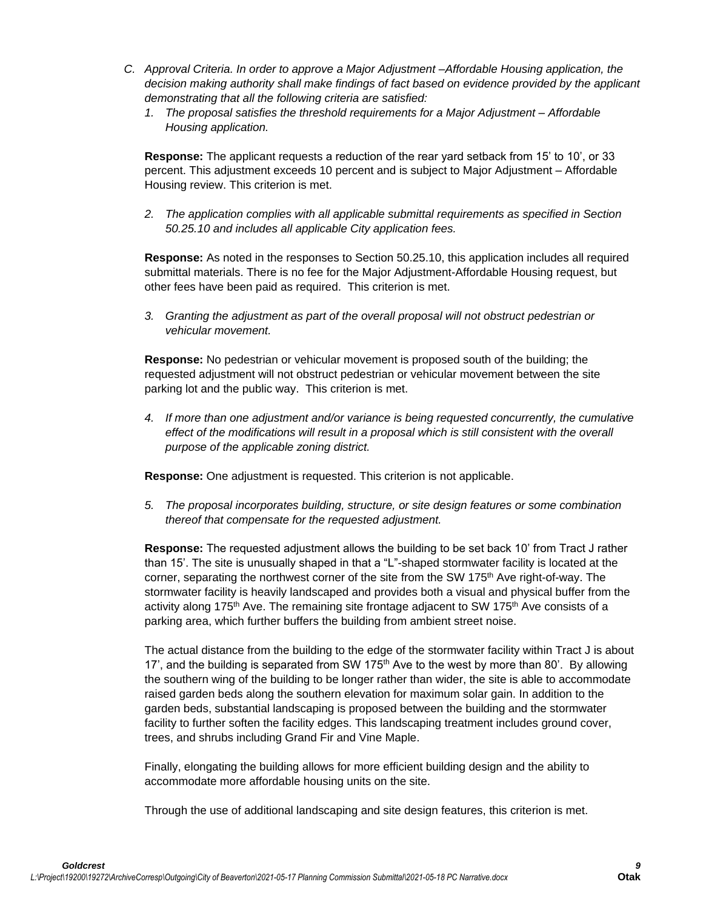*C. Approval Criteria. In order to approve a Major Adjustment –Affordable Housing application, the decision making authority shall make findings of fact based on evidence provided by the applicant demonstrating that all the following criteria are satisfied:*

*1. The proposal satisfies the threshold requirements for a Major Adjustment – Affordable Housing application.*

**Response:** The applicant requests a reduction of the rear yard setback from 15' to 10', or 33 percent. This adjustment exceeds 10 percent and is subject to Major Adjustment – Affordable Housing review. This criterion is met.

*2. The application complies with all applicable submittal requirements as specified in Section 50.25.10 and includes all applicable City application fees.*

**Response:** As noted in the responses to Section 50.25.10, this application includes all required submittal materials. There is no fee for the Major Adjustment-Affordable Housing request, but other fees have been paid as required. This criterion is met.

*3. Granting the adjustment as part of the overall proposal will not obstruct pedestrian or vehicular movement.*

**Response:** No pedestrian or vehicular movement is proposed south of the building; the requested adjustment will not obstruct pedestrian or vehicular movement between the site parking lot and the public way. This criterion is met.

*4. If more than one adjustment and/or variance is being requested concurrently, the cumulative effect of the modifications will result in a proposal which is still consistent with the overall purpose of the applicable zoning district.*

**Response:** One adjustment is requested. This criterion is not applicable.

*5. The proposal incorporates building, structure, or site design features or some combination thereof that compensate for the requested adjustment.*

**Response:** The requested adjustment allows the building to be set back 10' from Tract J rather than 15'. The site is unusually shaped in that a "L"-shaped stormwater facility is located at the corner, separating the northwest corner of the site from the SW 175th Ave right-of-way. The stormwater facility is heavily landscaped and provides both a visual and physical buffer from the activity along 175th Ave. The remaining site frontage adjacent to SW 175th Ave consists of a parking area, which further buffers the building from ambient street noise.

The actual distance from the building to the edge of the stormwater facility within Tract J is about 17', and the building is separated from SW 175th Ave to the west by more than 80'. By allowing the southern wing of the building to be longer rather than wider, the site is able to accommodate raised garden beds along the southern elevation for maximum solar gain. In addition to the garden beds, substantial landscaping is proposed between the building and the stormwater facility to further soften the facility edges. This landscaping treatment includes ground cover, trees, and shrubs including Grand Fir and Vine Maple.

Finally, elongating the building allows for more efficient building design and the ability to accommodate more affordable housing units on the site.

Through the use of additional landscaping and site design features, this criterion is met.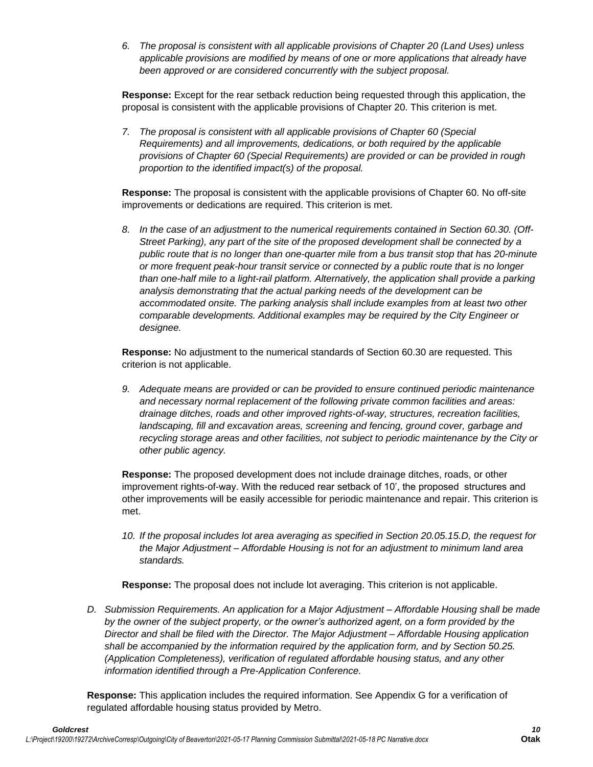6. *The proposal is consistent with all applicable provisions of Chapter 20 (Land Uses) unless applicable provisions are modified by means of one or more applications that already have been approved or are considered concurrently with the subject proposal.*

**Response:** Except for the rear setback reduction being requested through this application, the proposal is consistent with the applicable provisions of Chapter 20. This criterion is met.

7. *The proposal is consistent with all applicable provisions of Chapter 60 (Special Requirements) and all improvements, dedications, or both required by the applicable provisions of Chapter 60 (Special Requirements) are provided or can be provided in rough proportion to the identified impact(s) of the proposal.*

**Response:** The proposal is consistent with the applicable provisions of Chapter 60. No off-site improvements or dedications are required. This criterion is met.

8. *In the case of an adjustment to the numerical requirements contained in Section 60.30. (Off-Street Parking), any part of the site of the proposed development shall be connected by a public route that is no longer than one-quarter mile from a bus transit stop that has 20-minute or more frequent peak-hour transit service or connected by a public route that is no longer than one-half mile to a light-rail platform. Alternatively, the application shall provide a parking analysis demonstrating that the actual parking needs of the development can be accommodated onsite. The parking analysis shall include examples from at least two other comparable developments. Additional examples may be required by the City Engineer or designee.*

**Response:** No adjustment to the numerical standards of Section 60.30 are requested. This criterion is not applicable.

9. *Adequate means are provided or can be provided to ensure continued periodic maintenance and necessary normal replacement of the following private common facilities and areas: drainage ditches, roads and other improved rights-of-way, structures, recreation facilities, landscaping, fill and excavation areas, screening and fencing, ground cover, garbage and recycling storage areas and other facilities, not subject to periodic maintenance by the City or other public agency.*

**Response:** The proposed development does not include drainage ditches, roads, or other improvement rights-of-way. With the reduced rear setback of 10', the proposed structures and other improvements will be easily accessible for periodic maintenance and repair. This criterion is met.

10. *If the proposal includes lot area averaging as specified in Section 20.05.15.D, the request for the Major Adjustment – Affordable Housing is not for an adjustment to minimum land area standards.*

**Response:** The proposal does not include lot averaging. This criterion is not applicable.

D. *Submission Requirements. An application for a Major Adjustment – Affordable Housing shall be made by the owner of the subject property, or the owner's authorized agent, on a form provided by the Director and shall be filed with the Director. The Major Adjustment – Affordable Housing application shall be accompanied by the information required by the application form, and by Section 50.25. (Application Completeness), verification of regulated affordable housing status, and any other information identified through a Pre-Application Conference.*

**Response:** This application includes the required information. See Appendix G for a verification of regulated affordable housing status provided by Metro.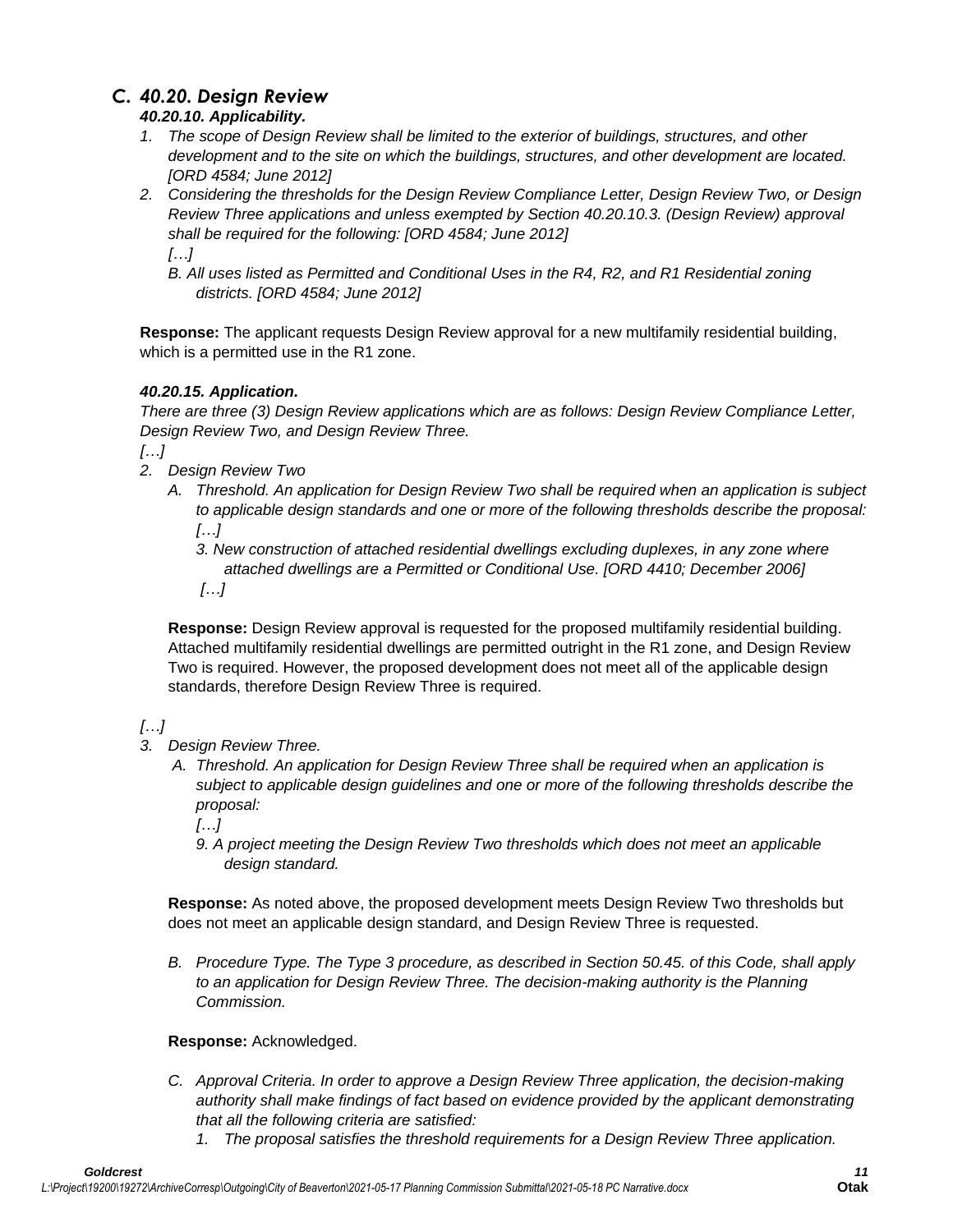## *C. 40.20. Design Review*

***40.20.10. Applicability.***

1. *The scope of Design Review shall be limited to the exterior of buildings, structures, and other development and to the site on which the buildings, structures, and other development are located. [ORD 4584; June 2012]*
2. *Considering the thresholds for the Design Review Compliance Letter, Design Review Two, or Design Review Three applications and unless exempted by Section 40.20.10.3. (Design Review) approval shall be required for the following: [ORD 4584; June 2012]*

   *[…]*

   *B. All uses listed as Permitted and Conditional Uses in the R4, R2, and R1 Residential zoning districts. [ORD 4584; June 2012]*

**Response:** The applicant requests Design Review approval for a new multifamily residential building, which is a permitted use in the R1 zone.

***40.20.15. Application.***

*There are three (3) Design Review applications which are as follows: Design Review Compliance Letter, Design Review Two, and Design Review Three.*

*[…]*

2. *Design Review Two*
   - *A. Threshold. An application for Design Review Two shall be required when an application is subject to applicable design standards and one or more of the following thresholds describe the proposal:*

     *[…]*

     *3. New construction of attached residential dwellings excluding duplexes, in any zone where attached dwellings are a Permitted or Conditional Use. [ORD 4410; December 2006]*

     *[…]*

   **Response:** Design Review approval is requested for the proposed multifamily residential building. Attached multifamily residential dwellings are permitted outright in the R1 zone, and Design Review Two is required. However, the proposed development does not meet all of the applicable design standards, therefore Design Review Three is required.

*[…]*

3. *Design Review Three.*
   - *A. Threshold. An application for Design Review Three shall be required when an application is subject to applicable design guidelines and one or more of the following thresholds describe the proposal:*

     *[…]*

     *9. A project meeting the Design Review Two thresholds which does not meet an applicable design standard.*

   **Response:** As noted above, the proposed development meets Design Review Two thresholds but does not meet an applicable design standard, and Design Review Three is requested.

   - *B. Procedure Type. The Type 3 procedure, as described in Section 50.45. of this Code, shall apply to an application for Design Review Three. The decision-making authority is the Planning Commission.*

   **Response:** Acknowledged.

   - *C. Approval Criteria. In order to approve a Design Review Three application, the decision-making authority shall make findings of fact based on evidence provided by the applicant demonstrating that all the following criteria are satisfied:*
     1. *The proposal satisfies the threshold requirements for a Design Review Three application.*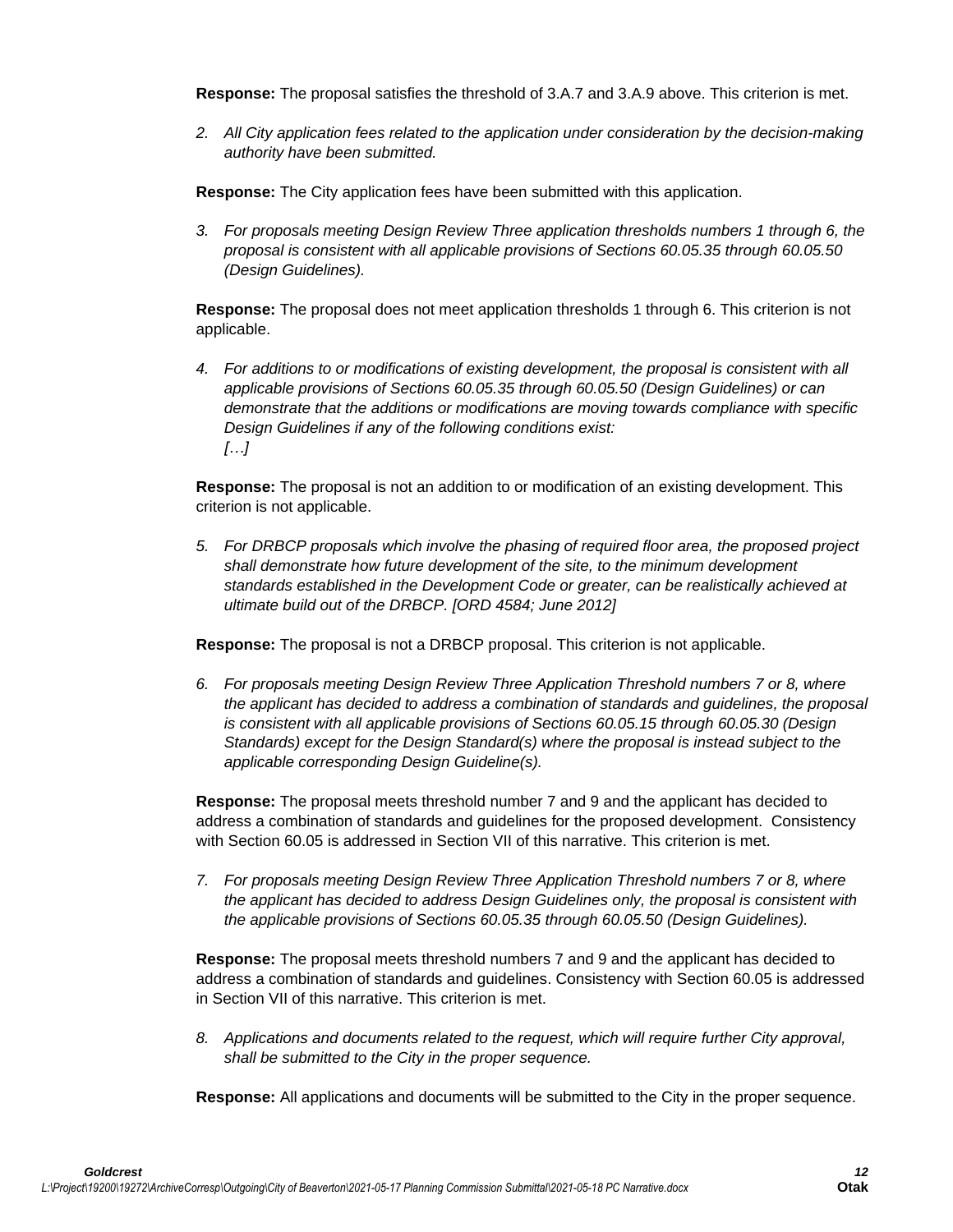**Response:** The proposal satisfies the threshold of 3.A.7 and 3.A.9 above. This criterion is met.

2. *All City application fees related to the application under consideration by the decision-making authority have been submitted.*

**Response:** The City application fees have been submitted with this application.

3. *For proposals meeting Design Review Three application thresholds numbers 1 through 6, the proposal is consistent with all applicable provisions of Sections 60.05.35 through 60.05.50 (Design Guidelines).*

**Response:** The proposal does not meet application thresholds 1 through 6. This criterion is not applicable.

4. *For additions to or modifications of existing development, the proposal is consistent with all applicable provisions of Sections 60.05.35 through 60.05.50 (Design Guidelines) or can demonstrate that the additions or modifications are moving towards compliance with specific Design Guidelines if any of the following conditions exist:*
   *[…]*

**Response:** The proposal is not an addition to or modification of an existing development. This criterion is not applicable.

5. *For DRBCP proposals which involve the phasing of required floor area, the proposed project shall demonstrate how future development of the site, to the minimum development standards established in the Development Code or greater, can be realistically achieved at ultimate build out of the DRBCP. [ORD 4584; June 2012]*

**Response:** The proposal is not a DRBCP proposal. This criterion is not applicable.

6. *For proposals meeting Design Review Three Application Threshold numbers 7 or 8, where the applicant has decided to address a combination of standards and guidelines, the proposal is consistent with all applicable provisions of Sections 60.05.15 through 60.05.30 (Design Standards) except for the Design Standard(s) where the proposal is instead subject to the applicable corresponding Design Guideline(s).*

**Response:** The proposal meets threshold number 7 and 9 and the applicant has decided to address a combination of standards and guidelines for the proposed development. Consistency with Section 60.05 is addressed in Section VII of this narrative. This criterion is met.

7. *For proposals meeting Design Review Three Application Threshold numbers 7 or 8, where the applicant has decided to address Design Guidelines only, the proposal is consistent with the applicable provisions of Sections 60.05.35 through 60.05.50 (Design Guidelines).*

**Response:** The proposal meets threshold numbers 7 and 9 and the applicant has decided to address a combination of standards and guidelines. Consistency with Section 60.05 is addressed in Section VII of this narrative. This criterion is met.

8. *Applications and documents related to the request, which will require further City approval, shall be submitted to the City in the proper sequence.*

**Response:** All applications and documents will be submitted to the City in the proper sequence.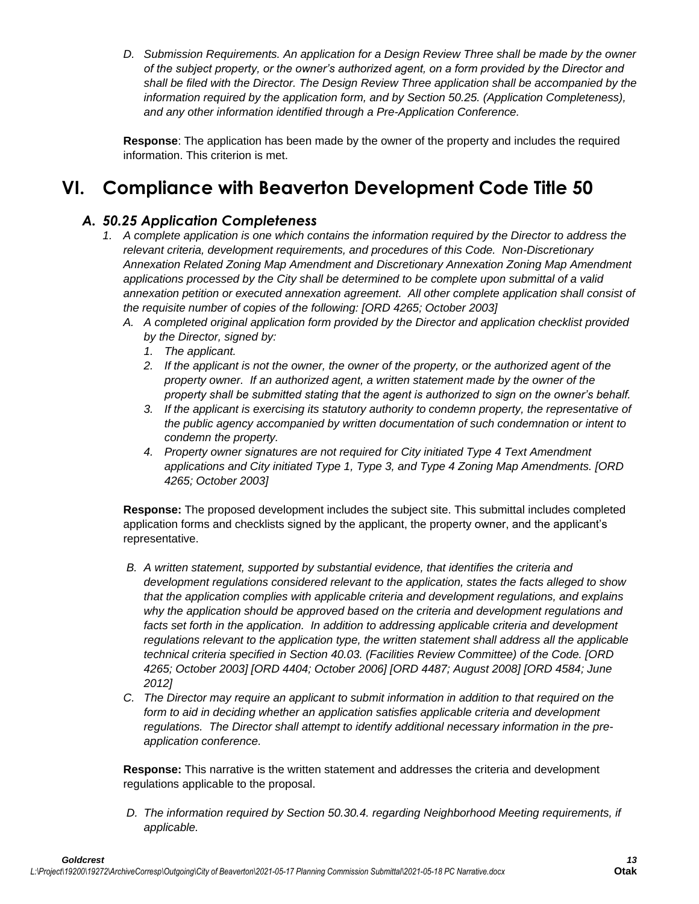*D. Submission Requirements. An application for a Design Review Three shall be made by the owner of the subject property, or the owner's authorized agent, on a form provided by the Director and shall be filed with the Director. The Design Review Three application shall be accompanied by the information required by the application form, and by Section 50.25. (Application Completeness), and any other information identified through a Pre-Application Conference.*

**Response**: The application has been made by the owner of the property and includes the required information. This criterion is met.

# VI. Compliance with Beaverton Development Code Title 50

## *A. 50.25 Application Completeness*

1. *A complete application is one which contains the information required by the Director to address the relevant criteria, development requirements, and procedures of this Code. Non-Discretionary Annexation Related Zoning Map Amendment and Discretionary Annexation Zoning Map Amendment applications processed by the City shall be determined to be complete upon submittal of a valid annexation petition or executed annexation agreement. All other complete application shall consist of the requisite number of copies of the following: [ORD 4265; October 2003]*
   - A. *A completed original application form provided by the Director and application checklist provided by the Director, signed by:*
     1. *The applicant.*
     2. *If the applicant is not the owner, the owner of the property, or the authorized agent of the property owner. If an authorized agent, a written statement made by the owner of the property shall be submitted stating that the agent is authorized to sign on the owner's behalf.*
     3. *If the applicant is exercising its statutory authority to condemn property, the representative of the public agency accompanied by written documentation of such condemnation or intent to condemn the property.*
     4. *Property owner signatures are not required for City initiated Type 4 Text Amendment applications and City initiated Type 1, Type 3, and Type 4 Zoning Map Amendments. [ORD 4265; October 2003]*

**Response:** The proposed development includes the subject site. This submittal includes completed application forms and checklists signed by the applicant, the property owner, and the applicant's representative.

   - B. *A written statement, supported by substantial evidence, that identifies the criteria and development regulations considered relevant to the application, states the facts alleged to show that the application complies with applicable criteria and development regulations, and explains why the application should be approved based on the criteria and development regulations and facts set forth in the application. In addition to addressing applicable criteria and development regulations relevant to the application type, the written statement shall address all the applicable technical criteria specified in Section 40.03. (Facilities Review Committee) of the Code. [ORD 4265; October 2003] [ORD 4404; October 2006] [ORD 4487; August 2008] [ORD 4584; June 2012]*
   - C. *The Director may require an applicant to submit information in addition to that required on the form to aid in deciding whether an application satisfies applicable criteria and development regulations. The Director shall attempt to identify additional necessary information in the pre-application conference.*

**Response:** This narrative is the written statement and addresses the criteria and development regulations applicable to the proposal.

   - D. *The information required by Section 50.30.4. regarding Neighborhood Meeting requirements, if applicable.*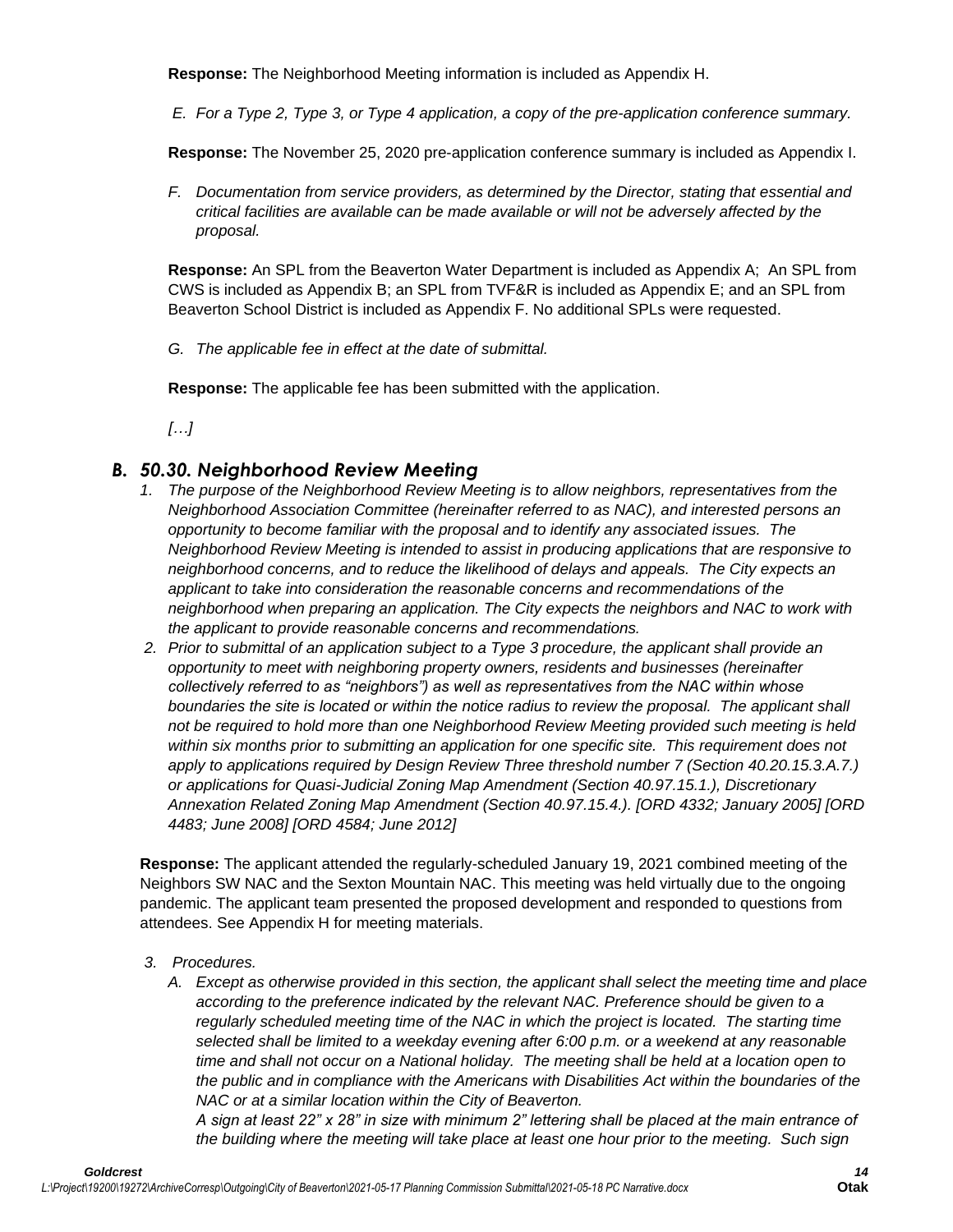**Response:** The Neighborhood Meeting information is included as Appendix H.

*E. For a Type 2, Type 3, or Type 4 application, a copy of the pre-application conference summary.*

**Response:** The November 25, 2020 pre-application conference summary is included as Appendix I.

*F. Documentation from service providers, as determined by the Director, stating that essential and critical facilities are available can be made available or will not be adversely affected by the proposal.*

**Response:** An SPL from the Beaverton Water Department is included as Appendix A; An SPL from CWS is included as Appendix B; an SPL from TVF&R is included as Appendix E; and an SPL from Beaverton School District is included as Appendix F. No additional SPLs were requested.

*G. The applicable fee in effect at the date of submittal.*

**Response:** The applicable fee has been submitted with the application.

*[…]*

### *B. 50.30. Neighborhood Review Meeting*

1. *The purpose of the Neighborhood Review Meeting is to allow neighbors, representatives from the Neighborhood Association Committee (hereinafter referred to as NAC), and interested persons an opportunity to become familiar with the proposal and to identify any associated issues. The Neighborhood Review Meeting is intended to assist in producing applications that are responsive to neighborhood concerns, and to reduce the likelihood of delays and appeals. The City expects an applicant to take into consideration the reasonable concerns and recommendations of the neighborhood when preparing an application. The City expects the neighbors and NAC to work with the applicant to provide reasonable concerns and recommendations.*
2. *Prior to submittal of an application subject to a Type 3 procedure, the applicant shall provide an opportunity to meet with neighboring property owners, residents and businesses (hereinafter collectively referred to as "neighbors") as well as representatives from the NAC within whose boundaries the site is located or within the notice radius to review the proposal. The applicant shall not be required to hold more than one Neighborhood Review Meeting provided such meeting is held within six months prior to submitting an application for one specific site. This requirement does not apply to applications required by Design Review Three threshold number 7 (Section 40.20.15.3.A.7.) or applications for Quasi-Judicial Zoning Map Amendment (Section 40.97.15.1.), Discretionary Annexation Related Zoning Map Amendment (Section 40.97.15.4.). [ORD 4332; January 2005] [ORD 4483; June 2008] [ORD 4584; June 2012]*

**Response:** The applicant attended the regularly-scheduled January 19, 2021 combined meeting of the Neighbors SW NAC and the Sexton Mountain NAC. This meeting was held virtually due to the ongoing pandemic. The applicant team presented the proposed development and responded to questions from attendees. See Appendix H for meeting materials.

3. *Procedures.*
   *A. Except as otherwise provided in this section, the applicant shall select the meeting time and place according to the preference indicated by the relevant NAC. Preference should be given to a regularly scheduled meeting time of the NAC in which the project is located. The starting time selected shall be limited to a weekday evening after 6:00 p.m. or a weekend at any reasonable time and shall not occur on a National holiday. The meeting shall be held at a location open to the public and in compliance with the Americans with Disabilities Act within the boundaries of the NAC or at a similar location within the City of Beaverton.*
   *A sign at least 22" x 28" in size with minimum 2" lettering shall be placed at the main entrance of the building where the meeting will take place at least one hour prior to the meeting. Such sign*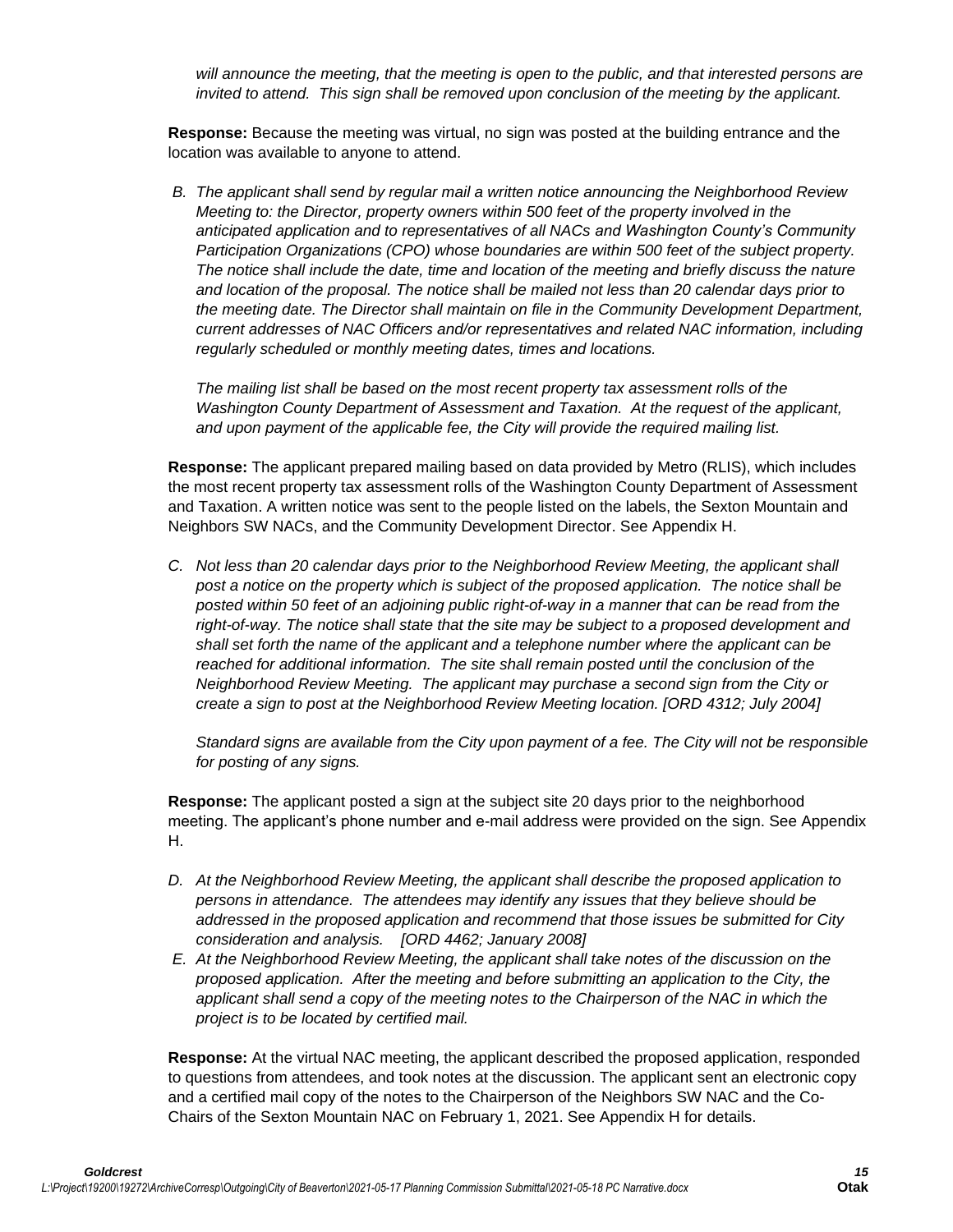*will announce the meeting, that the meeting is open to the public, and that interested persons are invited to attend. This sign shall be removed upon conclusion of the meeting by the applicant.*

**Response:** Because the meeting was virtual, no sign was posted at the building entrance and the location was available to anyone to attend.

*B. The applicant shall send by regular mail a written notice announcing the Neighborhood Review Meeting to: the Director, property owners within 500 feet of the property involved in the anticipated application and to representatives of all NACs and Washington County's Community Participation Organizations (CPO) whose boundaries are within 500 feet of the subject property. The notice shall include the date, time and location of the meeting and briefly discuss the nature and location of the proposal. The notice shall be mailed not less than 20 calendar days prior to the meeting date. The Director shall maintain on file in the Community Development Department, current addresses of NAC Officers and/or representatives and related NAC information, including regularly scheduled or monthly meeting dates, times and locations.*

*The mailing list shall be based on the most recent property tax assessment rolls of the Washington County Department of Assessment and Taxation. At the request of the applicant, and upon payment of the applicable fee, the City will provide the required mailing list.*

**Response:** The applicant prepared mailing based on data provided by Metro (RLIS), which includes the most recent property tax assessment rolls of the Washington County Department of Assessment and Taxation. A written notice was sent to the people listed on the labels, the Sexton Mountain and Neighbors SW NACs, and the Community Development Director. See Appendix H.

*C. Not less than 20 calendar days prior to the Neighborhood Review Meeting, the applicant shall post a notice on the property which is subject of the proposed application. The notice shall be posted within 50 feet of an adjoining public right-of-way in a manner that can be read from the right-of-way. The notice shall state that the site may be subject to a proposed development and shall set forth the name of the applicant and a telephone number where the applicant can be reached for additional information. The site shall remain posted until the conclusion of the Neighborhood Review Meeting. The applicant may purchase a second sign from the City or create a sign to post at the Neighborhood Review Meeting location. [ORD 4312; July 2004]*

*Standard signs are available from the City upon payment of a fee. The City will not be responsible for posting of any signs.*

**Response:** The applicant posted a sign at the subject site 20 days prior to the neighborhood meeting. The applicant's phone number and e-mail address were provided on the sign. See Appendix H.

*D. At the Neighborhood Review Meeting, the applicant shall describe the proposed application to persons in attendance. The attendees may identify any issues that they believe should be addressed in the proposed application and recommend that those issues be submitted for City consideration and analysis. [ORD 4462; January 2008]*

*E. At the Neighborhood Review Meeting, the applicant shall take notes of the discussion on the proposed application. After the meeting and before submitting an application to the City, the applicant shall send a copy of the meeting notes to the Chairperson of the NAC in which the project is to be located by certified mail.*

**Response:** At the virtual NAC meeting, the applicant described the proposed application, responded to questions from attendees, and took notes at the discussion. The applicant sent an electronic copy and a certified mail copy of the notes to the Chairperson of the Neighbors SW NAC and the Co-Chairs of the Sexton Mountain NAC on February 1, 2021. See Appendix H for details.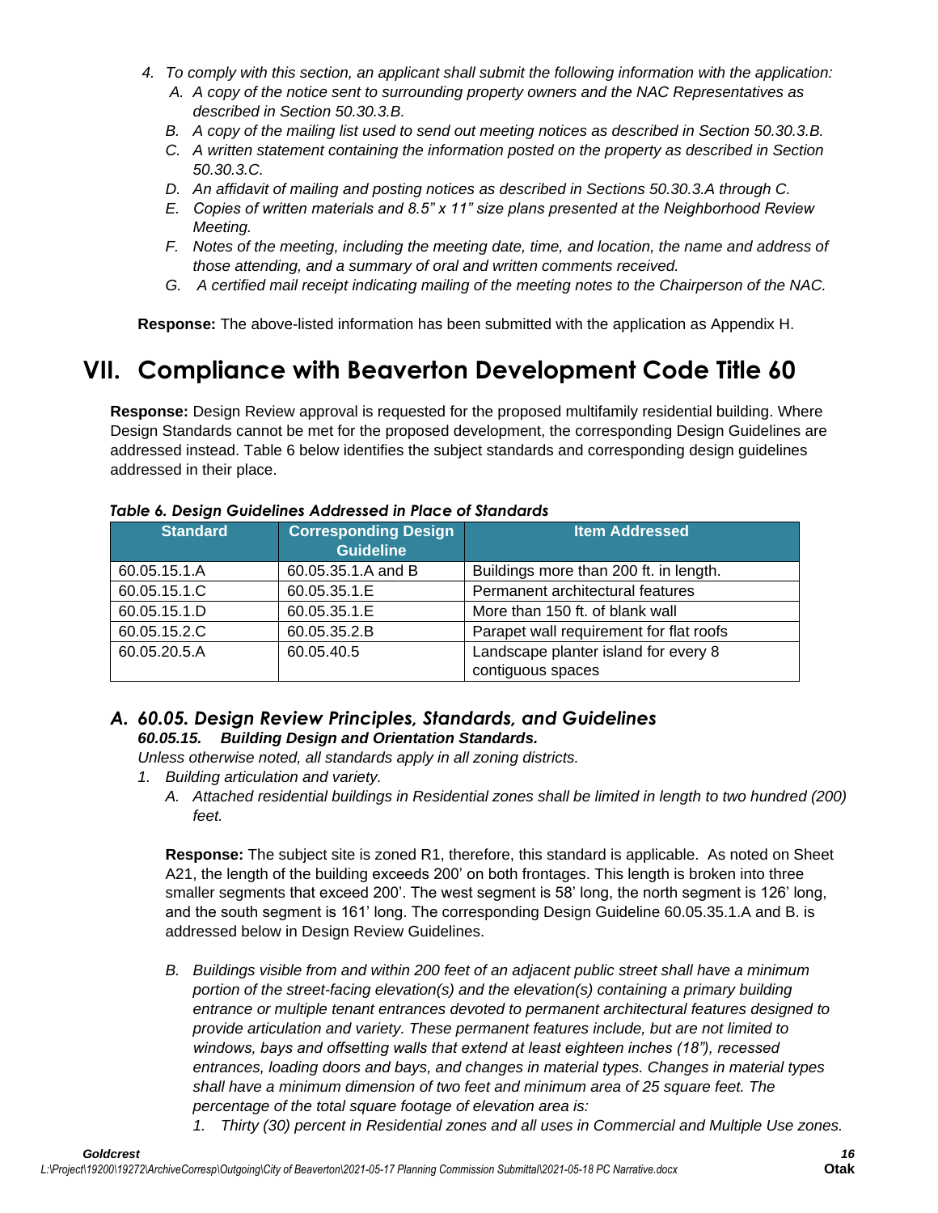4. *To comply with this section, an applicant shall submit the following information with the application:*
   - A. *A copy of the notice sent to surrounding property owners and the NAC Representatives as described in Section 50.30.3.B.*
   - B. *A copy of the mailing list used to send out meeting notices as described in Section 50.30.3.B.*
   - C. *A written statement containing the information posted on the property as described in Section 50.30.3.C.*
   - D. *An affidavit of mailing and posting notices as described in Sections 50.30.3.A through C.*
   - E. *Copies of written materials and 8.5" x 11" size plans presented at the Neighborhood Review Meeting.*
   - F. *Notes of the meeting, including the meeting date, time, and location, the name and address of those attending, and a summary of oral and written comments received.*
   - G. *A certified mail receipt indicating mailing of the meeting notes to the Chairperson of the NAC.*

**Response:** The above-listed information has been submitted with the application as Appendix H.

# VII. Compliance with Beaverton Development Code Title 60

**Response:** Design Review approval is requested for the proposed multifamily residential building. Where Design Standards cannot be met for the proposed development, the corresponding Design Guidelines are addressed instead. Table 6 below identifies the subject standards and corresponding design guidelines addressed in their place.

***Table 6. Design Guidelines Addressed in Place of Standards***

| Standard | Corresponding Design Guideline | Item Addressed |
|---|---|---|
| 60.05.15.1.A | 60.05.35.1.A and B | Buildings more than 200 ft. in length. |
| 60.05.15.1.C | 60.05.35.1.E | Permanent architectural features |
| 60.05.15.1.D | 60.05.35.1.E | More than 150 ft. of blank wall |
| 60.05.15.2.C | 60.05.35.2.B | Parapet wall requirement for flat roofs |
| 60.05.20.5.A | 60.05.40.5 | Landscape planter island for every 8 contiguous spaces |

## *A. 60.05. Design Review Principles, Standards, and Guidelines*

***60.05.15. Building Design and Orientation Standards.***

*Unless otherwise noted, all standards apply in all zoning districts.*

1. *Building articulation and variety.*
   - A. *Attached residential buildings in Residential zones shall be limited in length to two hundred (200) feet.*

   **Response:** The subject site is zoned R1, therefore, this standard is applicable. As noted on Sheet A21, the length of the building exceeds 200' on both frontages. This length is broken into three smaller segments that exceed 200'. The west segment is 58' long, the north segment is 126' long, and the south segment is 161' long. The corresponding Design Guideline 60.05.35.1.A and B. is addressed below in Design Review Guidelines.

   - B. *Buildings visible from and within 200 feet of an adjacent public street shall have a minimum portion of the street-facing elevation(s) and the elevation(s) containing a primary building entrance or multiple tenant entrances devoted to permanent architectural features designed to provide articulation and variety. These permanent features include, but are not limited to windows, bays and offsetting walls that extend at least eighteen inches (18"), recessed entrances, loading doors and bays, and changes in material types. Changes in material types shall have a minimum dimension of two feet and minimum area of 25 square feet. The percentage of the total square footage of elevation area is:*
     1. *Thirty (30) percent in Residential zones and all uses in Commercial and Multiple Use zones.*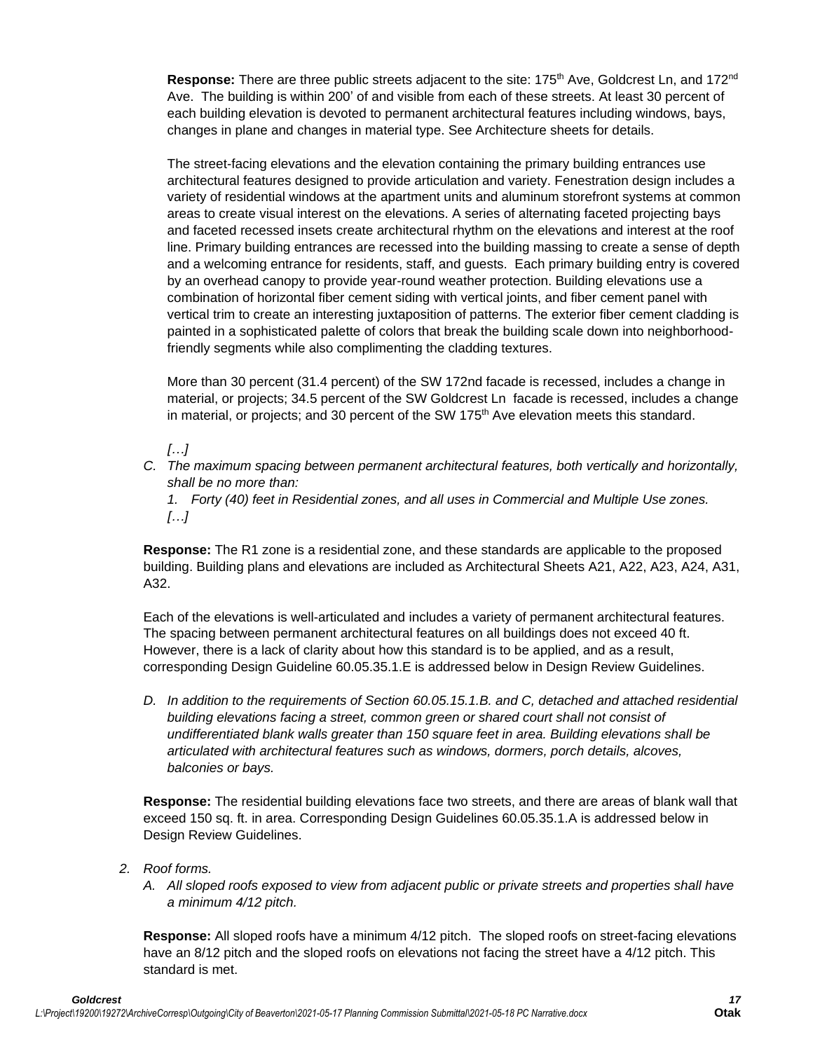**Response:** There are three public streets adjacent to the site: 175th Ave, Goldcrest Ln, and 172nd Ave. The building is within 200' of and visible from each of these streets. At least 30 percent of each building elevation is devoted to permanent architectural features including windows, bays, changes in plane and changes in material type. See Architecture sheets for details.

The street-facing elevations and the elevation containing the primary building entrances use architectural features designed to provide articulation and variety. Fenestration design includes a variety of residential windows at the apartment units and aluminum storefront systems at common areas to create visual interest on the elevations. A series of alternating faceted projecting bays and faceted recessed insets create architectural rhythm on the elevations and interest at the roof line. Primary building entrances are recessed into the building massing to create a sense of depth and a welcoming entrance for residents, staff, and guests. Each primary building entry is covered by an overhead canopy to provide year-round weather protection. Building elevations use a combination of horizontal fiber cement siding with vertical joints, and fiber cement panel with vertical trim to create an interesting juxtaposition of patterns. The exterior fiber cement cladding is painted in a sophisticated palette of colors that break the building scale down into neighborhood-friendly segments while also complimenting the cladding textures.

More than 30 percent (31.4 percent) of the SW 172nd facade is recessed, includes a change in material, or projects; 34.5 percent of the SW Goldcrest Ln facade is recessed, includes a change in material, or projects; and 30 percent of the SW 175th Ave elevation meets this standard.

*[…]*

C. *The maximum spacing between permanent architectural features, both vertically and horizontally, shall be no more than:*

   *1. Forty (40) feet in Residential zones, and all uses in Commercial and Multiple Use zones.*
   *[…]*

**Response:** The R1 zone is a residential zone, and these standards are applicable to the proposed building. Building plans and elevations are included as Architectural Sheets A21, A22, A23, A24, A31, A32.

Each of the elevations is well-articulated and includes a variety of permanent architectural features. The spacing between permanent architectural features on all buildings does not exceed 40 ft. However, there is a lack of clarity about how this standard is to be applied, and as a result, corresponding Design Guideline 60.05.35.1.E is addressed below in Design Review Guidelines.

D. *In addition to the requirements of Section 60.05.15.1.B. and C, detached and attached residential building elevations facing a street, common green or shared court shall not consist of undifferentiated blank walls greater than 150 square feet in area. Building elevations shall be articulated with architectural features such as windows, dormers, porch details, alcoves, balconies or bays.*

**Response:** The residential building elevations face two streets, and there are areas of blank wall that exceed 150 sq. ft. in area. Corresponding Design Guidelines 60.05.35.1.A is addressed below in Design Review Guidelines.

2. *Roof forms.*

   A. *All sloped roofs exposed to view from adjacent public or private streets and properties shall have a minimum 4/12 pitch.*

**Response:** All sloped roofs have a minimum 4/12 pitch. The sloped roofs on street-facing elevations have an 8/12 pitch and the sloped roofs on elevations not facing the street have a 4/12 pitch. This standard is met.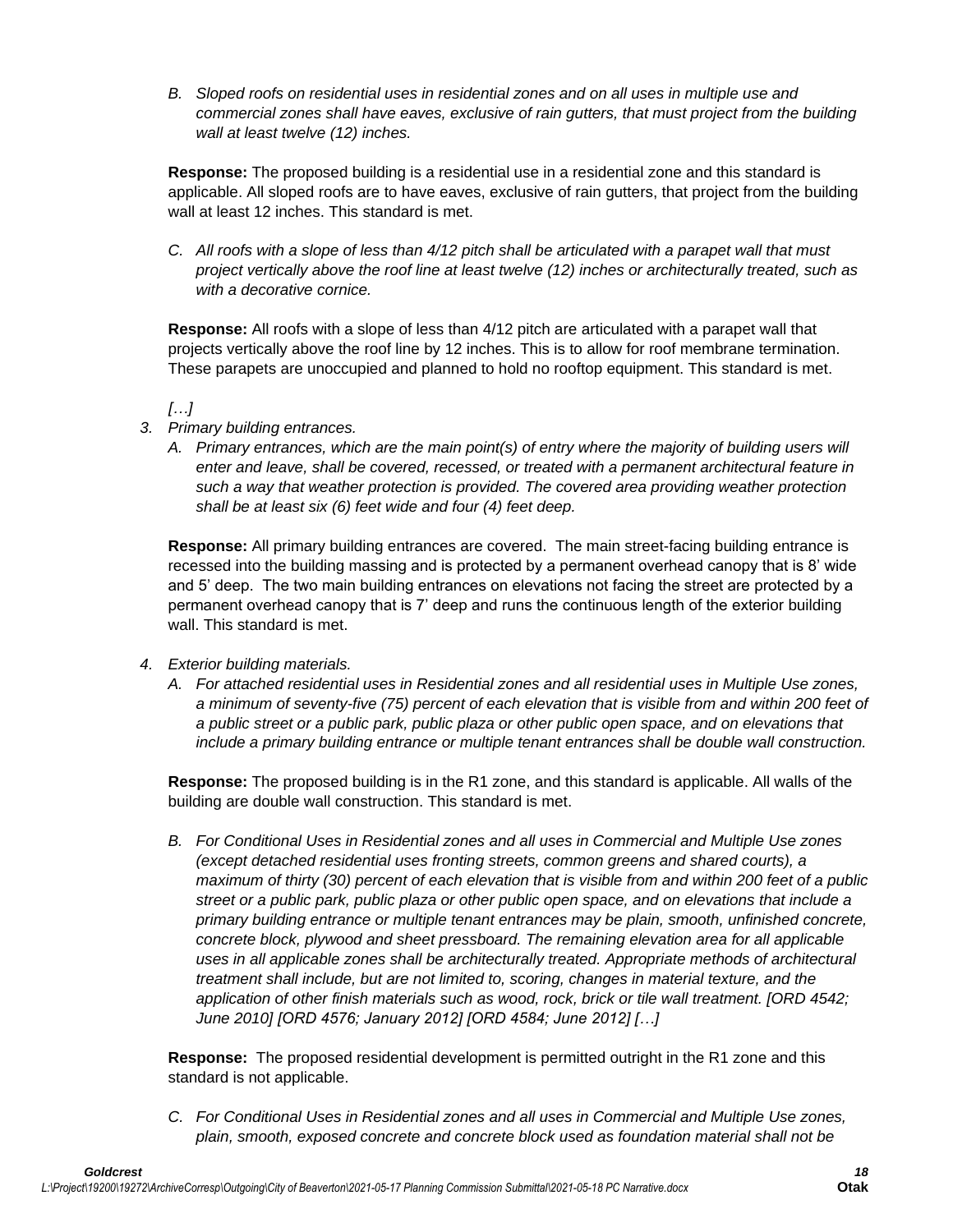*B. Sloped roofs on residential uses in residential zones and on all uses in multiple use and commercial zones shall have eaves, exclusive of rain gutters, that must project from the building wall at least twelve (12) inches.*

**Response:** The proposed building is a residential use in a residential zone and this standard is applicable. All sloped roofs are to have eaves, exclusive of rain gutters, that project from the building wall at least 12 inches. This standard is met.

*C. All roofs with a slope of less than 4/12 pitch shall be articulated with a parapet wall that must project vertically above the roof line at least twelve (12) inches or architecturally treated, such as with a decorative cornice.*

**Response:** All roofs with a slope of less than 4/12 pitch are articulated with a parapet wall that projects vertically above the roof line by 12 inches. This is to allow for roof membrane termination. These parapets are unoccupied and planned to hold no rooftop equipment. This standard is met.

*[…]*

*3. Primary building entrances.*

*A. Primary entrances, which are the main point(s) of entry where the majority of building users will enter and leave, shall be covered, recessed, or treated with a permanent architectural feature in such a way that weather protection is provided. The covered area providing weather protection shall be at least six (6) feet wide and four (4) feet deep.*

**Response:** All primary building entrances are covered. The main street-facing building entrance is recessed into the building massing and is protected by a permanent overhead canopy that is 8' wide and 5' deep. The two main building entrances on elevations not facing the street are protected by a permanent overhead canopy that is 7' deep and runs the continuous length of the exterior building wall. This standard is met.

*4. Exterior building materials.*

*A. For attached residential uses in Residential zones and all residential uses in Multiple Use zones, a minimum of seventy-five (75) percent of each elevation that is visible from and within 200 feet of a public street or a public park, public plaza or other public open space, and on elevations that include a primary building entrance or multiple tenant entrances shall be double wall construction.*

**Response:** The proposed building is in the R1 zone, and this standard is applicable. All walls of the building are double wall construction. This standard is met.

*B. For Conditional Uses in Residential zones and all uses in Commercial and Multiple Use zones (except detached residential uses fronting streets, common greens and shared courts), a maximum of thirty (30) percent of each elevation that is visible from and within 200 feet of a public street or a public park, public plaza or other public open space, and on elevations that include a primary building entrance or multiple tenant entrances may be plain, smooth, unfinished concrete, concrete block, plywood and sheet pressboard. The remaining elevation area for all applicable uses in all applicable zones shall be architecturally treated. Appropriate methods of architectural treatment shall include, but are not limited to, scoring, changes in material texture, and the application of other finish materials such as wood, rock, brick or tile wall treatment. [ORD 4542; June 2010] [ORD 4576; January 2012] [ORD 4584; June 2012] […]*

**Response:** The proposed residential development is permitted outright in the R1 zone and this standard is not applicable.

*C. For Conditional Uses in Residential zones and all uses in Commercial and Multiple Use zones, plain, smooth, exposed concrete and concrete block used as foundation material shall not be*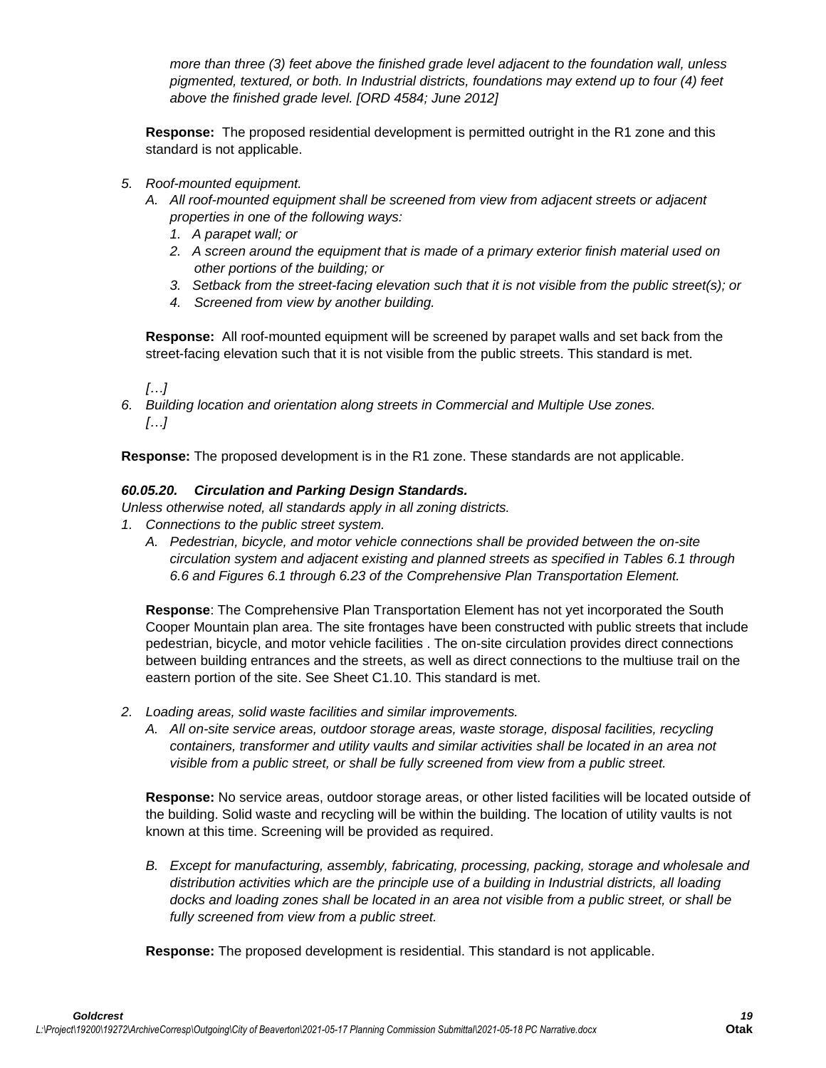*more than three (3) feet above the finished grade level adjacent to the foundation wall, unless pigmented, textured, or both. In Industrial districts, foundations may extend up to four (4) feet above the finished grade level. [ORD 4584; June 2012]*

**Response:** The proposed residential development is permitted outright in the R1 zone and this standard is not applicable.

5. *Roof-mounted equipment.*
   A. *All roof-mounted equipment shall be screened from view from adjacent streets or adjacent properties in one of the following ways:*
      1. *A parapet wall; or*
      2. *A screen around the equipment that is made of a primary exterior finish material used on other portions of the building; or*
      3. *Setback from the street-facing elevation such that it is not visible from the public street(s); or*
      4. *Screened from view by another building.*

   **Response:** All roof-mounted equipment will be screened by parapet walls and set back from the street-facing elevation such that it is not visible from the public streets. This standard is met.

   *[…]*

6. *Building location and orientation along streets in Commercial and Multiple Use zones.*
   *[…]*

**Response:** The proposed development is in the R1 zone. These standards are not applicable.

***60.05.20. Circulation and Parking Design Standards.***

*Unless otherwise noted, all standards apply in all zoning districts.*

1. *Connections to the public street system.*
   A. *Pedestrian, bicycle, and motor vehicle connections shall be provided between the on-site circulation system and adjacent existing and planned streets as specified in Tables 6.1 through 6.6 and Figures 6.1 through 6.23 of the Comprehensive Plan Transportation Element.*

   **Response**: The Comprehensive Plan Transportation Element has not yet incorporated the South Cooper Mountain plan area. The site frontages have been constructed with public streets that include pedestrian, bicycle, and motor vehicle facilities . The on-site circulation provides direct connections between building entrances and the streets, as well as direct connections to the multiuse trail on the eastern portion of the site. See Sheet C1.10. This standard is met.

2. *Loading areas, solid waste facilities and similar improvements.*
   A. *All on-site service areas, outdoor storage areas, waste storage, disposal facilities, recycling containers, transformer and utility vaults and similar activities shall be located in an area not visible from a public street, or shall be fully screened from view from a public street.*

   **Response:** No service areas, outdoor storage areas, or other listed facilities will be located outside of the building. Solid waste and recycling will be within the building. The location of utility vaults is not known at this time. Screening will be provided as required.

   B. *Except for manufacturing, assembly, fabricating, processing, packing, storage and wholesale and distribution activities which are the principle use of a building in Industrial districts, all loading docks and loading zones shall be located in an area not visible from a public street, or shall be fully screened from view from a public street.*

   **Response:** The proposed development is residential. This standard is not applicable.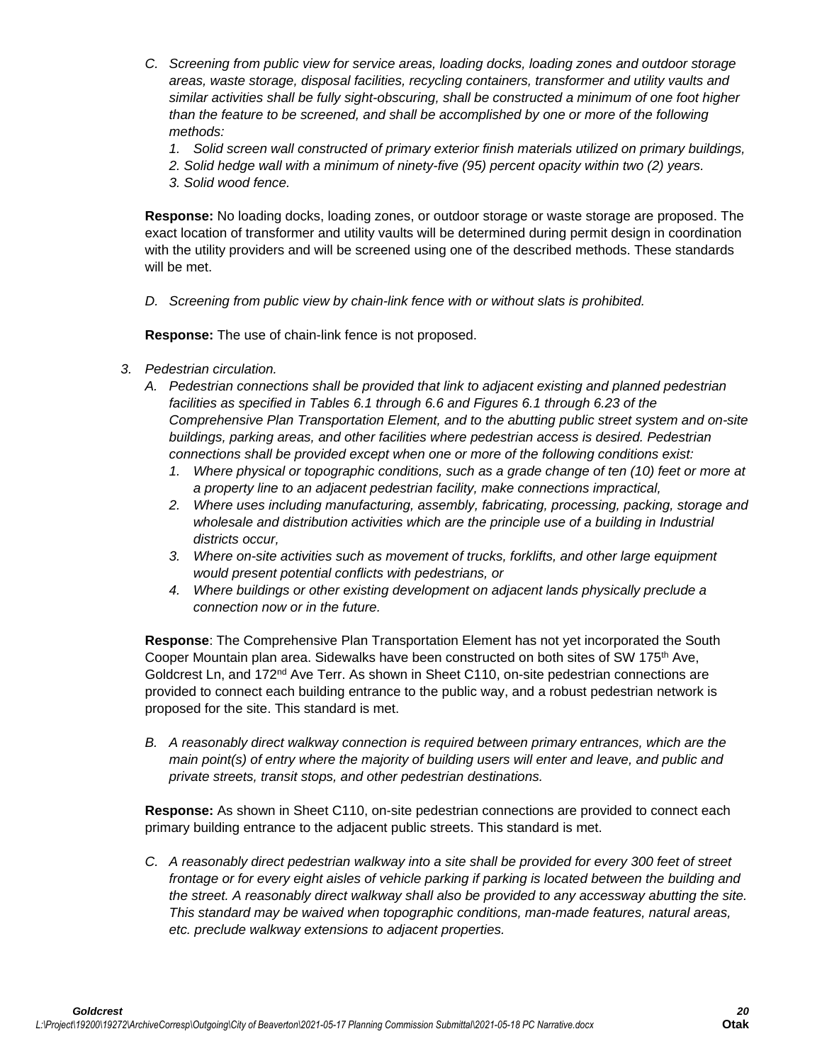C. *Screening from public view for service areas, loading docks, loading zones and outdoor storage areas, waste storage, disposal facilities, recycling containers, transformer and utility vaults and similar activities shall be fully sight-obscuring, shall be constructed a minimum of one foot higher than the feature to be screened, and shall be accomplished by one or more of the following methods:*
   1. *Solid screen wall constructed of primary exterior finish materials utilized on primary buildings,*
   2. *Solid hedge wall with a minimum of ninety-five (95) percent opacity within two (2) years.*
   3. *Solid wood fence.*

**Response:** No loading docks, loading zones, or outdoor storage or waste storage are proposed. The exact location of transformer and utility vaults will be determined during permit design in coordination with the utility providers and will be screened using one of the described methods. These standards will be met.

D. *Screening from public view by chain-link fence with or without slats is prohibited.*

**Response:** The use of chain-link fence is not proposed.

3. *Pedestrian circulation.*
   A. *Pedestrian connections shall be provided that link to adjacent existing and planned pedestrian facilities as specified in Tables 6.1 through 6.6 and Figures 6.1 through 6.23 of the Comprehensive Plan Transportation Element, and to the abutting public street system and on-site buildings, parking areas, and other facilities where pedestrian access is desired. Pedestrian connections shall be provided except when one or more of the following conditions exist:*
      1. *Where physical or topographic conditions, such as a grade change of ten (10) feet or more at a property line to an adjacent pedestrian facility, make connections impractical,*
      2. *Where uses including manufacturing, assembly, fabricating, processing, packing, storage and wholesale and distribution activities which are the principle use of a building in Industrial districts occur,*
      3. *Where on-site activities such as movement of trucks, forklifts, and other large equipment would present potential conflicts with pedestrians, or*
      4. *Where buildings or other existing development on adjacent lands physically preclude a connection now or in the future.*

**Response**: The Comprehensive Plan Transportation Element has not yet incorporated the South Cooper Mountain plan area. Sidewalks have been constructed on both sites of SW 175th Ave, Goldcrest Ln, and 172nd Ave Terr. As shown in Sheet C110, on-site pedestrian connections are provided to connect each building entrance to the public way, and a robust pedestrian network is proposed for the site. This standard is met.

B. *A reasonably direct walkway connection is required between primary entrances, which are the main point(s) of entry where the majority of building users will enter and leave, and public and private streets, transit stops, and other pedestrian destinations.*

**Response:** As shown in Sheet C110, on-site pedestrian connections are provided to connect each primary building entrance to the adjacent public streets. This standard is met.

C. *A reasonably direct pedestrian walkway into a site shall be provided for every 300 feet of street frontage or for every eight aisles of vehicle parking if parking is located between the building and the street. A reasonably direct walkway shall also be provided to any accessway abutting the site. This standard may be waived when topographic conditions, man-made features, natural areas, etc. preclude walkway extensions to adjacent properties.*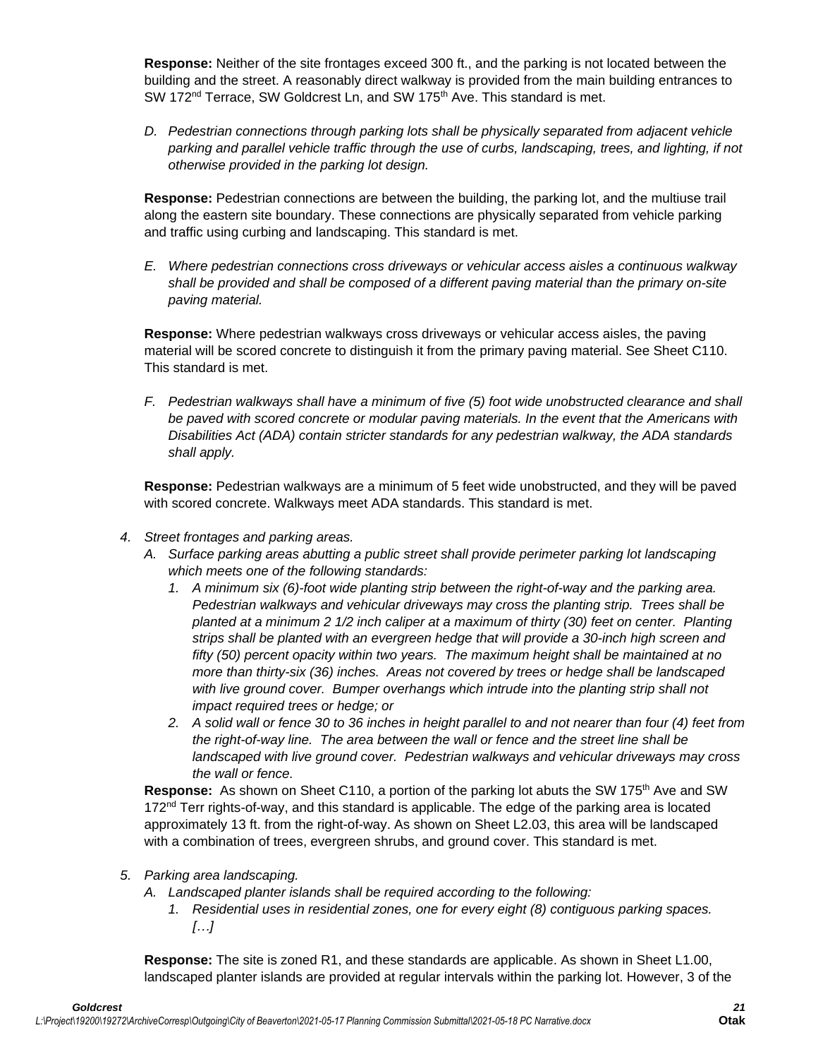**Response:** Neither of the site frontages exceed 300 ft., and the parking is not located between the building and the street. A reasonably direct walkway is provided from the main building entrances to SW 172nd Terrace, SW Goldcrest Ln, and SW 175th Ave. This standard is met.

D. *Pedestrian connections through parking lots shall be physically separated from adjacent vehicle parking and parallel vehicle traffic through the use of curbs, landscaping, trees, and lighting, if not otherwise provided in the parking lot design.*

**Response:** Pedestrian connections are between the building, the parking lot, and the multiuse trail along the eastern site boundary. These connections are physically separated from vehicle parking and traffic using curbing and landscaping. This standard is met.

E. *Where pedestrian connections cross driveways or vehicular access aisles a continuous walkway shall be provided and shall be composed of a different paving material than the primary on-site paving material.*

**Response:** Where pedestrian walkways cross driveways or vehicular access aisles, the paving material will be scored concrete to distinguish it from the primary paving material. See Sheet C110. This standard is met.

F. *Pedestrian walkways shall have a minimum of five (5) foot wide unobstructed clearance and shall be paved with scored concrete or modular paving materials. In the event that the Americans with Disabilities Act (ADA) contain stricter standards for any pedestrian walkway, the ADA standards shall apply.*

**Response:** Pedestrian walkways are a minimum of 5 feet wide unobstructed, and they will be paved with scored concrete. Walkways meet ADA standards. This standard is met.

4. *Street frontages and parking areas.*
   A. *Surface parking areas abutting a public street shall provide perimeter parking lot landscaping which meets one of the following standards:*
      1. *A minimum six (6)-foot wide planting strip between the right-of-way and the parking area. Pedestrian walkways and vehicular driveways may cross the planting strip. Trees shall be planted at a minimum 2 1/2 inch caliper at a maximum of thirty (30) feet on center. Planting strips shall be planted with an evergreen hedge that will provide a 30-inch high screen and fifty (50) percent opacity within two years. The maximum height shall be maintained at no more than thirty-six (36) inches. Areas not covered by trees or hedge shall be landscaped with live ground cover. Bumper overhangs which intrude into the planting strip shall not impact required trees or hedge; or*
      2. *A solid wall or fence 30 to 36 inches in height parallel to and not nearer than four (4) feet from the right-of-way line. The area between the wall or fence and the street line shall be landscaped with live ground cover. Pedestrian walkways and vehicular driveways may cross the wall or fence.*

**Response:** As shown on Sheet C110, a portion of the parking lot abuts the SW 175th Ave and SW 172nd Terr rights-of-way, and this standard is applicable. The edge of the parking area is located approximately 13 ft. from the right-of-way. As shown on Sheet L2.03, this area will be landscaped with a combination of trees, evergreen shrubs, and ground cover. This standard is met.

5. *Parking area landscaping.*
   A. *Landscaped planter islands shall be required according to the following:*
      1. *Residential uses in residential zones, one for every eight (8) contiguous parking spaces. […]*

**Response:** The site is zoned R1, and these standards are applicable. As shown in Sheet L1.00, landscaped planter islands are provided at regular intervals within the parking lot. However, 3 of the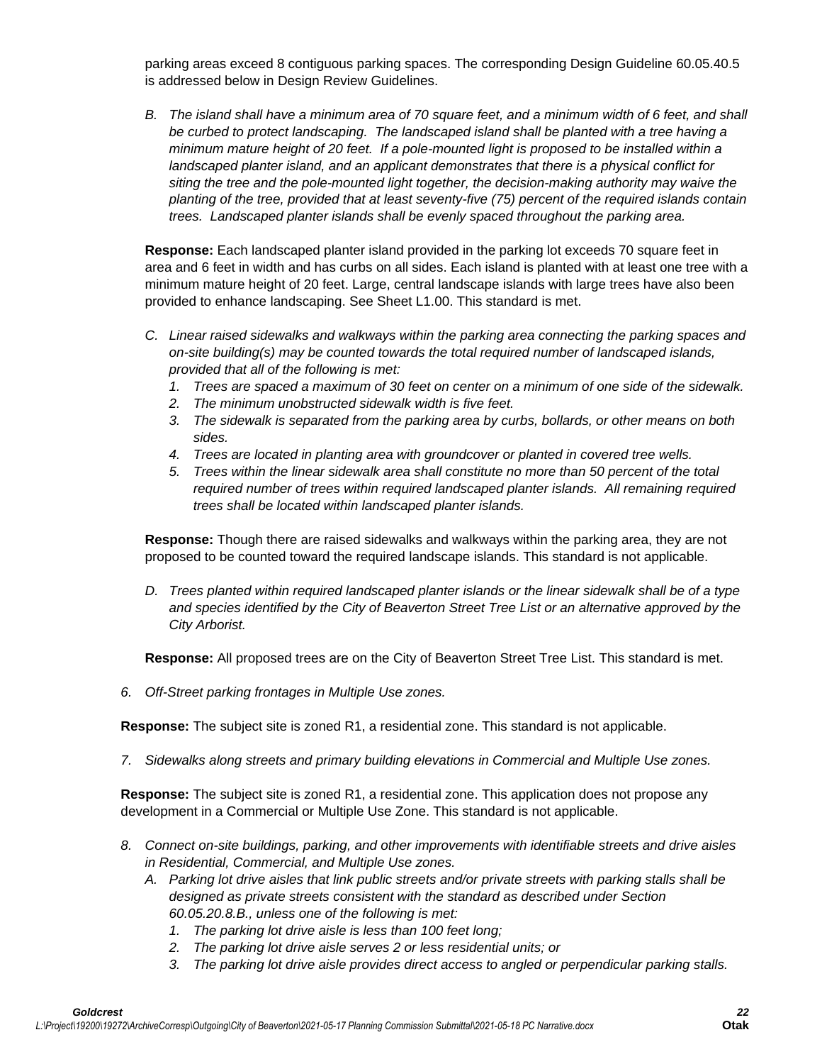parking areas exceed 8 contiguous parking spaces. The corresponding Design Guideline 60.05.40.5 is addressed below in Design Review Guidelines.

*B. The island shall have a minimum area of 70 square feet, and a minimum width of 6 feet, and shall be curbed to protect landscaping. The landscaped island shall be planted with a tree having a minimum mature height of 20 feet. If a pole-mounted light is proposed to be installed within a landscaped planter island, and an applicant demonstrates that there is a physical conflict for siting the tree and the pole-mounted light together, the decision-making authority may waive the planting of the tree, provided that at least seventy-five (75) percent of the required islands contain trees. Landscaped planter islands shall be evenly spaced throughout the parking area.*

**Response:** Each landscaped planter island provided in the parking lot exceeds 70 square feet in area and 6 feet in width and has curbs on all sides. Each island is planted with at least one tree with a minimum mature height of 20 feet. Large, central landscape islands with large trees have also been provided to enhance landscaping. See Sheet L1.00. This standard is met.

*C. Linear raised sidewalks and walkways within the parking area connecting the parking spaces and on-site building(s) may be counted towards the total required number of landscaped islands, provided that all of the following is met:*

1. *Trees are spaced a maximum of 30 feet on center on a minimum of one side of the sidewalk.*
2. *The minimum unobstructed sidewalk width is five feet.*
3. *The sidewalk is separated from the parking area by curbs, bollards, or other means on both sides.*
4. *Trees are located in planting area with groundcover or planted in covered tree wells.*
5. *Trees within the linear sidewalk area shall constitute no more than 50 percent of the total required number of trees within required landscaped planter islands. All remaining required trees shall be located within landscaped planter islands.*

**Response:** Though there are raised sidewalks and walkways within the parking area, they are not proposed to be counted toward the required landscape islands. This standard is not applicable.

*D. Trees planted within required landscaped planter islands or the linear sidewalk shall be of a type and species identified by the City of Beaverton Street Tree List or an alternative approved by the City Arborist.*

**Response:** All proposed trees are on the City of Beaverton Street Tree List. This standard is met.

*6. Off-Street parking frontages in Multiple Use zones.*

**Response:** The subject site is zoned R1, a residential zone. This standard is not applicable.

*7. Sidewalks along streets and primary building elevations in Commercial and Multiple Use zones.*

**Response:** The subject site is zoned R1, a residential zone. This application does not propose any development in a Commercial or Multiple Use Zone. This standard is not applicable.

*8. Connect on-site buildings, parking, and other improvements with identifiable streets and drive aisles in Residential, Commercial, and Multiple Use zones.*

*A. Parking lot drive aisles that link public streets and/or private streets with parking stalls shall be designed as private streets consistent with the standard as described under Section 60.05.20.8.B., unless one of the following is met:*

1. *The parking lot drive aisle is less than 100 feet long;*
2. *The parking lot drive aisle serves 2 or less residential units; or*
3. *The parking lot drive aisle provides direct access to angled or perpendicular parking stalls.*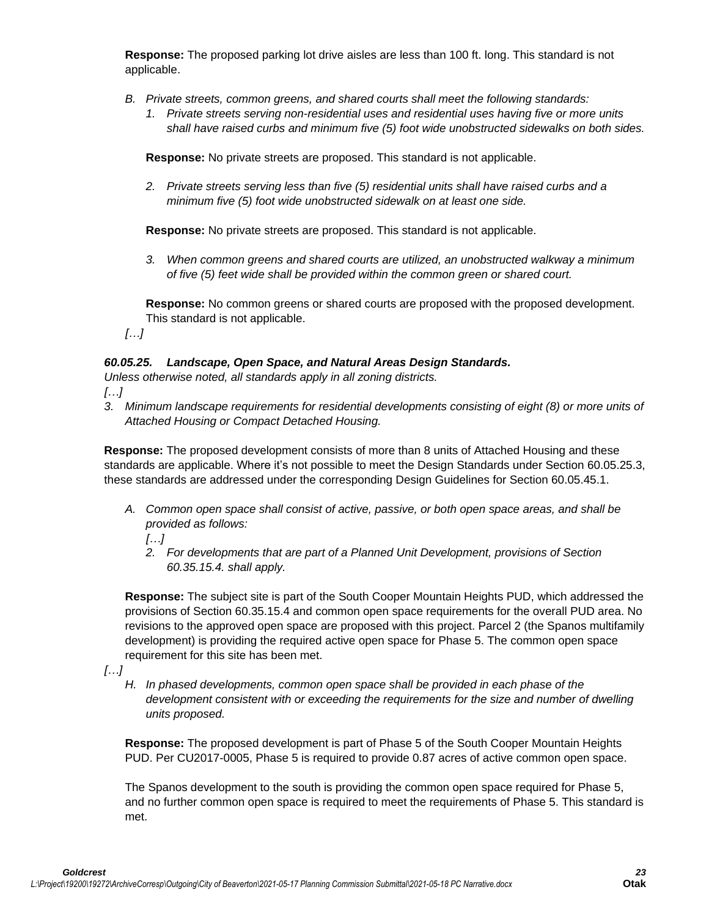**Response:** The proposed parking lot drive aisles are less than 100 ft. long. This standard is not applicable.

*B. Private streets, common greens, and shared courts shall meet the following standards:*

*1. Private streets serving non-residential uses and residential uses having five or more units shall have raised curbs and minimum five (5) foot wide unobstructed sidewalks on both sides.*

**Response:** No private streets are proposed. This standard is not applicable.

*2. Private streets serving less than five (5) residential units shall have raised curbs and a minimum five (5) foot wide unobstructed sidewalk on at least one side.*

**Response:** No private streets are proposed. This standard is not applicable.

*3. When common greens and shared courts are utilized, an unobstructed walkway a minimum of five (5) feet wide shall be provided within the common green or shared court.*

**Response:** No common greens or shared courts are proposed with the proposed development. This standard is not applicable.

*[…]*

***60.05.25. Landscape, Open Space, and Natural Areas Design Standards.***

*Unless otherwise noted, all standards apply in all zoning districts.*

*[…]*

*3. Minimum landscape requirements for residential developments consisting of eight (8) or more units of Attached Housing or Compact Detached Housing.*

**Response:** The proposed development consists of more than 8 units of Attached Housing and these standards are applicable. Where it's not possible to meet the Design Standards under Section 60.05.25.3, these standards are addressed under the corresponding Design Guidelines for Section 60.05.45.1.

*A. Common open space shall consist of active, passive, or both open space areas, and shall be provided as follows:*

*[…]*

*2. For developments that are part of a Planned Unit Development, provisions of Section 60.35.15.4. shall apply.*

**Response:** The subject site is part of the South Cooper Mountain Heights PUD, which addressed the provisions of Section 60.35.15.4 and common open space requirements for the overall PUD area. No revisions to the approved open space are proposed with this project. Parcel 2 (the Spanos multifamily development) is providing the required active open space for Phase 5. The common open space requirement for this site has been met.

*[…]*

*H. In phased developments, common open space shall be provided in each phase of the development consistent with or exceeding the requirements for the size and number of dwelling units proposed.*

**Response:** The proposed development is part of Phase 5 of the South Cooper Mountain Heights PUD. Per CU2017-0005, Phase 5 is required to provide 0.87 acres of active common open space.

The Spanos development to the south is providing the common open space required for Phase 5, and no further common open space is required to meet the requirements of Phase 5. This standard is met.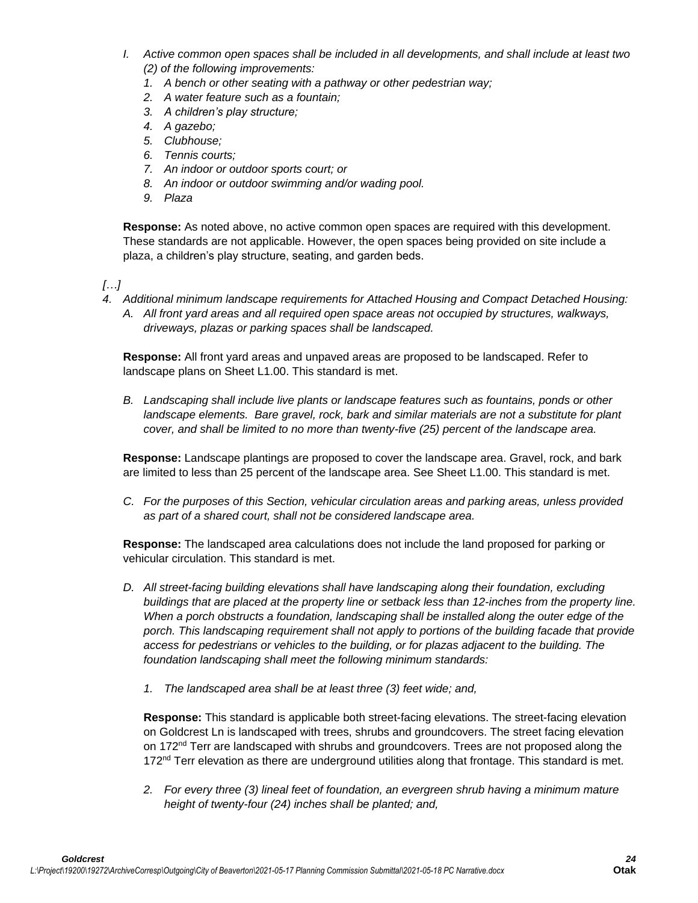*I. Active common open spaces shall be included in all developments, and shall include at least two (2) of the following improvements:*

*1. A bench or other seating with a pathway or other pedestrian way;*
*2. A water feature such as a fountain;*
*3. A children's play structure;*
*4. A gazebo;*
*5. Clubhouse;*
*6. Tennis courts;*
*7. An indoor or outdoor sports court; or*
*8. An indoor or outdoor swimming and/or wading pool.*
*9. Plaza*

**Response:** As noted above, no active common open spaces are required with this development. These standards are not applicable. However, the open spaces being provided on site include a plaza, a children's play structure, seating, and garden beds.

*[…]*

*4. Additional minimum landscape requirements for Attached Housing and Compact Detached Housing:*

*A. All front yard areas and all required open space areas not occupied by structures, walkways, driveways, plazas or parking spaces shall be landscaped.*

**Response:** All front yard areas and unpaved areas are proposed to be landscaped. Refer to landscape plans on Sheet L1.00. This standard is met.

*B. Landscaping shall include live plants or landscape features such as fountains, ponds or other landscape elements. Bare gravel, rock, bark and similar materials are not a substitute for plant cover, and shall be limited to no more than twenty-five (25) percent of the landscape area.*

**Response:** Landscape plantings are proposed to cover the landscape area. Gravel, rock, and bark are limited to less than 25 percent of the landscape area. See Sheet L1.00. This standard is met.

*C. For the purposes of this Section, vehicular circulation areas and parking areas, unless provided as part of a shared court, shall not be considered landscape area.*

**Response:** The landscaped area calculations does not include the land proposed for parking or vehicular circulation. This standard is met.

*D. All street-facing building elevations shall have landscaping along their foundation, excluding buildings that are placed at the property line or setback less than 12-inches from the property line. When a porch obstructs a foundation, landscaping shall be installed along the outer edge of the porch. This landscaping requirement shall not apply to portions of the building facade that provide access for pedestrians or vehicles to the building, or for plazas adjacent to the building. The foundation landscaping shall meet the following minimum standards:*

*1. The landscaped area shall be at least three (3) feet wide; and,*

**Response:** This standard is applicable both street-facing elevations. The street-facing elevation on Goldcrest Ln is landscaped with trees, shrubs and groundcovers. The street facing elevation on 172nd Terr are landscaped with shrubs and groundcovers. Trees are not proposed along the 172nd Terr elevation as there are underground utilities along that frontage. This standard is met.

*2. For every three (3) lineal feet of foundation, an evergreen shrub having a minimum mature height of twenty-four (24) inches shall be planted; and,*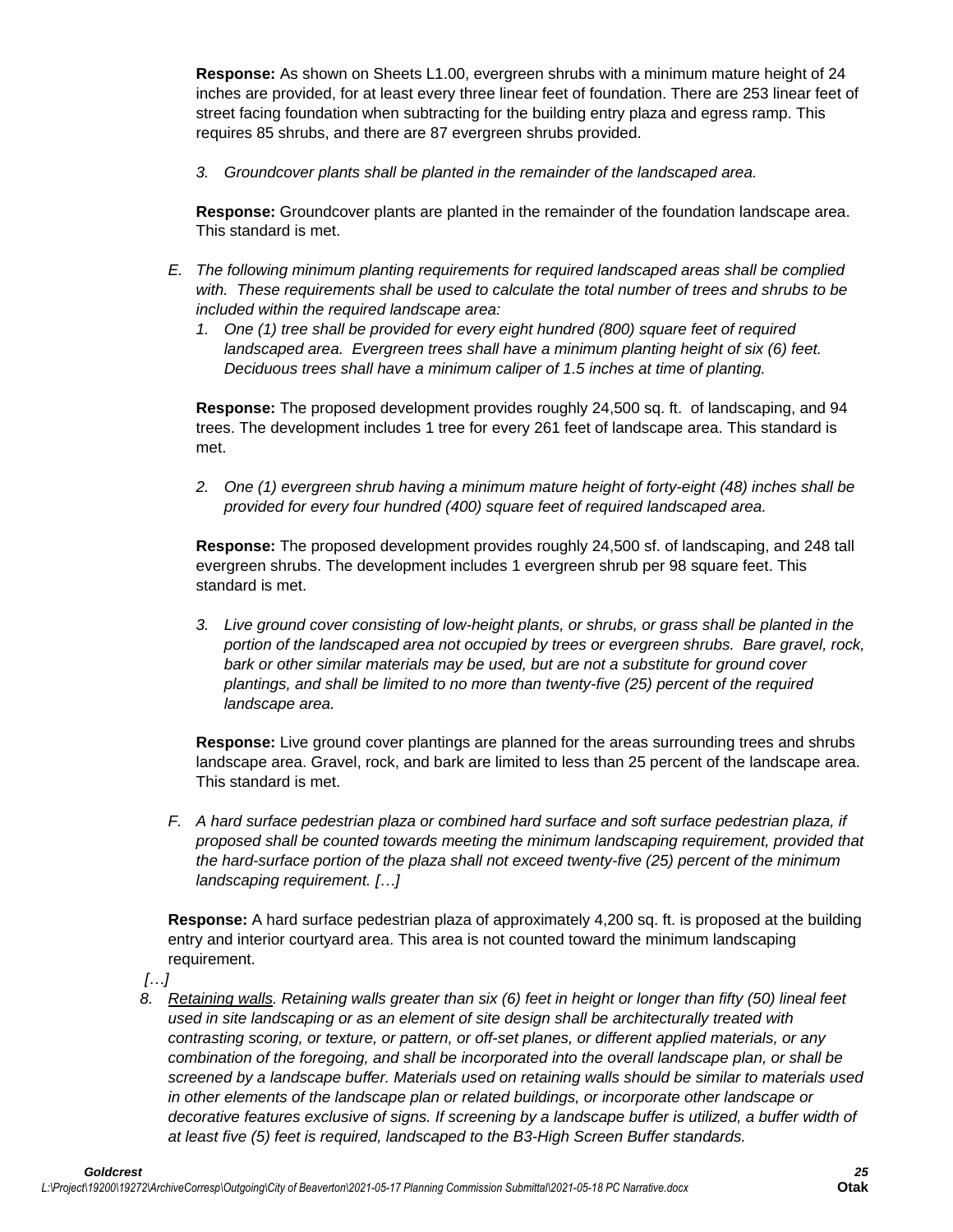**Response:** As shown on Sheets L1.00, evergreen shrubs with a minimum mature height of 24 inches are provided, for at least every three linear feet of foundation. There are 253 linear feet of street facing foundation when subtracting for the building entry plaza and egress ramp. This requires 85 shrubs, and there are 87 evergreen shrubs provided.

3. *Groundcover plants shall be planted in the remainder of the landscaped area.*

**Response:** Groundcover plants are planted in the remainder of the foundation landscape area. This standard is met.

E. *The following minimum planting requirements for required landscaped areas shall be complied with. These requirements shall be used to calculate the total number of trees and shrubs to be included within the required landscape area:*
   1. *One (1) tree shall be provided for every eight hundred (800) square feet of required landscaped area. Evergreen trees shall have a minimum planting height of six (6) feet. Deciduous trees shall have a minimum caliper of 1.5 inches at time of planting.*

**Response:** The proposed development provides roughly 24,500 sq. ft. of landscaping, and 94 trees. The development includes 1 tree for every 261 feet of landscape area. This standard is met.

   2. *One (1) evergreen shrub having a minimum mature height of forty-eight (48) inches shall be provided for every four hundred (400) square feet of required landscaped area.*

**Response:** The proposed development provides roughly 24,500 sf. of landscaping, and 248 tall evergreen shrubs. The development includes 1 evergreen shrub per 98 square feet. This standard is met.

   3. *Live ground cover consisting of low-height plants, or shrubs, or grass shall be planted in the portion of the landscaped area not occupied by trees or evergreen shrubs. Bare gravel, rock, bark or other similar materials may be used, but are not a substitute for ground cover plantings, and shall be limited to no more than twenty-five (25) percent of the required landscape area.*

**Response:** Live ground cover plantings are planned for the areas surrounding trees and shrubs landscape area. Gravel, rock, and bark are limited to less than 25 percent of the landscape area. This standard is met.

F. *A hard surface pedestrian plaza or combined hard surface and soft surface pedestrian plaza, if proposed shall be counted towards meeting the minimum landscaping requirement, provided that the hard-surface portion of the plaza shall not exceed twenty-five (25) percent of the minimum landscaping requirement. […]*

**Response:** A hard surface pedestrian plaza of approximately 4,200 sq. ft. is proposed at the building entry and interior courtyard area. This area is not counted toward the minimum landscaping requirement.

*[…]*

8. *<u>Retaining walls</u>. Retaining walls greater than six (6) feet in height or longer than fifty (50) lineal feet used in site landscaping or as an element of site design shall be architecturally treated with contrasting scoring, or texture, or pattern, or off-set planes, or different applied materials, or any combination of the foregoing, and shall be incorporated into the overall landscape plan, or shall be screened by a landscape buffer. Materials used on retaining walls should be similar to materials used in other elements of the landscape plan or related buildings, or incorporate other landscape or decorative features exclusive of signs. If screening by a landscape buffer is utilized, a buffer width of at least five (5) feet is required, landscaped to the B3-High Screen Buffer standards.*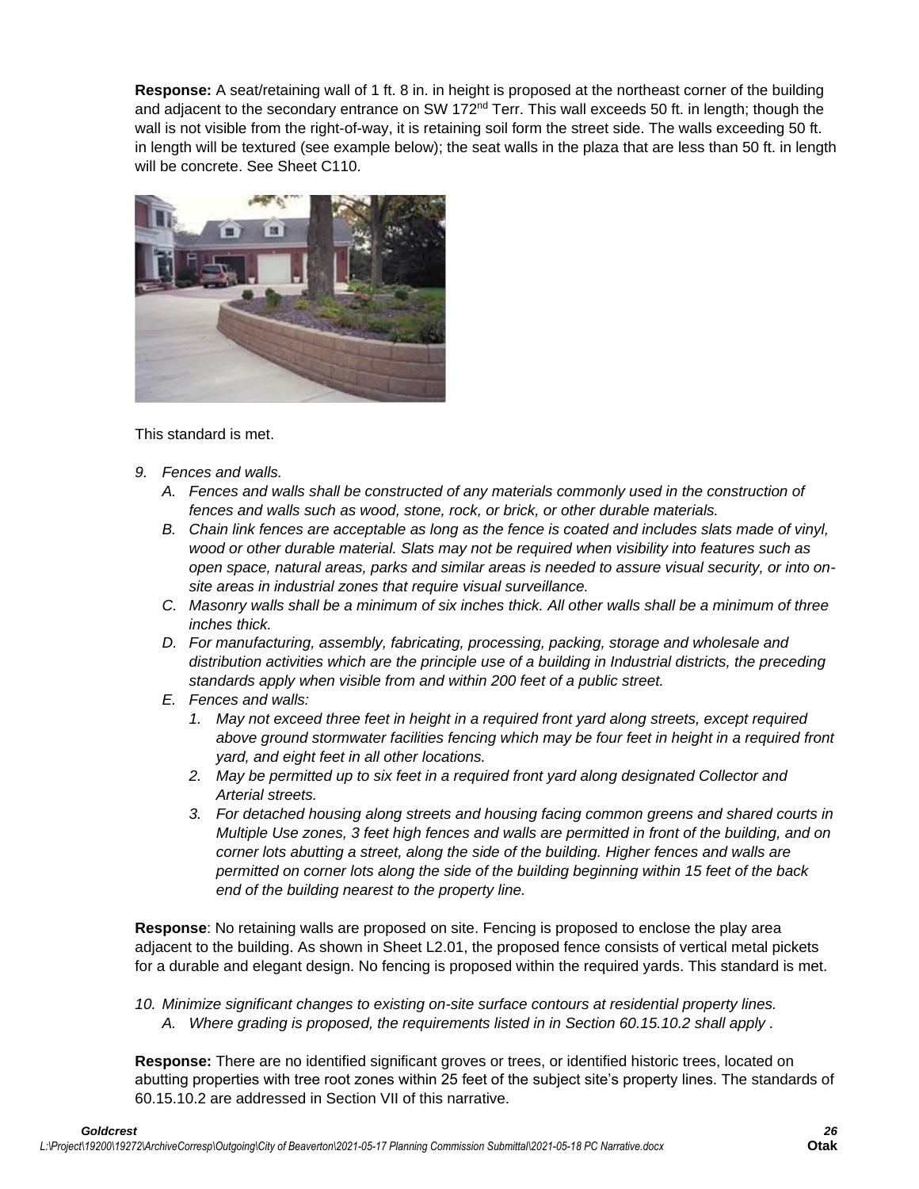**Response:** A seat/retaining wall of 1 ft. 8 in. in height is proposed at the northeast corner of the building and adjacent to the secondary entrance on SW 172nd Terr. This wall exceeds 50 ft. in length; though the wall is not visible from the right-of-way, it is retaining soil form the street side. The walls exceeding 50 ft. in length will be textured (see example below); the seat walls in the plaza that are less than 50 ft. in length will be concrete. See Sheet C110.

This standard is met.

9. *Fences and walls.*
   A. *Fences and walls shall be constructed of any materials commonly used in the construction of fences and walls such as wood, stone, rock, or brick, or other durable materials.*
   B. *Chain link fences are acceptable as long as the fence is coated and includes slats made of vinyl, wood or other durable material. Slats may not be required when visibility into features such as open space, natural areas, parks and similar areas is needed to assure visual security, or into on-site areas in industrial zones that require visual surveillance.*
   C. *Masonry walls shall be a minimum of six inches thick. All other walls shall be a minimum of three inches thick.*
   D. *For manufacturing, assembly, fabricating, processing, packing, storage and wholesale and distribution activities which are the principle use of a building in Industrial districts, the preceding standards apply when visible from and within 200 feet of a public street.*
   E. *Fences and walls:*
      1. *May not exceed three feet in height in a required front yard along streets, except required above ground stormwater facilities fencing which may be four feet in height in a required front yard, and eight feet in all other locations.*
      2. *May be permitted up to six feet in a required front yard along designated Collector and Arterial streets.*
      3. *For detached housing along streets and housing facing common greens and shared courts in Multiple Use zones, 3 feet high fences and walls are permitted in front of the building, and on corner lots abutting a street, along the side of the building. Higher fences and walls are permitted on corner lots along the side of the building beginning within 15 feet of the back end of the building nearest to the property line.*

**Response**: No retaining walls are proposed on site. Fencing is proposed to enclose the play area adjacent to the building. As shown in Sheet L2.01, the proposed fence consists of vertical metal pickets for a durable and elegant design. No fencing is proposed within the required yards. This standard is met.

10. *Minimize significant changes to existing on-site surface contours at residential property lines.*
    A. *Where grading is proposed, the requirements listed in in Section 60.15.10.2 shall apply .*

**Response:** There are no identified significant groves or trees, or identified historic trees, located on abutting properties with tree root zones within 25 feet of the subject site's property lines. The standards of 60.15.10.2 are addressed in Section VII of this narrative.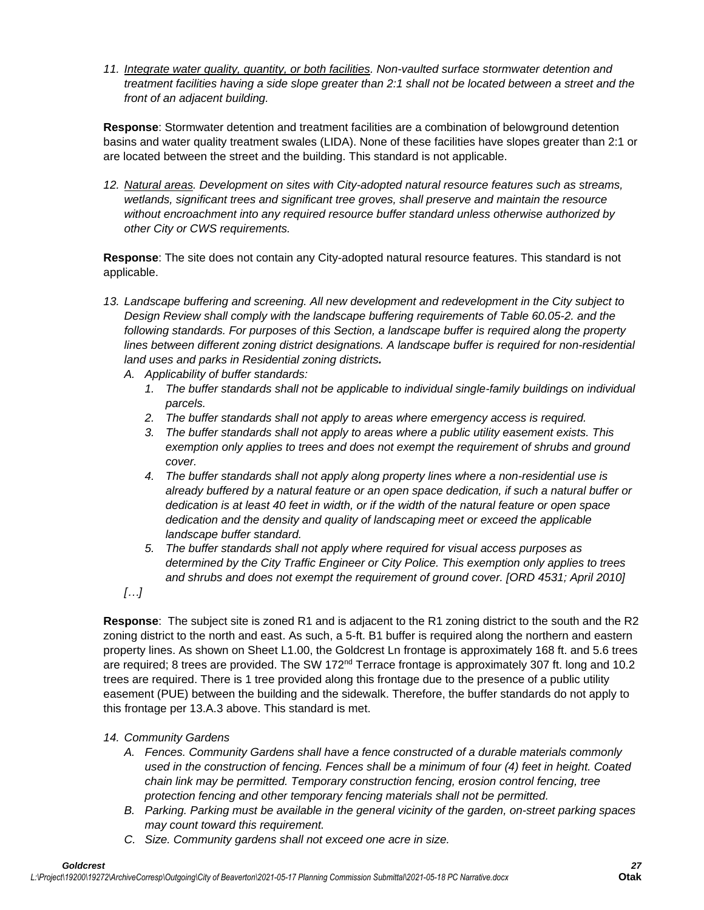11. *Integrate water quality, quantity, or both facilities. Non-vaulted surface stormwater detention and treatment facilities having a side slope greater than 2:1 shall not be located between a street and the front of an adjacent building.*

**Response**: Stormwater detention and treatment facilities are a combination of belowground detention basins and water quality treatment swales (LIDA). None of these facilities have slopes greater than 2:1 or are located between the street and the building. This standard is not applicable.

12. *Natural areas. Development on sites with City-adopted natural resource features such as streams, wetlands, significant trees and significant tree groves, shall preserve and maintain the resource without encroachment into any required resource buffer standard unless otherwise authorized by other City or CWS requirements.*

**Response**: The site does not contain any City-adopted natural resource features. This standard is not applicable.

13. *Landscape buffering and screening. All new development and redevelopment in the City subject to Design Review shall comply with the landscape buffering requirements of Table 60.05-2. and the following standards. For purposes of this Section, a landscape buffer is required along the property lines between different zoning district designations. A landscape buffer is required for non-residential land uses and parks in Residential zoning districts.*
    - A. *Applicability of buffer standards:*
        1. *The buffer standards shall not be applicable to individual single-family buildings on individual parcels.*
        2. *The buffer standards shall not apply to areas where emergency access is required.*
        3. *The buffer standards shall not apply to areas where a public utility easement exists. This exemption only applies to trees and does not exempt the requirement of shrubs and ground cover.*
        4. *The buffer standards shall not apply along property lines where a non-residential use is already buffered by a natural feature or an open space dedication, if such a natural buffer or dedication is at least 40 feet in width, or if the width of the natural feature or open space dedication and the density and quality of landscaping meet or exceed the applicable landscape buffer standard.*
        5. *The buffer standards shall not apply where required for visual access purposes as determined by the City Traffic Engineer or City Police. This exemption only applies to trees and shrubs and does not exempt the requirement of ground cover. [ORD 4531; April 2010]*

    *[…]*

**Response**: The subject site is zoned R1 and is adjacent to the R1 zoning district to the south and the R2 zoning district to the north and east. As such, a 5-ft. B1 buffer is required along the northern and eastern property lines. As shown on Sheet L1.00, the Goldcrest Ln frontage is approximately 168 ft. and 5.6 trees are required; 8 trees are provided. The SW 172nd Terrace frontage is approximately 307 ft. long and 10.2 trees are required. There is 1 tree provided along this frontage due to the presence of a public utility easement (PUE) between the building and the sidewalk. Therefore, the buffer standards do not apply to this frontage per 13.A.3 above. This standard is met.

14. *Community Gardens*
    - A. *Fences. Community Gardens shall have a fence constructed of a durable materials commonly used in the construction of fencing. Fences shall be a minimum of four (4) feet in height. Coated chain link may be permitted. Temporary construction fencing, erosion control fencing, tree protection fencing and other temporary fencing materials shall not be permitted.*
    - B. *Parking. Parking must be available in the general vicinity of the garden, on-street parking spaces may count toward this requirement.*
    - C. *Size. Community gardens shall not exceed one acre in size.*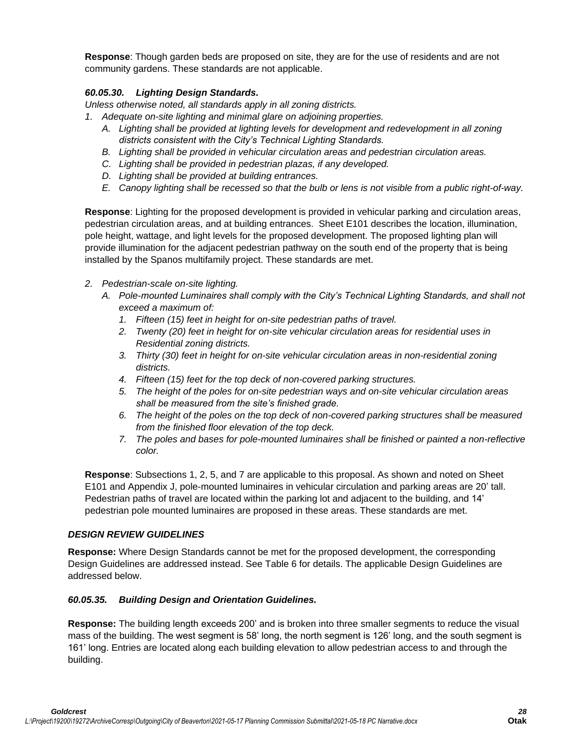**Response**: Though garden beds are proposed on site, they are for the use of residents and are not community gardens. These standards are not applicable.

### *60.05.30. Lighting Design Standards.*

*Unless otherwise noted, all standards apply in all zoning districts.*

1. *Adequate on-site lighting and minimal glare on adjoining properties.*
   - A. *Lighting shall be provided at lighting levels for development and redevelopment in all zoning districts consistent with the City's Technical Lighting Standards.*
   - B. *Lighting shall be provided in vehicular circulation areas and pedestrian circulation areas.*
   - C. *Lighting shall be provided in pedestrian plazas, if any developed.*
   - D. *Lighting shall be provided at building entrances.*
   - E. *Canopy lighting shall be recessed so that the bulb or lens is not visible from a public right-of-way.*

**Response**: Lighting for the proposed development is provided in vehicular parking and circulation areas, pedestrian circulation areas, and at building entrances. Sheet E101 describes the location, illumination, pole height, wattage, and light levels for the proposed development. The proposed lighting plan will provide illumination for the adjacent pedestrian pathway on the south end of the property that is being installed by the Spanos multifamily project. These standards are met.

2. *Pedestrian-scale on-site lighting.*
   - A. *Pole-mounted Luminaires shall comply with the City's Technical Lighting Standards, and shall not exceed a maximum of:*
     1. *Fifteen (15) feet in height for on-site pedestrian paths of travel.*
     2. *Twenty (20) feet in height for on-site vehicular circulation areas for residential uses in Residential zoning districts.*
     3. *Thirty (30) feet in height for on-site vehicular circulation areas in non-residential zoning districts.*
     4. *Fifteen (15) feet for the top deck of non-covered parking structures.*
     5. *The height of the poles for on-site pedestrian ways and on-site vehicular circulation areas shall be measured from the site's finished grade.*
     6. *The height of the poles on the top deck of non-covered parking structures shall be measured from the finished floor elevation of the top deck.*
     7. *The poles and bases for pole-mounted luminaires shall be finished or painted a non-reflective color.*

**Response**: Subsections 1, 2, 5, and 7 are applicable to this proposal. As shown and noted on Sheet E101 and Appendix J, pole-mounted luminaires in vehicular circulation and parking areas are 20' tall. Pedestrian paths of travel are located within the parking lot and adjacent to the building, and 14' pedestrian pole mounted luminaires are proposed in these areas. These standards are met.

### *DESIGN REVIEW GUIDELINES*

**Response:** Where Design Standards cannot be met for the proposed development, the corresponding Design Guidelines are addressed instead. See Table 6 for details. The applicable Design Guidelines are addressed below.

### *60.05.35. Building Design and Orientation Guidelines.*

**Response:** The building length exceeds 200' and is broken into three smaller segments to reduce the visual mass of the building. The west segment is 58' long, the north segment is 126' long, and the south segment is 161' long. Entries are located along each building elevation to allow pedestrian access to and through the building.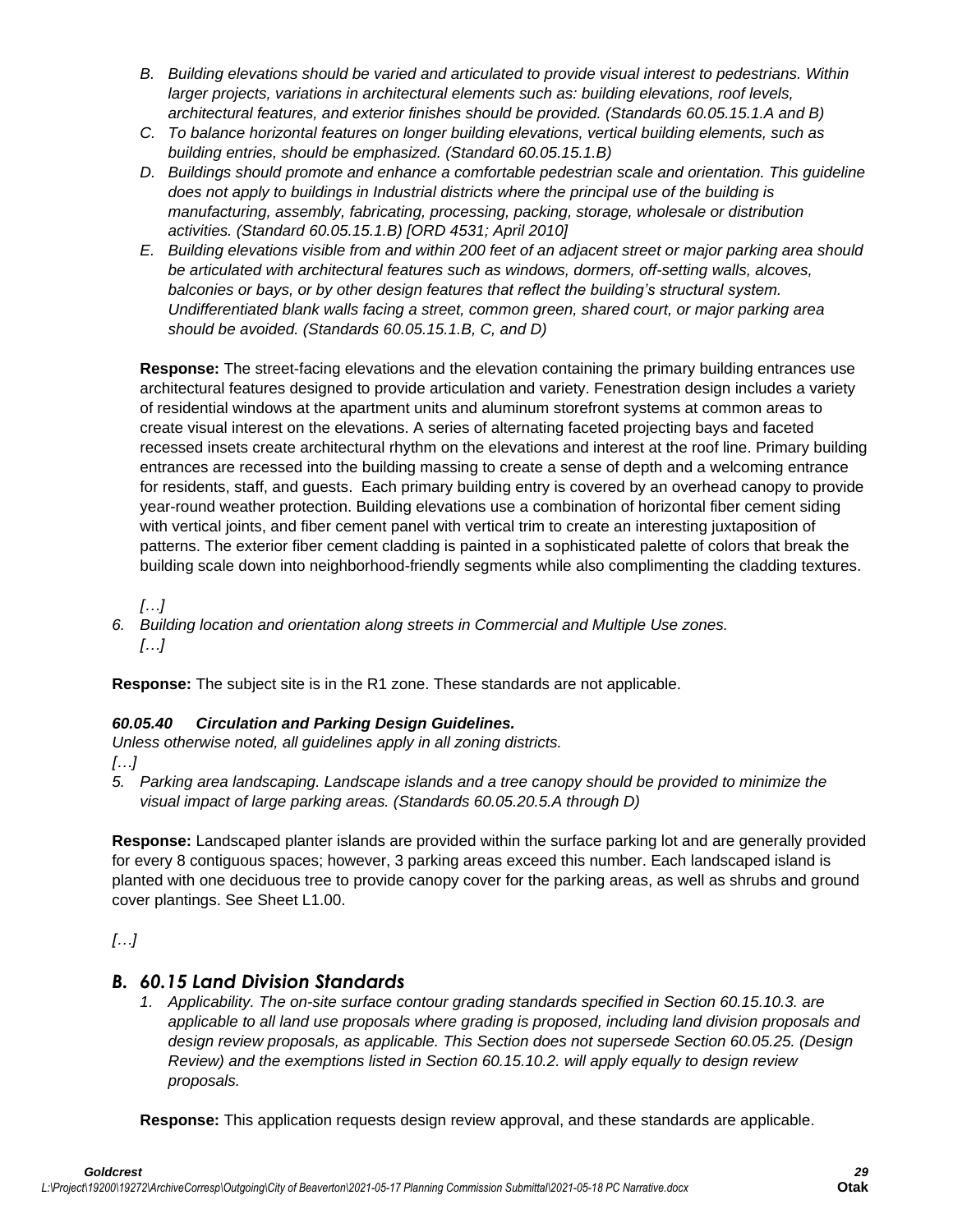*B. Building elevations should be varied and articulated to provide visual interest to pedestrians. Within larger projects, variations in architectural elements such as: building elevations, roof levels, architectural features, and exterior finishes should be provided. (Standards 60.05.15.1.A and B)*

*C. To balance horizontal features on longer building elevations, vertical building elements, such as building entries, should be emphasized. (Standard 60.05.15.1.B)*

*D. Buildings should promote and enhance a comfortable pedestrian scale and orientation. This guideline does not apply to buildings in Industrial districts where the principal use of the building is manufacturing, assembly, fabricating, processing, packing, storage, wholesale or distribution activities. (Standard 60.05.15.1.B) [ORD 4531; April 2010]*

*E. Building elevations visible from and within 200 feet of an adjacent street or major parking area should be articulated with architectural features such as windows, dormers, off-setting walls, alcoves, balconies or bays, or by other design features that reflect the building's structural system. Undifferentiated blank walls facing a street, common green, shared court, or major parking area should be avoided. (Standards 60.05.15.1.B, C, and D)*

**Response:** The street-facing elevations and the elevation containing the primary building entrances use architectural features designed to provide articulation and variety. Fenestration design includes a variety of residential windows at the apartment units and aluminum storefront systems at common areas to create visual interest on the elevations. A series of alternating faceted projecting bays and faceted recessed insets create architectural rhythm on the elevations and interest at the roof line. Primary building entrances are recessed into the building massing to create a sense of depth and a welcoming entrance for residents, staff, and guests. Each primary building entry is covered by an overhead canopy to provide year-round weather protection. Building elevations use a combination of horizontal fiber cement siding with vertical joints, and fiber cement panel with vertical trim to create an interesting juxtaposition of patterns. The exterior fiber cement cladding is painted in a sophisticated palette of colors that break the building scale down into neighborhood-friendly segments while also complimenting the cladding textures.

*[…]*

*6. Building location and orientation along streets in Commercial and Multiple Use zones.*
*[…]*

**Response:** The subject site is in the R1 zone. These standards are not applicable.

***60.05.40 Circulation and Parking Design Guidelines.***

*Unless otherwise noted, all guidelines apply in all zoning districts.*

*[…]*

*5. Parking area landscaping. Landscape islands and a tree canopy should be provided to minimize the visual impact of large parking areas. (Standards 60.05.20.5.A through D)*

**Response:** Landscaped planter islands are provided within the surface parking lot and are generally provided for every 8 contiguous spaces; however, 3 parking areas exceed this number. Each landscaped island is planted with one deciduous tree to provide canopy cover for the parking areas, as well as shrubs and ground cover plantings. See Sheet L1.00.

*[…]*

## *B. 60.15 Land Division Standards*

*1. Applicability. The on-site surface contour grading standards specified in Section 60.15.10.3. are applicable to all land use proposals where grading is proposed, including land division proposals and design review proposals, as applicable. This Section does not supersede Section 60.05.25. (Design Review) and the exemptions listed in Section 60.15.10.2. will apply equally to design review proposals.*

**Response:** This application requests design review approval, and these standards are applicable.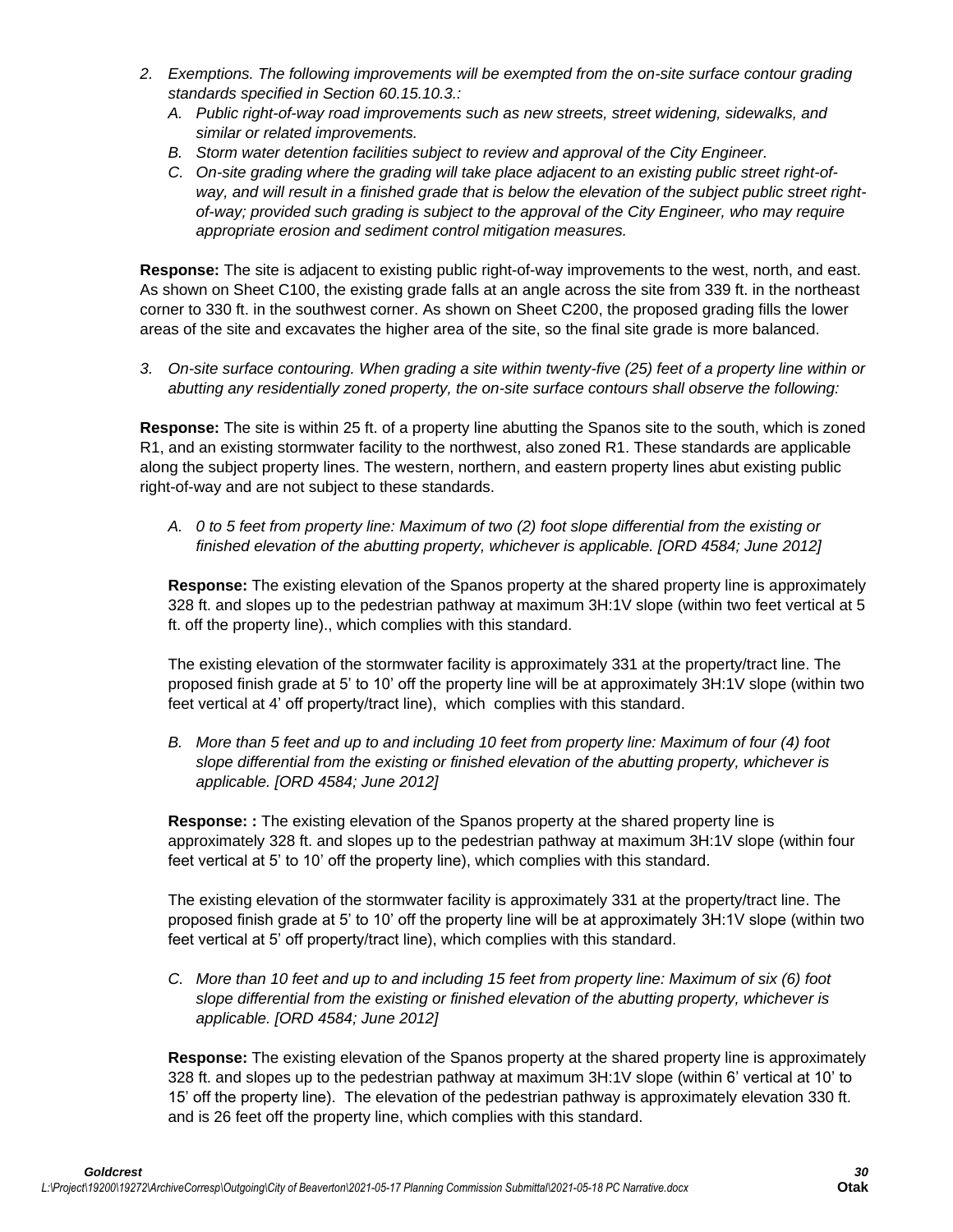2. *Exemptions. The following improvements will be exempted from the on-site surface contour grading standards specified in Section 60.15.10.3.:*
   A. *Public right-of-way road improvements such as new streets, street widening, sidewalks, and similar or related improvements.*
   B. *Storm water detention facilities subject to review and approval of the City Engineer.*
   C. *On-site grading where the grading will take place adjacent to an existing public street right-of-way, and will result in a finished grade that is below the elevation of the subject public street right-of-way; provided such grading is subject to the approval of the City Engineer, who may require appropriate erosion and sediment control mitigation measures.*

**Response:** The site is adjacent to existing public right-of-way improvements to the west, north, and east. As shown on Sheet C100, the existing grade falls at an angle across the site from 339 ft. in the northeast corner to 330 ft. in the southwest corner. As shown on Sheet C200, the proposed grading fills the lower areas of the site and excavates the higher area of the site, so the final site grade is more balanced.

3. *On-site surface contouring. When grading a site within twenty-five (25) feet of a property line within or abutting any residentially zoned property, the on-site surface contours shall observe the following:*

**Response:** The site is within 25 ft. of a property line abutting the Spanos site to the south, which is zoned R1, and an existing stormwater facility to the northwest, also zoned R1. These standards are applicable along the subject property lines. The western, northern, and eastern property lines abut existing public right-of-way and are not subject to these standards.

   A. *0 to 5 feet from property line: Maximum of two (2) foot slope differential from the existing or finished elevation of the abutting property, whichever is applicable. [ORD 4584; June 2012]*

   **Response:** The existing elevation of the Spanos property at the shared property line is approximately 328 ft. and slopes up to the pedestrian pathway at maximum 3H:1V slope (within two feet vertical at 5 ft. off the property line)., which complies with this standard.

   The existing elevation of the stormwater facility is approximately 331 at the property/tract line. The proposed finish grade at 5' to 10' off the property line will be at approximately 3H:1V slope (within two feet vertical at 4' off property/tract line), which complies with this standard.

   B. *More than 5 feet and up to and including 10 feet from property line: Maximum of four (4) foot slope differential from the existing or finished elevation of the abutting property, whichever is applicable. [ORD 4584; June 2012]*

   **Response: :** The existing elevation of the Spanos property at the shared property line is approximately 328 ft. and slopes up to the pedestrian pathway at maximum 3H:1V slope (within four feet vertical at 5' to 10' off the property line), which complies with this standard.

   The existing elevation of the stormwater facility is approximately 331 at the property/tract line. The proposed finish grade at 5' to 10' off the property line will be at approximately 3H:1V slope (within two feet vertical at 5' off property/tract line), which complies with this standard.

   C. *More than 10 feet and up to and including 15 feet from property line: Maximum of six (6) foot slope differential from the existing or finished elevation of the abutting property, whichever is applicable. [ORD 4584; June 2012]*

   **Response:** The existing elevation of the Spanos property at the shared property line is approximately 328 ft. and slopes up to the pedestrian pathway at maximum 3H:1V slope (within 6' vertical at 10' to 15' off the property line). The elevation of the pedestrian pathway is approximately elevation 330 ft. and is 26 feet off the property line, which complies with this standard.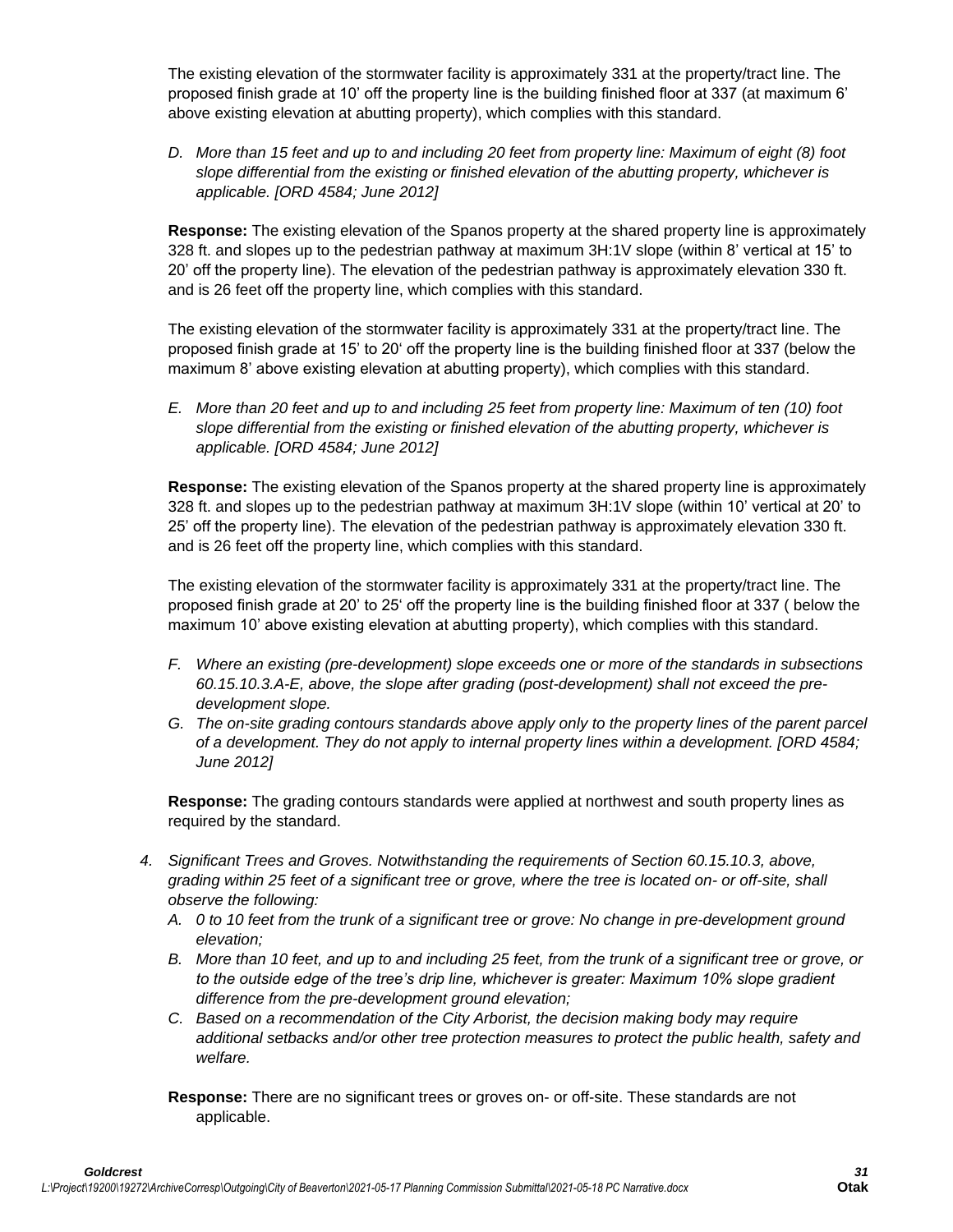The existing elevation of the stormwater facility is approximately 331 at the property/tract line. The proposed finish grade at 10' off the property line is the building finished floor at 337 (at maximum 6' above existing elevation at abutting property), which complies with this standard.

*D. More than 15 feet and up to and including 20 feet from property line: Maximum of eight (8) foot slope differential from the existing or finished elevation of the abutting property, whichever is applicable. [ORD 4584; June 2012]*

**Response:** The existing elevation of the Spanos property at the shared property line is approximately 328 ft. and slopes up to the pedestrian pathway at maximum 3H:1V slope (within 8' vertical at 15' to 20' off the property line). The elevation of the pedestrian pathway is approximately elevation 330 ft. and is 26 feet off the property line, which complies with this standard.

The existing elevation of the stormwater facility is approximately 331 at the property/tract line. The proposed finish grade at 15' to 20' off the property line is the building finished floor at 337 (below the maximum 8' above existing elevation at abutting property), which complies with this standard.

*E. More than 20 feet and up to and including 25 feet from property line: Maximum of ten (10) foot slope differential from the existing or finished elevation of the abutting property, whichever is applicable. [ORD 4584; June 2012]*

**Response:** The existing elevation of the Spanos property at the shared property line is approximately 328 ft. and slopes up to the pedestrian pathway at maximum 3H:1V slope (within 10' vertical at 20' to 25' off the property line). The elevation of the pedestrian pathway is approximately elevation 330 ft. and is 26 feet off the property line, which complies with this standard.

The existing elevation of the stormwater facility is approximately 331 at the property/tract line. The proposed finish grade at 20' to 25' off the property line is the building finished floor at 337 ( below the maximum 10' above existing elevation at abutting property), which complies with this standard.

*F. Where an existing (pre-development) slope exceeds one or more of the standards in subsections 60.15.10.3.A-E, above, the slope after grading (post-development) shall not exceed the pre-development slope.*

*G. The on-site grading contours standards above apply only to the property lines of the parent parcel of a development. They do not apply to internal property lines within a development. [ORD 4584; June 2012]*

**Response:** The grading contours standards were applied at northwest and south property lines as required by the standard.

*4. Significant Trees and Groves. Notwithstanding the requirements of Section 60.15.10.3, above, grading within 25 feet of a significant tree or grove, where the tree is located on- or off-site, shall observe the following:*

*A. 0 to 10 feet from the trunk of a significant tree or grove: No change in pre-development ground elevation;*

*B. More than 10 feet, and up to and including 25 feet, from the trunk of a significant tree or grove, or to the outside edge of the tree's drip line, whichever is greater: Maximum 10% slope gradient difference from the pre-development ground elevation;*

*C. Based on a recommendation of the City Arborist, the decision making body may require additional setbacks and/or other tree protection measures to protect the public health, safety and welfare.*

**Response:** There are no significant trees or groves on- or off-site. These standards are not applicable.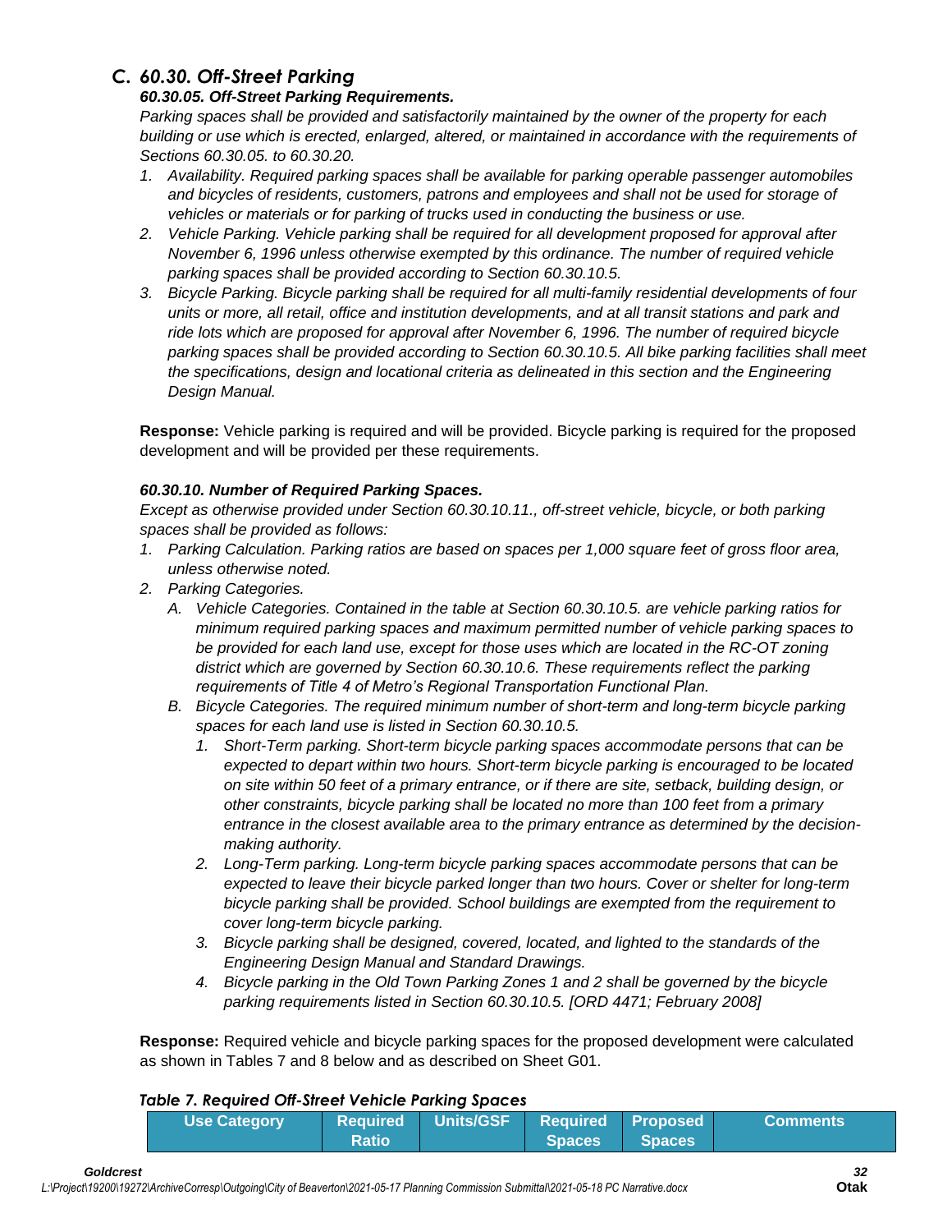## C. *60.30. Off-Street Parking*

### ***60.30.05. Off-Street Parking Requirements.***

*Parking spaces shall be provided and satisfactorily maintained by the owner of the property for each building or use which is erected, enlarged, altered, or maintained in accordance with the requirements of Sections 60.30.05. to 60.30.20.*

1. *Availability. Required parking spaces shall be available for parking operable passenger automobiles and bicycles of residents, customers, patrons and employees and shall not be used for storage of vehicles or materials or for parking of trucks used in conducting the business or use.*
2. *Vehicle Parking. Vehicle parking shall be required for all development proposed for approval after November 6, 1996 unless otherwise exempted by this ordinance. The number of required vehicle parking spaces shall be provided according to Section 60.30.10.5.*
3. *Bicycle Parking. Bicycle parking shall be required for all multi-family residential developments of four units or more, all retail, office and institution developments, and at all transit stations and park and ride lots which are proposed for approval after November 6, 1996. The number of required bicycle parking spaces shall be provided according to Section 60.30.10.5. All bike parking facilities shall meet the specifications, design and locational criteria as delineated in this section and the Engineering Design Manual.*

**Response:** Vehicle parking is required and will be provided. Bicycle parking is required for the proposed development and will be provided per these requirements.

### ***60.30.10. Number of Required Parking Spaces.***

*Except as otherwise provided under Section 60.30.10.11., off-street vehicle, bicycle, or both parking spaces shall be provided as follows:*

1. *Parking Calculation. Parking ratios are based on spaces per 1,000 square feet of gross floor area, unless otherwise noted.*
2. *Parking Categories.*
   - A. *Vehicle Categories. Contained in the table at Section 60.30.10.5. are vehicle parking ratios for minimum required parking spaces and maximum permitted number of vehicle parking spaces to be provided for each land use, except for those uses which are located in the RC-OT zoning district which are governed by Section 60.30.10.6. These requirements reflect the parking requirements of Title 4 of Metro's Regional Transportation Functional Plan.*
   - B. *Bicycle Categories. The required minimum number of short-term and long-term bicycle parking spaces for each land use is listed in Section 60.30.10.5.*
     1. *Short-Term parking. Short-term bicycle parking spaces accommodate persons that can be expected to depart within two hours. Short-term bicycle parking is encouraged to be located on site within 50 feet of a primary entrance, or if there are site, setback, building design, or other constraints, bicycle parking shall be located no more than 100 feet from a primary entrance in the closest available area to the primary entrance as determined by the decision-making authority.*
     2. *Long-Term parking. Long-term bicycle parking spaces accommodate persons that can be expected to leave their bicycle parked longer than two hours. Cover or shelter for long-term bicycle parking shall be provided. School buildings are exempted from the requirement to cover long-term bicycle parking.*
     3. *Bicycle parking shall be designed, covered, located, and lighted to the standards of the Engineering Design Manual and Standard Drawings.*
     4. *Bicycle parking in the Old Town Parking Zones 1 and 2 shall be governed by the bicycle parking requirements listed in Section 60.30.10.5. [ORD 4471; February 2008]*

**Response:** Required vehicle and bicycle parking spaces for the proposed development were calculated as shown in Tables 7 and 8 below and as described on Sheet G01.

***Table 7. Required Off-Street Vehicle Parking Spaces***

| Use Category | Required Ratio | Units/GSF | Required Spaces | Proposed Spaces | Comments |
|---|---|---|---|---|---|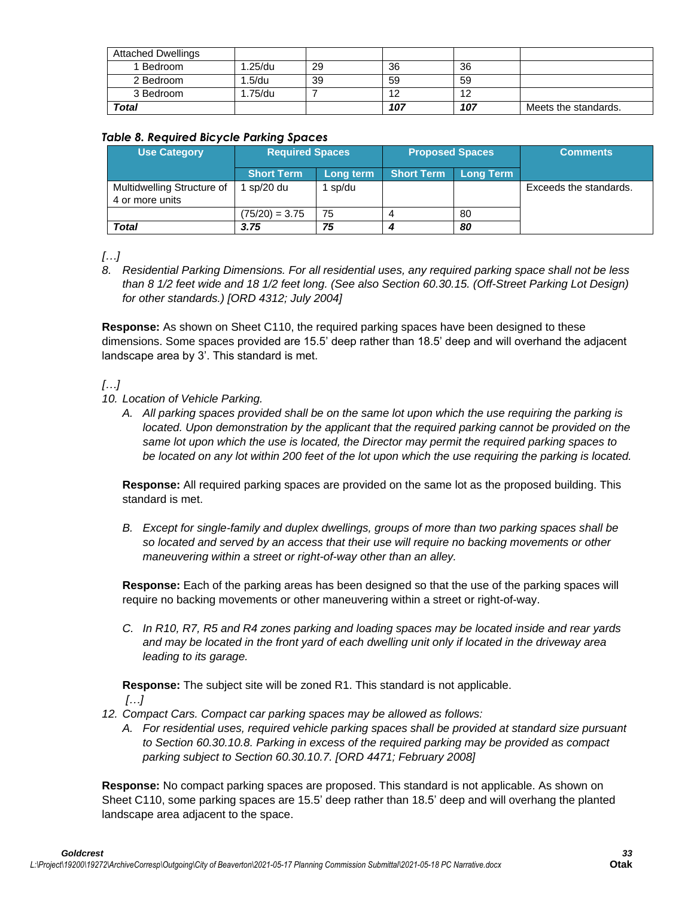| Attached Dwellings | | | | | |
|---|---|---|---|---|---|
| 1 Bedroom | 1.25/du | 29 | 36 | 36 | |
| 2 Bedroom | 1.5/du | 39 | 59 | 59 | |
| 3 Bedroom | 1.75/du | 7 | 12 | 12 | |
| ***Total*** | | | ***107*** | ***107*** | Meets the standards. |

***Table 8. Required Bicycle Parking Spaces***

| Use Category | Required Spaces | | Proposed Spaces | | Comments |
|---|---|---|---|---|---|
| | Short Term | Long term | Short Term | Long Term | |
| Multidwelling Structure of 4 or more units | 1 sp/20 du | 1 sp/du | | | Exceeds the standards. |
| | (75/20) = 3.75 | 75 | 4 | 80 | |
| ***Total*** | ***3.75*** | ***75*** | ***4*** | ***80*** | |

*[…]*

8. *Residential Parking Dimensions. For all residential uses, any required parking space shall not be less than 8 1/2 feet wide and 18 1/2 feet long. (See also Section 60.30.15. (Off-Street Parking Lot Design) for other standards.) [ORD 4312; July 2004]*

**Response:** As shown on Sheet C110, the required parking spaces have been designed to these dimensions. Some spaces provided are 15.5' deep rather than 18.5' deep and will overhand the adjacent landscape area by 3'. This standard is met.

*[…]*

10. *Location of Vehicle Parking.*
    A. *All parking spaces provided shall be on the same lot upon which the use requiring the parking is located. Upon demonstration by the applicant that the required parking cannot be provided on the same lot upon which the use is located, the Director may permit the required parking spaces to be located on any lot within 200 feet of the lot upon which the use requiring the parking is located.*

    **Response:** All required parking spaces are provided on the same lot as the proposed building. This standard is met.

    B. *Except for single-family and duplex dwellings, groups of more than two parking spaces shall be so located and served by an access that their use will require no backing movements or other maneuvering within a street or right-of-way other than an alley.*

    **Response:** Each of the parking areas has been designed so that the use of the parking spaces will require no backing movements or other maneuvering within a street or right-of-way.

    C. *In R10, R7, R5 and R4 zones parking and loading spaces may be located inside and rear yards and may be located in the front yard of each dwelling unit only if located in the driveway area leading to its garage.*

    **Response:** The subject site will be zoned R1. This standard is not applicable.

    *[…]*

12. *Compact Cars. Compact car parking spaces may be allowed as follows:*
    A. *For residential uses, required vehicle parking spaces shall be provided at standard size pursuant to Section 60.30.10.8. Parking in excess of the required parking may be provided as compact parking subject to Section 60.30.10.7. [ORD 4471; February 2008]*

**Response:** No compact parking spaces are proposed. This standard is not applicable. As shown on Sheet C110, some parking spaces are 15.5' deep rather than 18.5' deep and will overhang the planted landscape area adjacent to the space.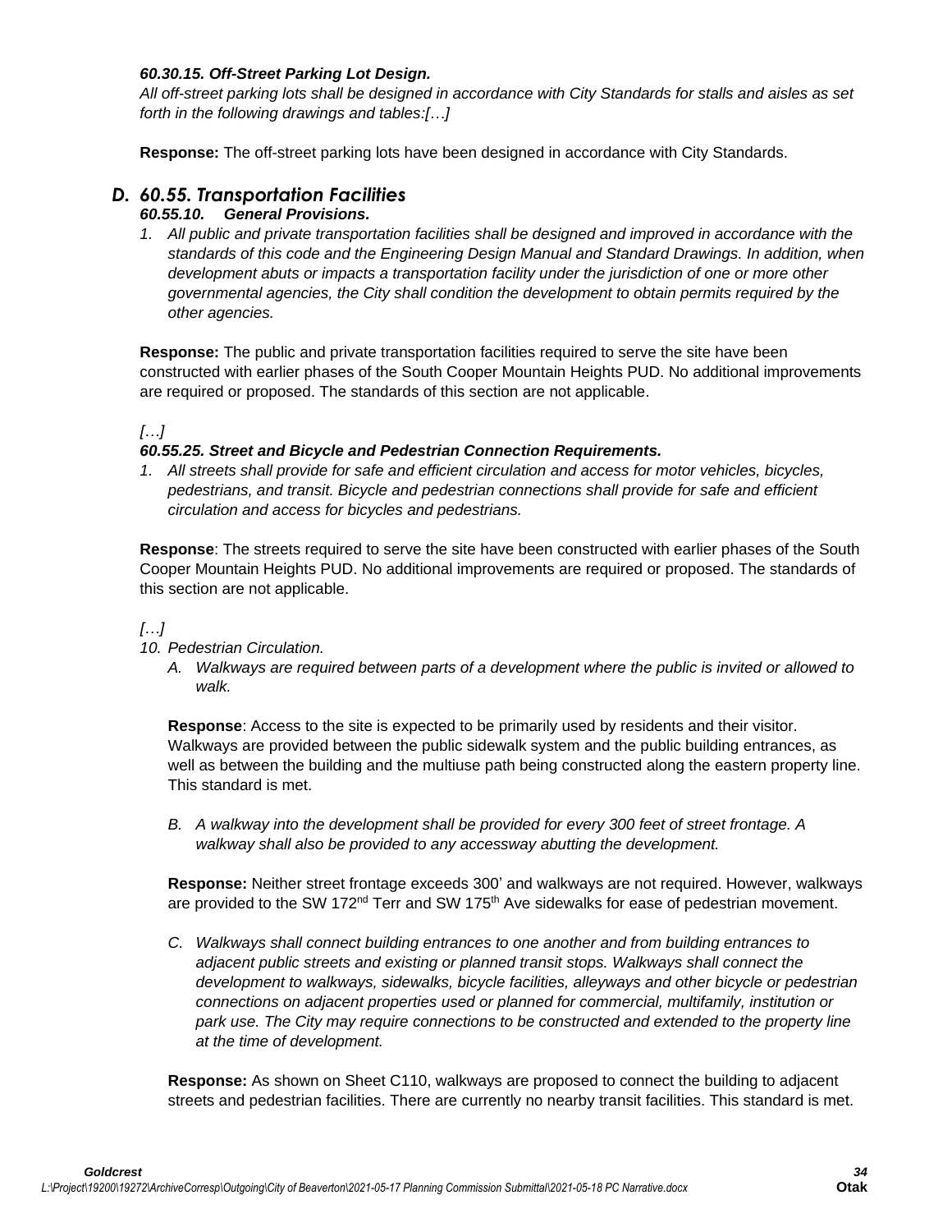***60.30.15. Off-Street Parking Lot Design.***

*All off-street parking lots shall be designed in accordance with City Standards for stalls and aisles as set forth in the following drawings and tables:[…]*

**Response:** The off-street parking lots have been designed in accordance with City Standards.

## *D. 60.55. Transportation Facilities*

***60.55.10. General Provisions.***

1. *All public and private transportation facilities shall be designed and improved in accordance with the standards of this code and the Engineering Design Manual and Standard Drawings. In addition, when development abuts or impacts a transportation facility under the jurisdiction of one or more other governmental agencies, the City shall condition the development to obtain permits required by the other agencies.*

**Response:** The public and private transportation facilities required to serve the site have been constructed with earlier phases of the South Cooper Mountain Heights PUD. No additional improvements are required or proposed. The standards of this section are not applicable.

*[…]*

***60.55.25. Street and Bicycle and Pedestrian Connection Requirements.***

1. *All streets shall provide for safe and efficient circulation and access for motor vehicles, bicycles, pedestrians, and transit. Bicycle and pedestrian connections shall provide for safe and efficient circulation and access for bicycles and pedestrians.*

**Response**: The streets required to serve the site have been constructed with earlier phases of the South Cooper Mountain Heights PUD. No additional improvements are required or proposed. The standards of this section are not applicable.

*[…]*

10. *Pedestrian Circulation.*
    A. *Walkways are required between parts of a development where the public is invited or allowed to walk.*

    **Response**: Access to the site is expected to be primarily used by residents and their visitor. Walkways are provided between the public sidewalk system and the public building entrances, as well as between the building and the multiuse path being constructed along the eastern property line. This standard is met.

    B. *A walkway into the development shall be provided for every 300 feet of street frontage. A walkway shall also be provided to any accessway abutting the development.*

    **Response:** Neither street frontage exceeds 300' and walkways are not required. However, walkways are provided to the SW 172nd Terr and SW 175th Ave sidewalks for ease of pedestrian movement.

    C. *Walkways shall connect building entrances to one another and from building entrances to adjacent public streets and existing or planned transit stops. Walkways shall connect the development to walkways, sidewalks, bicycle facilities, alleyways and other bicycle or pedestrian connections on adjacent properties used or planned for commercial, multifamily, institution or park use. The City may require connections to be constructed and extended to the property line at the time of development.*

    **Response:** As shown on Sheet C110, walkways are proposed to connect the building to adjacent streets and pedestrian facilities. There are currently no nearby transit facilities. This standard is met.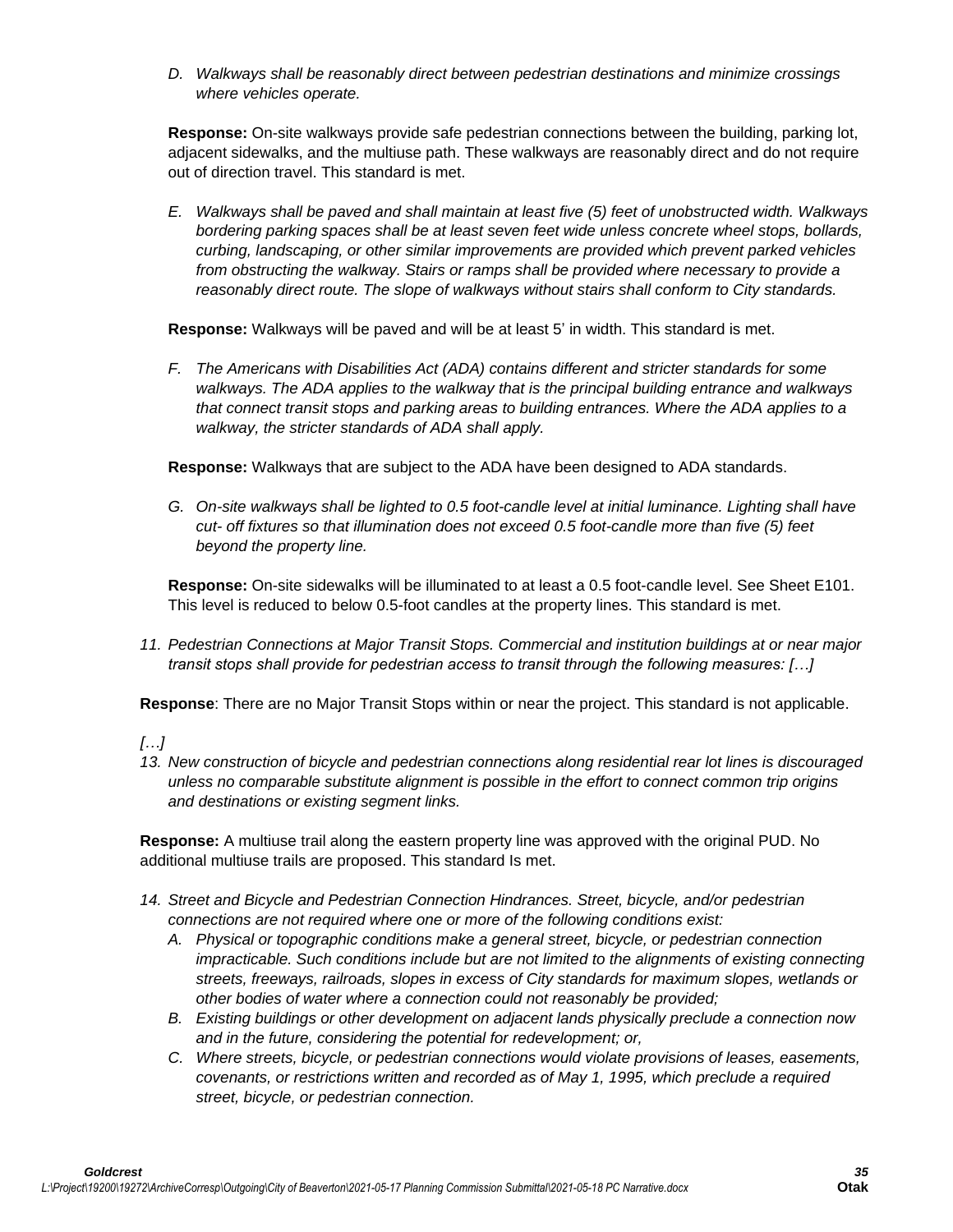*D. Walkways shall be reasonably direct between pedestrian destinations and minimize crossings where vehicles operate.*

**Response:** On-site walkways provide safe pedestrian connections between the building, parking lot, adjacent sidewalks, and the multiuse path. These walkways are reasonably direct and do not require out of direction travel. This standard is met.

*E. Walkways shall be paved and shall maintain at least five (5) feet of unobstructed width. Walkways bordering parking spaces shall be at least seven feet wide unless concrete wheel stops, bollards, curbing, landscaping, or other similar improvements are provided which prevent parked vehicles from obstructing the walkway. Stairs or ramps shall be provided where necessary to provide a reasonably direct route. The slope of walkways without stairs shall conform to City standards.*

**Response:** Walkways will be paved and will be at least 5' in width. This standard is met.

*F. The Americans with Disabilities Act (ADA) contains different and stricter standards for some walkways. The ADA applies to the walkway that is the principal building entrance and walkways that connect transit stops and parking areas to building entrances. Where the ADA applies to a walkway, the stricter standards of ADA shall apply.*

**Response:** Walkways that are subject to the ADA have been designed to ADA standards.

*G. On-site walkways shall be lighted to 0.5 foot-candle level at initial luminance. Lighting shall have cut- off fixtures so that illumination does not exceed 0.5 foot-candle more than five (5) feet beyond the property line.*

**Response:** On-site sidewalks will be illuminated to at least a 0.5 foot-candle level. See Sheet E101. This level is reduced to below 0.5-foot candles at the property lines. This standard is met.

*11. Pedestrian Connections at Major Transit Stops. Commercial and institution buildings at or near major transit stops shall provide for pedestrian access to transit through the following measures: […]*

**Response**: There are no Major Transit Stops within or near the project. This standard is not applicable.

*[…]*

*13. New construction of bicycle and pedestrian connections along residential rear lot lines is discouraged unless no comparable substitute alignment is possible in the effort to connect common trip origins and destinations or existing segment links.*

**Response:** A multiuse trail along the eastern property line was approved with the original PUD. No additional multiuse trails are proposed. This standard Is met.

*14. Street and Bicycle and Pedestrian Connection Hindrances. Street, bicycle, and/or pedestrian connections are not required where one or more of the following conditions exist:*

*A. Physical or topographic conditions make a general street, bicycle, or pedestrian connection impracticable. Such conditions include but are not limited to the alignments of existing connecting streets, freeways, railroads, slopes in excess of City standards for maximum slopes, wetlands or other bodies of water where a connection could not reasonably be provided;*

*B. Existing buildings or other development on adjacent lands physically preclude a connection now and in the future, considering the potential for redevelopment; or,*

*C. Where streets, bicycle, or pedestrian connections would violate provisions of leases, easements, covenants, or restrictions written and recorded as of May 1, 1995, which preclude a required street, bicycle, or pedestrian connection.*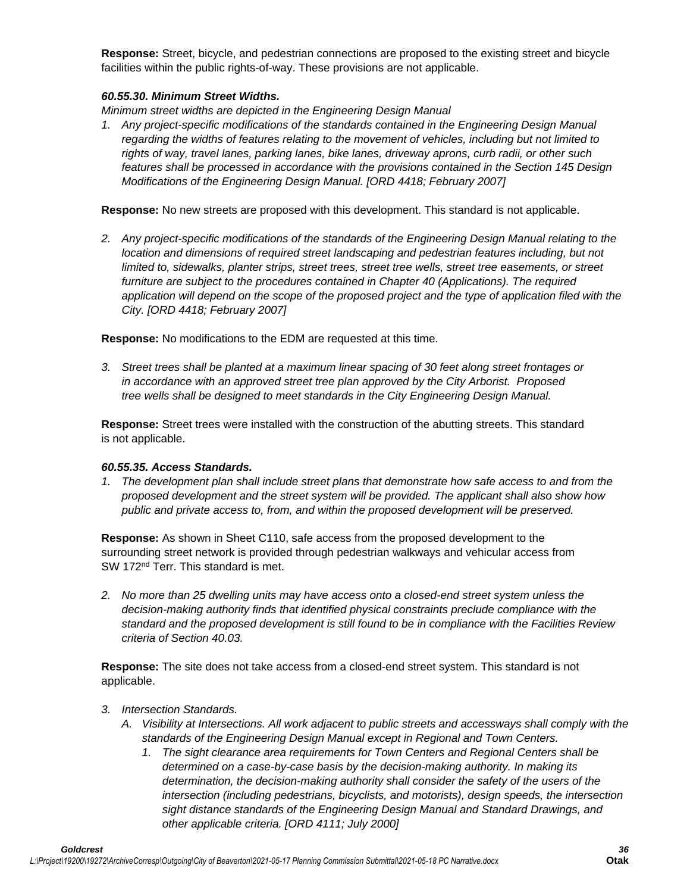**Response:** Street, bicycle, and pedestrian connections are proposed to the existing street and bicycle facilities within the public rights-of-way. These provisions are not applicable.

***60.55.30. Minimum Street Widths.***

*Minimum street widths are depicted in the Engineering Design Manual*

1. *Any project-specific modifications of the standards contained in the Engineering Design Manual regarding the widths of features relating to the movement of vehicles, including but not limited to rights of way, travel lanes, parking lanes, bike lanes, driveway aprons, curb radii, or other such features shall be processed in accordance with the provisions contained in the Section 145 Design Modifications of the Engineering Design Manual. [ORD 4418; February 2007]*

**Response:** No new streets are proposed with this development. This standard is not applicable.

2. *Any project-specific modifications of the standards of the Engineering Design Manual relating to the location and dimensions of required street landscaping and pedestrian features including, but not limited to, sidewalks, planter strips, street trees, street tree wells, street tree easements, or street furniture are subject to the procedures contained in Chapter 40 (Applications). The required application will depend on the scope of the proposed project and the type of application filed with the City. [ORD 4418; February 2007]*

**Response:** No modifications to the EDM are requested at this time.

3. *Street trees shall be planted at a maximum linear spacing of 30 feet along street frontages or in accordance with an approved street tree plan approved by the City Arborist. Proposed tree wells shall be designed to meet standards in the City Engineering Design Manual.*

**Response:** Street trees were installed with the construction of the abutting streets. This standard is not applicable.

***60.55.35. Access Standards.***

1. *The development plan shall include street plans that demonstrate how safe access to and from the proposed development and the street system will be provided. The applicant shall also show how public and private access to, from, and within the proposed development will be preserved.*

**Response:** As shown in Sheet C110, safe access from the proposed development to the surrounding street network is provided through pedestrian walkways and vehicular access from SW 172nd Terr. This standard is met.

2. *No more than 25 dwelling units may have access onto a closed-end street system unless the decision-making authority finds that identified physical constraints preclude compliance with the standard and the proposed development is still found to be in compliance with the Facilities Review criteria of Section 40.03.*

**Response:** The site does not take access from a closed-end street system. This standard is not applicable.

3. *Intersection Standards.*
   A. *Visibility at Intersections. All work adjacent to public streets and accessways shall comply with the standards of the Engineering Design Manual except in Regional and Town Centers.*
      1. *The sight clearance area requirements for Town Centers and Regional Centers shall be determined on a case-by-case basis by the decision-making authority. In making its determination, the decision-making authority shall consider the safety of the users of the intersection (including pedestrians, bicyclists, and motorists), design speeds, the intersection sight distance standards of the Engineering Design Manual and Standard Drawings, and other applicable criteria. [ORD 4111; July 2000]*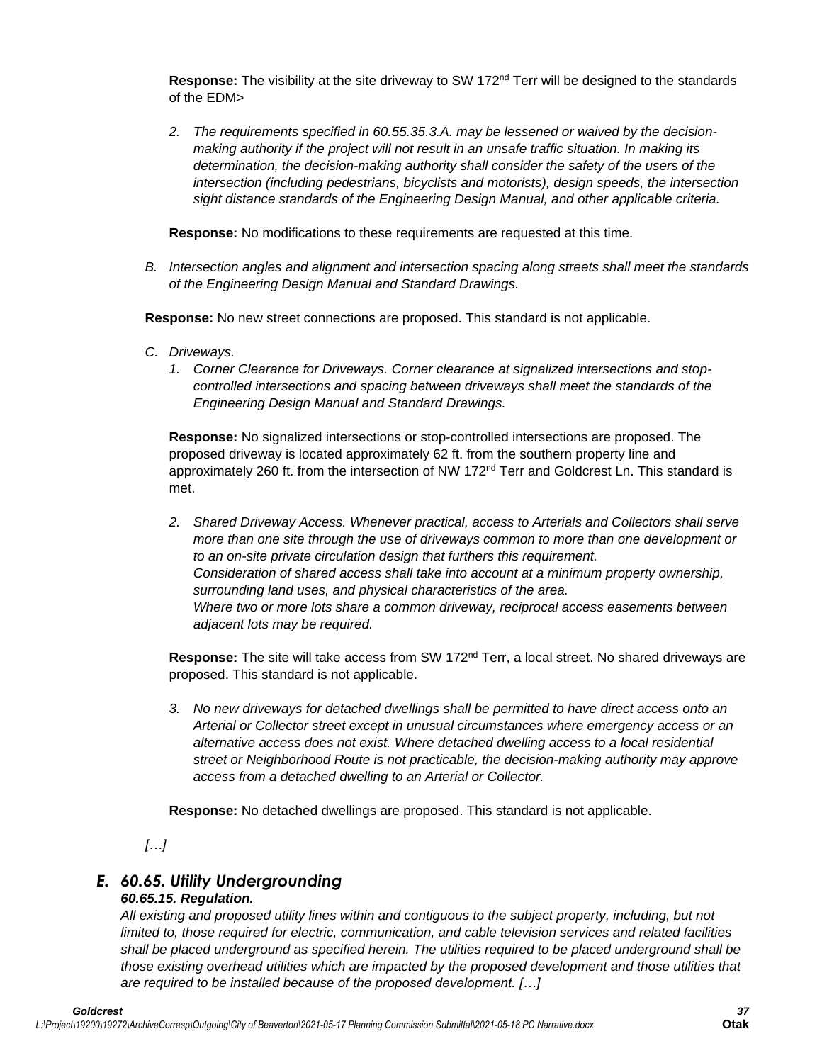**Response:** The visibility at the site driveway to SW 172nd Terr will be designed to the standards of the EDM>

2. *The requirements specified in 60.55.35.3.A. may be lessened or waived by the decision-making authority if the project will not result in an unsafe traffic situation. In making its determination, the decision-making authority shall consider the safety of the users of the intersection (including pedestrians, bicyclists and motorists), design speeds, the intersection sight distance standards of the Engineering Design Manual, and other applicable criteria.*

**Response:** No modifications to these requirements are requested at this time.

B. *Intersection angles and alignment and intersection spacing along streets shall meet the standards of the Engineering Design Manual and Standard Drawings.*

**Response:** No new street connections are proposed. This standard is not applicable.

C. *Driveways.*

1. *Corner Clearance for Driveways. Corner clearance at signalized intersections and stop-controlled intersections and spacing between driveways shall meet the standards of the Engineering Design Manual and Standard Drawings.*

**Response:** No signalized intersections or stop-controlled intersections are proposed. The proposed driveway is located approximately 62 ft. from the southern property line and approximately 260 ft. from the intersection of NW 172nd Terr and Goldcrest Ln. This standard is met.

2. *Shared Driveway Access. Whenever practical, access to Arterials and Collectors shall serve more than one site through the use of driveways common to more than one development or to an on-site private circulation design that furthers this requirement.*
   *Consideration of shared access shall take into account at a minimum property ownership, surrounding land uses, and physical characteristics of the area.*
   *Where two or more lots share a common driveway, reciprocal access easements between adjacent lots may be required.*

**Response:** The site will take access from SW 172nd Terr, a local street. No shared driveways are proposed. This standard is not applicable.

3. *No new driveways for detached dwellings shall be permitted to have direct access onto an Arterial or Collector street except in unusual circumstances where emergency access or an alternative access does not exist. Where detached dwelling access to a local residential street or Neighborhood Route is not practicable, the decision-making authority may approve access from a detached dwelling to an Arterial or Collector.*

**Response:** No detached dwellings are proposed. This standard is not applicable.

*[…]*

## *E. 60.65. Utility Undergrounding*

***60.65.15. Regulation.***

*All existing and proposed utility lines within and contiguous to the subject property, including, but not limited to, those required for electric, communication, and cable television services and related facilities shall be placed underground as specified herein. The utilities required to be placed underground shall be those existing overhead utilities which are impacted by the proposed development and those utilities that are required to be installed because of the proposed development. […]*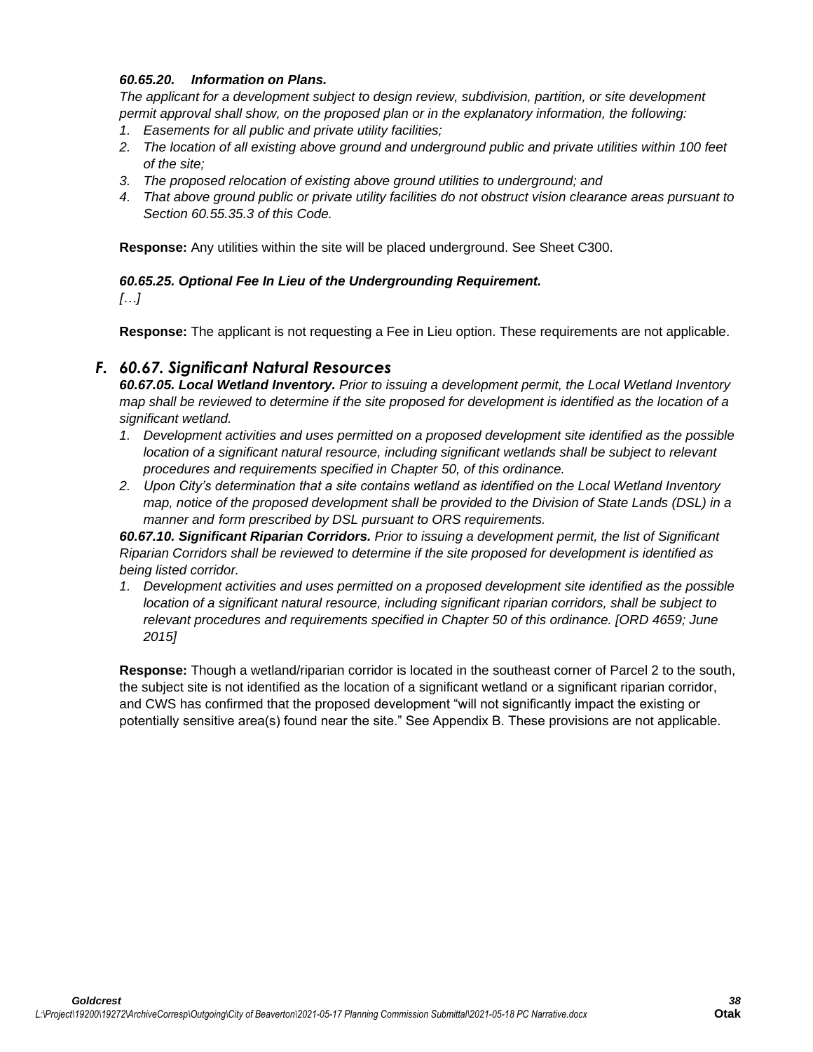***60.65.20. Information on Plans.***

*The applicant for a development subject to design review, subdivision, partition, or site development permit approval shall show, on the proposed plan or in the explanatory information, the following:*

1. *Easements for all public and private utility facilities;*
2. *The location of all existing above ground and underground public and private utilities within 100 feet of the site;*
3. *The proposed relocation of existing above ground utilities to underground; and*
4. *That above ground public or private utility facilities do not obstruct vision clearance areas pursuant to Section 60.55.35.3 of this Code.*

**Response:** Any utilities within the site will be placed underground. See Sheet C300.

***60.65.25. Optional Fee In Lieu of the Undergrounding Requirement.***

*[…]*

**Response:** The applicant is not requesting a Fee in Lieu option. These requirements are not applicable.

## *F. 60.67. Significant Natural Resources*

***60.67.05. Local Wetland Inventory.*** *Prior to issuing a development permit, the Local Wetland Inventory map shall be reviewed to determine if the site proposed for development is identified as the location of a significant wetland.*

1. *Development activities and uses permitted on a proposed development site identified as the possible location of a significant natural resource, including significant wetlands shall be subject to relevant procedures and requirements specified in Chapter 50, of this ordinance.*
2. *Upon City's determination that a site contains wetland as identified on the Local Wetland Inventory map, notice of the proposed development shall be provided to the Division of State Lands (DSL) in a manner and form prescribed by DSL pursuant to ORS requirements.*

***60.67.10. Significant Riparian Corridors.*** *Prior to issuing a development permit, the list of Significant Riparian Corridors shall be reviewed to determine if the site proposed for development is identified as being listed corridor.*

1. *Development activities and uses permitted on a proposed development site identified as the possible location of a significant natural resource, including significant riparian corridors, shall be subject to relevant procedures and requirements specified in Chapter 50 of this ordinance. [ORD 4659; June 2015]*

**Response:** Though a wetland/riparian corridor is located in the southeast corner of Parcel 2 to the south, the subject site is not identified as the location of a significant wetland or a significant riparian corridor, and CWS has confirmed that the proposed development "will not significantly impact the existing or potentially sensitive area(s) found near the site." See Appendix B. These provisions are not applicable.